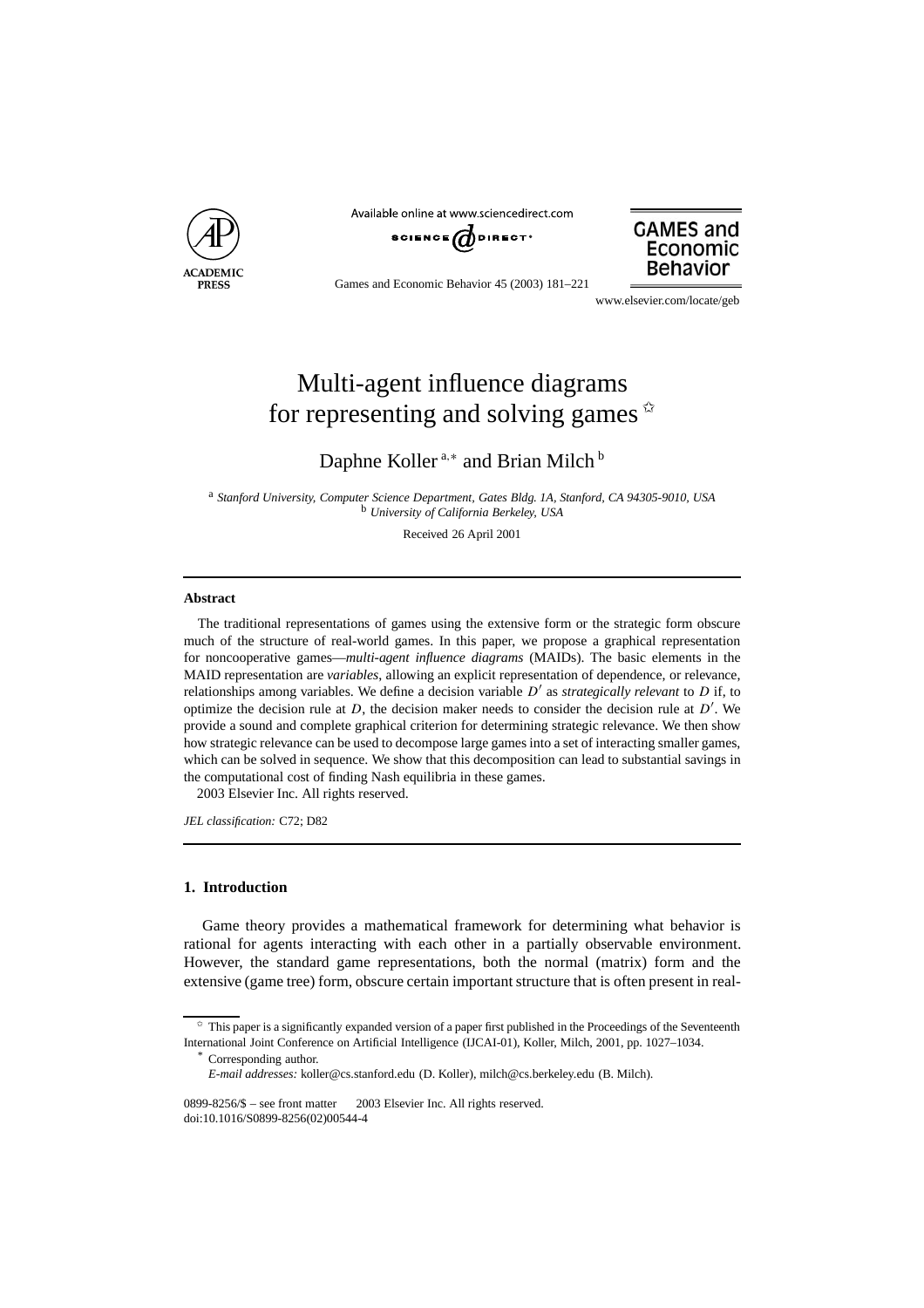# Multi-agent influence diagrams for representing and solving games ☆

Daphne Koller [a,*] and Brian Milch [b]

[a] *Stanford University, Computer Science Department, Gates Bldg. 1A, Stanford, CA 94305-9010, USA*
[b] *University of California Berkeley, USA*

Received 26 April 2001

---

**Abstract**

The traditional representations of games using the extensive form or the strategic form obscure much of the structure of real-world games. In this paper, we propose a graphical representation for noncooperative games—*multi-agent influence diagrams* (MAIDs). The basic elements in the MAID representation are *variables*, allowing an explicit representation of dependence, or relevance, relationships among variables. We define a decision variable $D'$ as *strategically relevant* to $D$ if, to optimize the decision rule at $D$, the decision maker needs to consider the decision rule at $D'$. We provide a sound and complete graphical criterion for determining strategic relevance. We then show how strategic relevance can be used to decompose large games into a set of interacting smaller games, which can be solved in sequence. We show that this decomposition can lead to substantial savings in the computational cost of finding Nash equilibria in these games.

2003 Elsevier Inc. All rights reserved.

*JEL classification:* C72; D82

---

## 1. Introduction

Game theory provides a mathematical framework for determining what behavior is rational for agents interacting with each other in a partially observable environment. However, the standard game representations, both the normal (matrix) form and the extensive (game tree) form, obscure certain important structure that is often present in real-

---

☆ This paper is a significantly expanded version of a paper first published in the Proceedings of the Seventeenth International Joint Conference on Artificial Intelligence (IJCAI-01), Koller, Milch, 2001, pp. 1027–1034.

\* Corresponding author.

*E-mail addresses:* koller@cs.stanford.edu (D. Koller), milch@cs.berkeley.edu (B. Milch).

0899-8256/$ – see front matter 2003 Elsevier Inc. All rights reserved.
doi:10.1016/S0899-8256(02)00544-4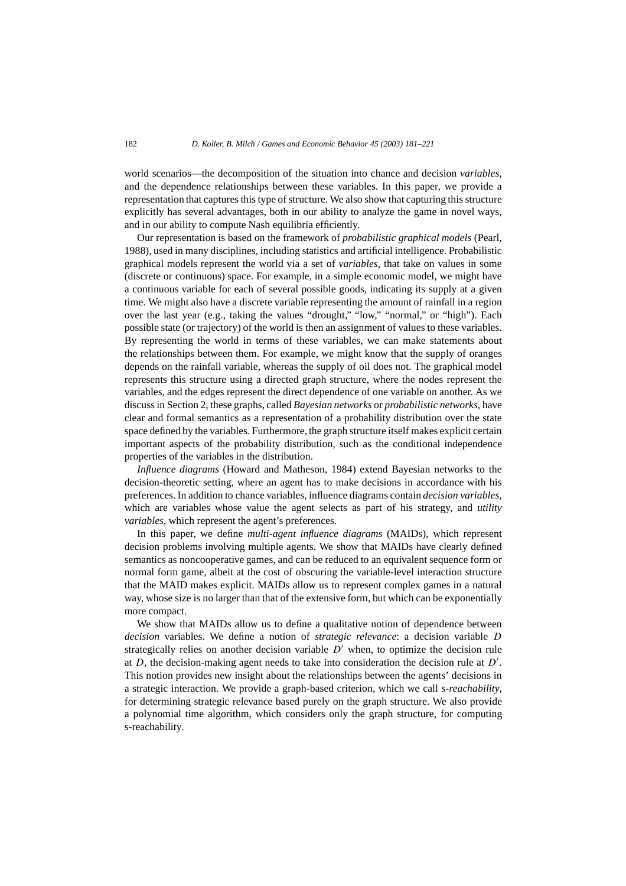world scenarios—the decomposition of the situation into chance and decision *variables*, and the dependence relationships between these variables. In this paper, we provide a representation that captures this type of structure. We also show that capturing this structure explicitly has several advantages, both in our ability to analyze the game in novel ways, and in our ability to compute Nash equilibria efficiently.

Our representation is based on the framework of *probabilistic graphical models* (Pearl, 1988), used in many disciplines, including statistics and artificial intelligence. Probabilistic graphical models represent the world via a set of *variables*, that take on values in some (discrete or continuous) space. For example, in a simple economic model, we might have a continuous variable for each of several possible goods, indicating its supply at a given time. We might also have a discrete variable representing the amount of rainfall in a region over the last year (e.g., taking the values "drought," "low," "normal," or "high"). Each possible state (or trajectory) of the world is then an assignment of values to these variables. By representing the world in terms of these variables, we can make statements about the relationships between them. For example, we might know that the supply of oranges depends on the rainfall variable, whereas the supply of oil does not. The graphical model represents this structure using a directed graph structure, where the nodes represent the variables, and the edges represent the direct dependence of one variable on another. As we discuss in Section 2, these graphs, called *Bayesian networks* or *probabilistic networks*, have clear and formal semantics as a representation of a probability distribution over the state space defined by the variables. Furthermore, the graph structure itself makes explicit certain important aspects of the probability distribution, such as the conditional independence properties of the variables in the distribution.

*Influence diagrams* (Howard and Matheson, 1984) extend Bayesian networks to the decision-theoretic setting, where an agent has to make decisions in accordance with his preferences. In addition to chance variables, influence diagrams contain *decision variables*, which are variables whose value the agent selects as part of his strategy, and *utility variables*, which represent the agent's preferences.

In this paper, we define *multi-agent influence diagrams* (MAIDs), which represent decision problems involving multiple agents. We show that MAIDs have clearly defined semantics as noncooperative games, and can be reduced to an equivalent sequence form or normal form game, albeit at the cost of obscuring the variable-level interaction structure that the MAID makes explicit. MAIDs allow us to represent complex games in a natural way, whose size is no larger than that of the extensive form, but which can be exponentially more compact.

We show that MAIDs allow us to define a qualitative notion of dependence between *decision* variables. We define a notion of *strategic relevance*: a decision variable $D$ strategically relies on another decision variable $D'$ when, to optimize the decision rule at $D$, the decision-making agent needs to take into consideration the decision rule at $D'$. This notion provides new insight about the relationships between the agents' decisions in a strategic interaction. We provide a graph-based criterion, which we call *s-reachability*, for determining strategic relevance based purely on the graph structure. We also provide a polynomial time algorithm, which considers only the graph structure, for computing s-reachability.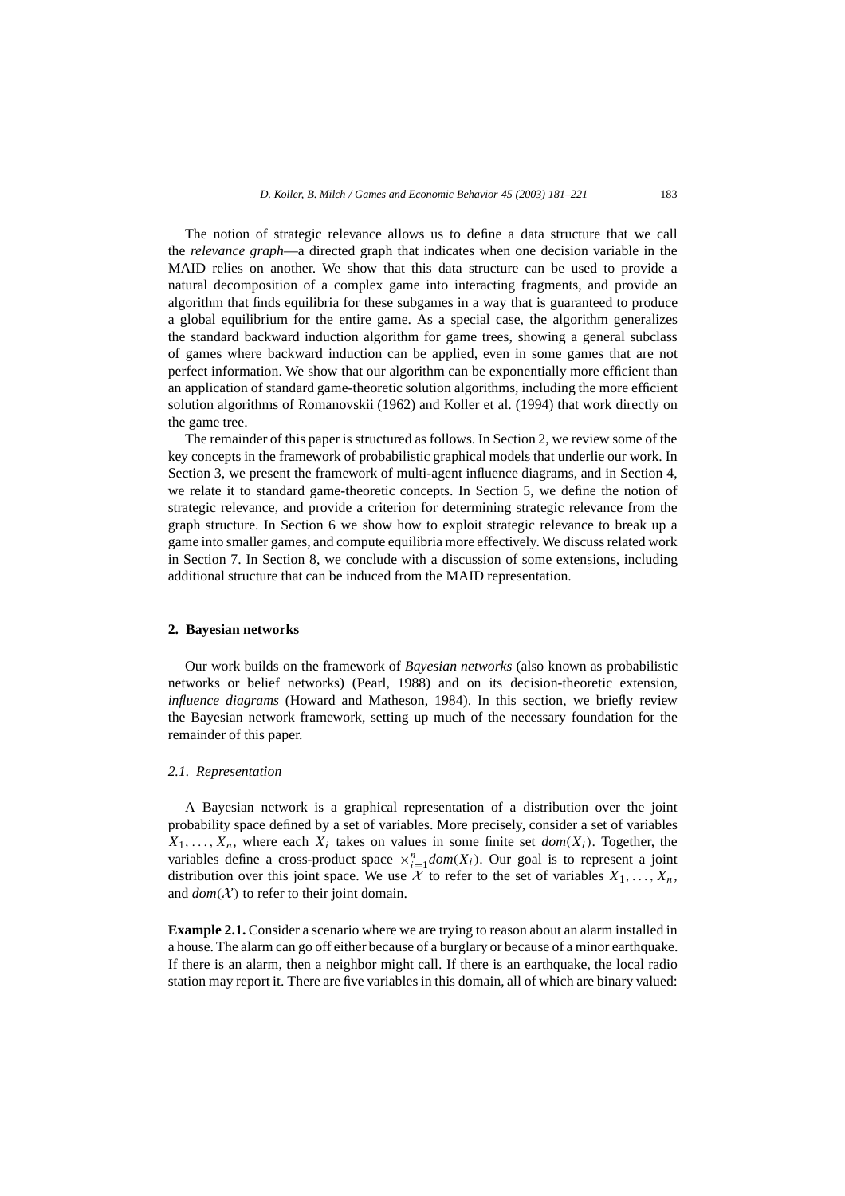The notion of strategic relevance allows us to define a data structure that we call the *relevance graph*—a directed graph that indicates when one decision variable in the MAID relies on another. We show that this data structure can be used to provide a natural decomposition of a complex game into interacting fragments, and provide an algorithm that finds equilibria for these subgames in a way that is guaranteed to produce a global equilibrium for the entire game. As a special case, the algorithm generalizes the standard backward induction algorithm for game trees, showing a general subclass of games where backward induction can be applied, even in some games that are not perfect information. We show that our algorithm can be exponentially more efficient than an application of standard game-theoretic solution algorithms, including the more efficient solution algorithms of Romanovskii (1962) and Koller et al. (1994) that work directly on the game tree.

The remainder of this paper is structured as follows. In Section 2, we review some of the key concepts in the framework of probabilistic graphical models that underlie our work. In Section 3, we present the framework of multi-agent influence diagrams, and in Section 4, we relate it to standard game-theoretic concepts. In Section 5, we define the notion of strategic relevance, and provide a criterion for determining strategic relevance from the graph structure. In Section 6 we show how to exploit strategic relevance to break up a game into smaller games, and compute equilibria more effectively. We discuss related work in Section 7. In Section 8, we conclude with a discussion of some extensions, including additional structure that can be induced from the MAID representation.

## 2. Bayesian networks

Our work builds on the framework of *Bayesian networks* (also known as probabilistic networks or belief networks) (Pearl, 1988) and on its decision-theoretic extension, *influence diagrams* (Howard and Matheson, 1984). In this section, we briefly review the Bayesian network framework, setting up much of the necessary foundation for the remainder of this paper.

### 2.1. Representation

A Bayesian network is a graphical representation of a distribution over the joint probability space defined by a set of variables. More precisely, consider a set of variables $X_1, \ldots, X_n$, where each $X_i$ takes on values in some finite set $dom(X_i)$. Together, the variables define a cross-product space $\times_{i=1}^{n} dom(X_i)$. Our goal is to represent a joint distribution over this joint space. We use $\mathcal{X}$ to refer to the set of variables $X_1, \ldots, X_n$, and $dom(\mathcal{X})$ to refer to their joint domain.

**Example 2.1.** Consider a scenario where we are trying to reason about an alarm installed in a house. The alarm can go off either because of a burglary or because of a minor earthquake. If there is an alarm, then a neighbor might call. If there is an earthquake, the local radio station may report it. There are five variables in this domain, all of which are binary valued: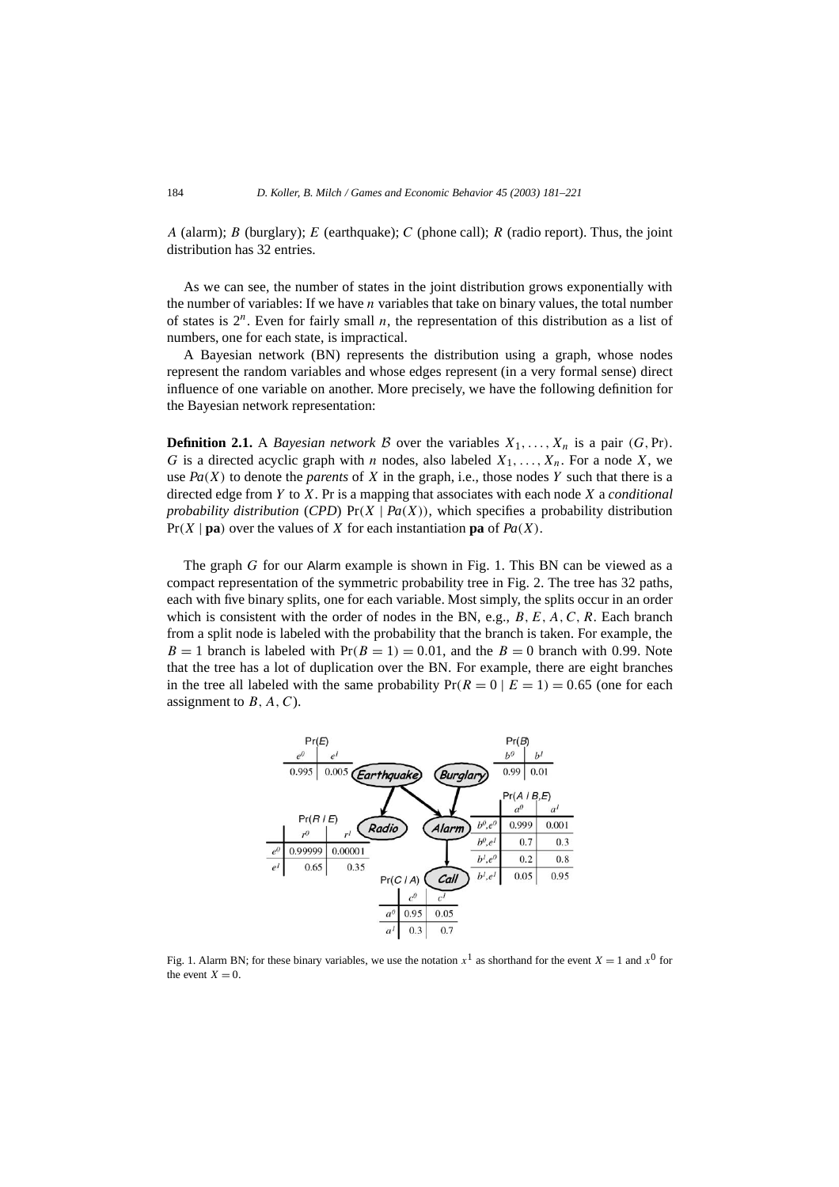$A$ (alarm); $B$ (burglary); $E$ (earthquake); $C$ (phone call); $R$ (radio report). Thus, the joint distribution has 32 entries.

As we can see, the number of states in the joint distribution grows exponentially with the number of variables: If we have $n$ variables that take on binary values, the total number of states is $2^n$. Even for fairly small $n$, the representation of this distribution as a list of numbers, one for each state, is impractical.

A Bayesian network (BN) represents the distribution using a graph, whose nodes represent the random variables and whose edges represent (in a very formal sense) direct influence of one variable on another. More precisely, we have the following definition for the Bayesian network representation:

**Definition 2.1.** A *Bayesian network* $\mathcal{B}$ over the variables $X_1, \ldots, X_n$ is a pair $(G, \Pr)$. $G$ is a directed acyclic graph with $n$ nodes, also labeled $X_1, \ldots, X_n$. For a node $X$, we use $Pa(X)$ to denote the *parents* of $X$ in the graph, i.e., those nodes $Y$ such that there is a directed edge from $Y$ to $X$. Pr is a mapping that associates with each node $X$ a *conditional probability distribution* (*CPD*) $\Pr(X \mid Pa(X))$, which specifies a probability distribution $\Pr(X \mid \mathbf{pa})$ over the values of $X$ for each instantiation $\mathbf{pa}$ of $Pa(X)$.

The graph $G$ for our Alarm example is shown in Fig. 1. This BN can be viewed as a compact representation of the symmetric probability tree in Fig. 2. The tree has 32 paths, each with five binary splits, one for each variable. Most simply, the splits occur in an order which is consistent with the order of nodes in the BN, e.g., $B, E, A, C, R$. Each branch from a split node is labeled with the probability that the branch is taken. For example, the $B = 1$ branch is labeled with $\Pr(B = 1) = 0.01$, and the $B = 0$ branch with 0.99. Note that the tree has a lot of duplication over the BN. For example, there are eight branches in the tree all labeled with the same probability $\Pr(R = 0 \mid E = 1) = 0.65$ (one for each assignment to $B, A, C$).

Pr(E)

| $e^0$ | $e^1$ |
|---|---|
| 0.995 | 0.005 |

Pr(B)

| $b^0$ | $b^1$ |
|---|---|
| 0.99 | 0.01 |

Pr(A | B,E)

| | $a^0$ | $a^1$ |
|---|---|---|
| $b^0,e^0$ | 0.999 | 0.001 |
| $b^0,e^1$ | 0.7 | 0.3 |
| $b^1,e^0$ | 0.2 | 0.8 |
| $b^1,e^1$ | 0.05 | 0.95 |

Pr(R | E)

| | $r^0$ | $r^1$ |
|---|---|---|
| $e^0$ | 0.99999 | 0.00001 |
| $e^1$ | 0.65 | 0.35 |

Pr(C | A)

| | $c^0$ | $c^1$ |
|---|---|---|
| $a^0$ | 0.95 | 0.05 |
| $a^1$ | 0.3 | 0.7 |

Fig. 1. Alarm BN; for these binary variables, we use the notation $x^1$ as shorthand for the event $X = 1$ and $x^0$ for the event $X = 0$.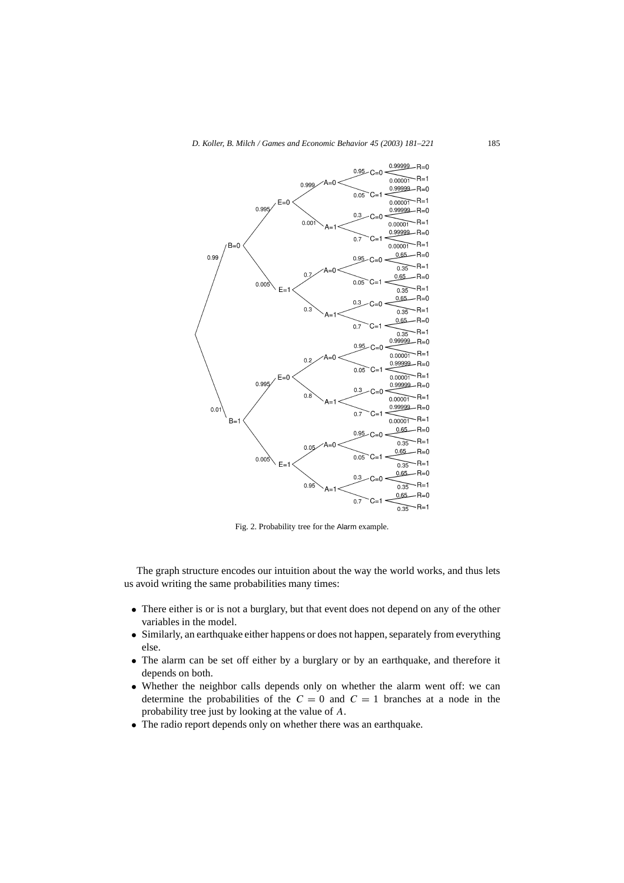Fig. 2. Probability tree for the Alarm example.

The graph structure encodes our intuition about the way the world works, and thus lets us avoid writing the same probabilities many times:

- There either is or is not a burglary, but that event does not depend on any of the other variables in the model.
- Similarly, an earthquake either happens or does not happen, separately from everything else.
- The alarm can be set off either by a burglary or by an earthquake, and therefore it depends on both.
- Whether the neighbor calls depends only on whether the alarm went off: we can determine the probabilities of the $C = 0$ and $C = 1$ branches at a node in the probability tree just by looking at the value of $A$.
- The radio report depends only on whether there was an earthquake.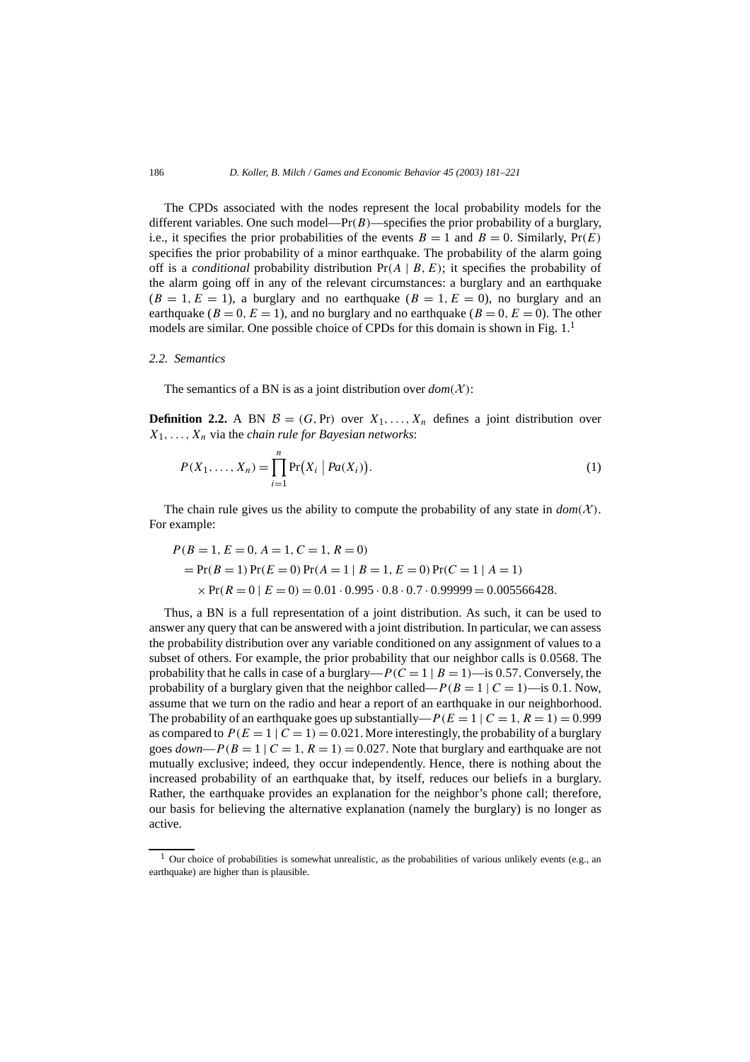The CPDs associated with the nodes represent the local probability models for the different variables. One such model—$\Pr(B)$—specifies the prior probability of a burglary, i.e., it specifies the prior probabilities of the events $B = 1$ and $B = 0$. Similarly, $\Pr(E)$ specifies the prior probability of a minor earthquake. The probability of the alarm going off is a *conditional* probability distribution $\Pr(A \mid B, E)$; it specifies the probability of the alarm going off in any of the relevant circumstances: a burglary and an earthquake ($B = 1, E = 1$), a burglary and no earthquake ($B = 1, E = 0$), no burglary and an earthquake ($B = 0, E = 1$), and no burglary and no earthquake ($B = 0, E = 0$). The other models are similar. One possible choice of CPDs for this domain is shown in Fig. 1.[1]

### 2.2. Semantics

The semantics of a BN is as a joint distribution over $dom(\mathcal{X})$:

**Definition 2.2.** A BN $\mathcal{B} = (G, \Pr)$ over $X_1, \ldots, X_n$ defines a joint distribution over $X_1, \ldots, X_n$ via the *chain rule for Bayesian networks*:

$$P(X_1, \ldots, X_n) = \prod_{i=1}^{n} \Pr\bigl(X_i \bigm| Pa(X_i)\bigr). \tag{1}$$

The chain rule gives us the ability to compute the probability of any state in $dom(\mathcal{X})$. For example:

$$\begin{aligned}
&P(B = 1, E = 0, A = 1, C = 1, R = 0) \\
&\quad = \Pr(B = 1)\Pr(E = 0)\Pr(A = 1 \mid B = 1, E = 0)\Pr(C = 1 \mid A = 1) \\
&\quad\quad \times \Pr(R = 0 \mid E = 0) = 0.01 \cdot 0.995 \cdot 0.8 \cdot 0.7 \cdot 0.99999 = 0.005566428.
\end{aligned}$$

Thus, a BN is a full representation of a joint distribution. As such, it can be used to answer any query that can be answered with a joint distribution. In particular, we can assess the probability distribution over any variable conditioned on any assignment of values to a subset of others. For example, the prior probability that our neighbor calls is 0.0568. The probability that he calls in case of a burglary—$P(C = 1 \mid B = 1)$—is 0.57. Conversely, the probability of a burglary given that the neighbor called—$P(B = 1 \mid C = 1)$—is 0.1. Now, assume that we turn on the radio and hear a report of an earthquake in our neighborhood. The probability of an earthquake goes up substantially—$P(E = 1 \mid C = 1, R = 1) = 0.999$ as compared to $P(E = 1 \mid C = 1) = 0.021$. More interestingly, the probability of a burglary goes *down*—$P(B = 1 \mid C = 1, R = 1) = 0.027$. Note that burglary and earthquake are not mutually exclusive; indeed, they occur independently. Hence, there is nothing about the increased probability of an earthquake that, by itself, reduces our beliefs in a burglary. Rather, the earthquake provides an explanation for the neighbor's phone call; therefore, our basis for believing the alternative explanation (namely the burglary) is no longer as active.

[1] Our choice of probabilities is somewhat unrealistic, as the probabilities of various unlikely events (e.g., an earthquake) are higher than is plausible.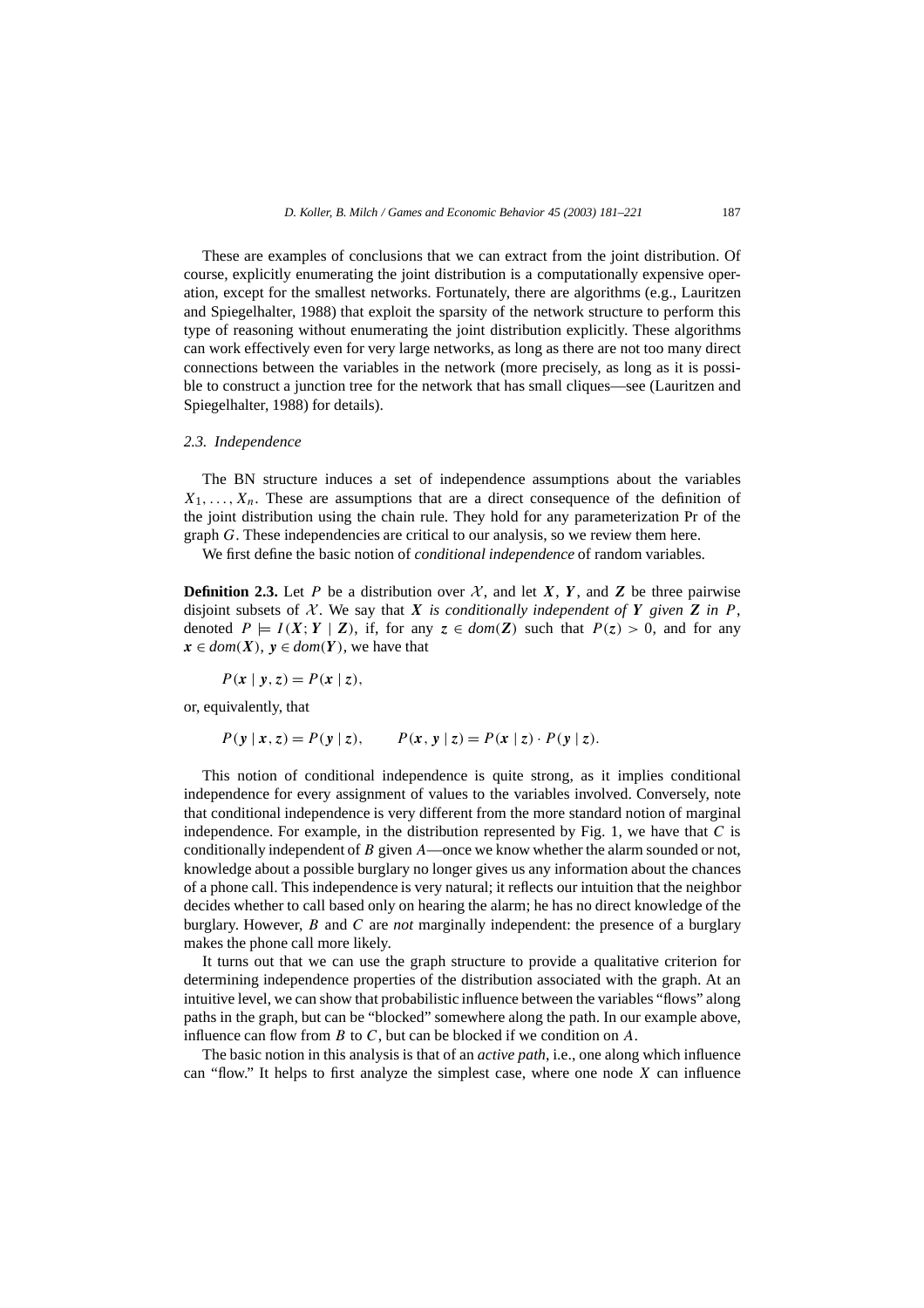These are examples of conclusions that we can extract from the joint distribution. Of course, explicitly enumerating the joint distribution is a computationally expensive operation, except for the smallest networks. Fortunately, there are algorithms (e.g., Lauritzen and Spiegelhalter, 1988) that exploit the sparsity of the network structure to perform this type of reasoning without enumerating the joint distribution explicitly. These algorithms can work effectively even for very large networks, as long as there are not too many direct connections between the variables in the network (more precisely, as long as it is possible to construct a junction tree for the network that has small cliques—see (Lauritzen and Spiegelhalter, 1988) for details).

### 2.3. Independence

The BN structure induces a set of independence assumptions about the variables $X_1, \ldots, X_n$. These are assumptions that are a direct consequence of the definition of the joint distribution using the chain rule. They hold for any parameterization Pr of the graph $G$. These independencies are critical to our analysis, so we review them here.

We first define the basic notion of *conditional independence* of random variables.

**Definition 2.3.** Let $P$ be a distribution over $\mathcal{X}$, and let $\boldsymbol{X}$, $\boldsymbol{Y}$, and $\boldsymbol{Z}$ be three pairwise disjoint subsets of $\mathcal{X}$. We say that *$\boldsymbol{X}$ is conditionally independent of $\boldsymbol{Y}$ given $\boldsymbol{Z}$ in $P$*, denoted $P \models I(\boldsymbol{X}; \boldsymbol{Y} \mid \boldsymbol{Z})$, if, for any $\boldsymbol{z} \in dom(\boldsymbol{Z})$ such that $P(\boldsymbol{z}) > 0$, and for any $\boldsymbol{x} \in dom(\boldsymbol{X})$, $\boldsymbol{y} \in dom(\boldsymbol{Y})$, we have that

$$P(\boldsymbol{x} \mid \boldsymbol{y}, \boldsymbol{z}) = P(\boldsymbol{x} \mid \boldsymbol{z}),$$

or, equivalently, that

$$P(\boldsymbol{y} \mid \boldsymbol{x}, \boldsymbol{z}) = P(\boldsymbol{y} \mid \boldsymbol{z}), \qquad P(\boldsymbol{x}, \boldsymbol{y} \mid \boldsymbol{z}) = P(\boldsymbol{x} \mid \boldsymbol{z}) \cdot P(\boldsymbol{y} \mid \boldsymbol{z}).$$

This notion of conditional independence is quite strong, as it implies conditional independence for every assignment of values to the variables involved. Conversely, note that conditional independence is very different from the more standard notion of marginal independence. For example, in the distribution represented by Fig. 1, we have that $C$ is conditionally independent of $B$ given $A$—once we know whether the alarm sounded or not, knowledge about a possible burglary no longer gives us any information about the chances of a phone call. This independence is very natural; it reflects our intuition that the neighbor decides whether to call based only on hearing the alarm; he has no direct knowledge of the burglary. However, $B$ and $C$ are *not* marginally independent: the presence of a burglary makes the phone call more likely.

It turns out that we can use the graph structure to provide a qualitative criterion for determining independence properties of the distribution associated with the graph. At an intuitive level, we can show that probabilistic influence between the variables "flows" along paths in the graph, but can be "blocked" somewhere along the path. In our example above, influence can flow from $B$ to $C$, but can be blocked if we condition on $A$.

The basic notion in this analysis is that of an *active path*, i.e., one along which influence can "flow." It helps to first analyze the simplest case, where one node $X$ can influence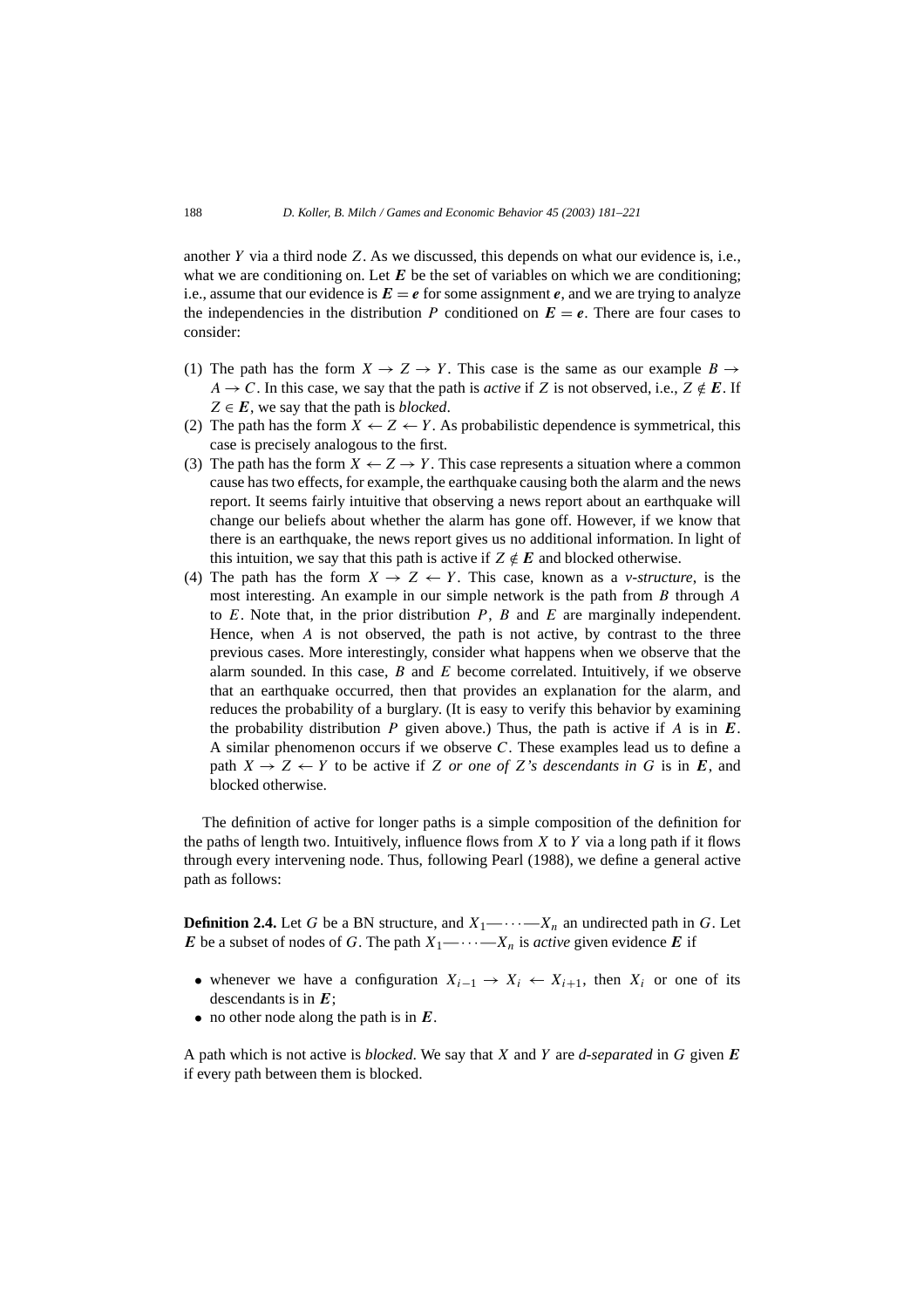another $Y$ via a third node $Z$. As we discussed, this depends on what our evidence is, i.e., what we are conditioning on. Let $\boldsymbol{E}$ be the set of variables on which we are conditioning; i.e., assume that our evidence is $\boldsymbol{E} = \boldsymbol{e}$ for some assignment $\boldsymbol{e}$, and we are trying to analyze the independencies in the distribution $P$ conditioned on $\boldsymbol{E} = \boldsymbol{e}$. There are four cases to consider:

(1) The path has the form $X \to Z \to Y$. This case is the same as our example $B \to A \to C$. In this case, we say that the path is *active* if $Z$ is not observed, i.e., $Z \notin \boldsymbol{E}$. If $Z \in \boldsymbol{E}$, we say that the path is *blocked*.

(2) The path has the form $X \leftarrow Z \leftarrow Y$. As probabilistic dependence is symmetrical, this case is precisely analogous to the first.

(3) The path has the form $X \leftarrow Z \to Y$. This case represents a situation where a common cause has two effects, for example, the earthquake causing both the alarm and the news report. It seems fairly intuitive that observing a news report about an earthquake will change our beliefs about whether the alarm has gone off. However, if we know that there is an earthquake, the news report gives us no additional information. In light of this intuition, we say that this path is active if $Z \notin \boldsymbol{E}$ and blocked otherwise.

(4) The path has the form $X \to Z \leftarrow Y$. This case, known as a *v-structure*, is the most interesting. An example in our simple network is the path from $B$ through $A$ to $E$. Note that, in the prior distribution $P$, $B$ and $E$ are marginally independent. Hence, when $A$ is not observed, the path is not active, by contrast to the three previous cases. More interestingly, consider what happens when we observe that the alarm sounded. In this case, $B$ and $E$ become correlated. Intuitively, if we observe that an earthquake occurred, then that provides an explanation for the alarm, and reduces the probability of a burglary. (It is easy to verify this behavior by examining the probability distribution $P$ given above.) Thus, the path is active if $A$ is in $\boldsymbol{E}$. A similar phenomenon occurs if we observe $C$. These examples lead us to define a path $X \to Z \leftarrow Y$ to be active if $Z$ *or one of* $Z$*'s descendants in* $G$ is in $\boldsymbol{E}$, and blocked otherwise.

The definition of active for longer paths is a simple composition of the definition for the paths of length two. Intuitively, influence flows from $X$ to $Y$ via a long path if it flows through every intervening node. Thus, following Pearl (1988), we define a general active path as follows:

**Definition 2.4.** Let $G$ be a BN structure, and $X_1 — \cdots — X_n$ an undirected path in $G$. Let $\boldsymbol{E}$ be a subset of nodes of $G$. The path $X_1 — \cdots — X_n$ is *active* given evidence $\boldsymbol{E}$ if

- whenever we have a configuration $X_{i-1} \to X_i \leftarrow X_{i+1}$, then $X_i$ or one of its descendants is in $\boldsymbol{E}$;
- no other node along the path is in $\boldsymbol{E}$.

A path which is not active is *blocked*. We say that $X$ and $Y$ are *d-separated* in $G$ given $\boldsymbol{E}$ if every path between them is blocked.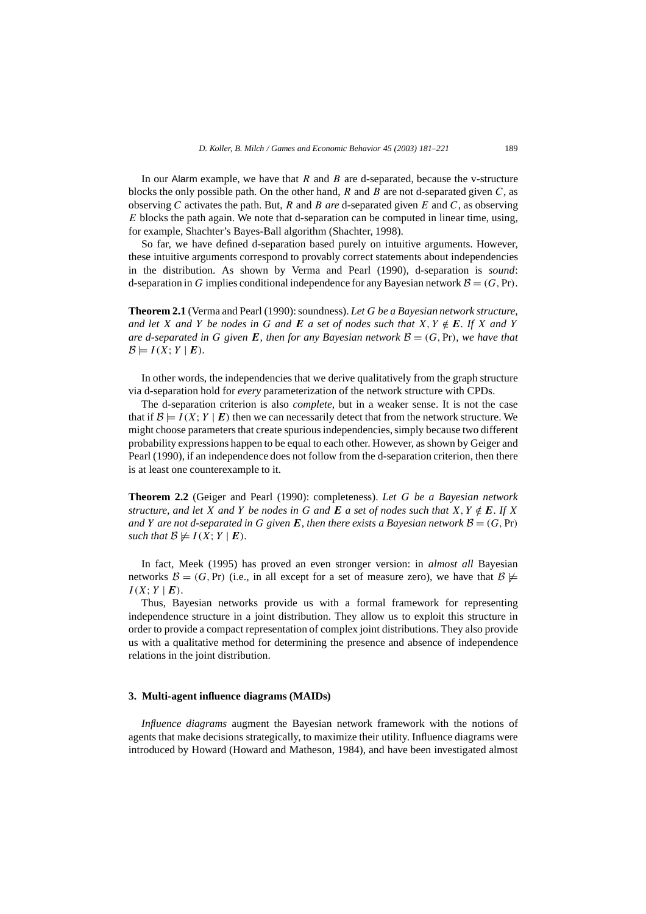In our Alarm example, we have that $R$ and $B$ are d-separated, because the v-structure blocks the only possible path. On the other hand, $R$ and $B$ are not d-separated given $C$, as observing $C$ activates the path. But, $R$ and $B$ *are* d-separated given $E$ and $C$, as observing $E$ blocks the path again. We note that d-separation can be computed in linear time, using, for example, Shachter's Bayes-Ball algorithm (Shachter, 1998).

So far, we have defined d-separation based purely on intuitive arguments. However, these intuitive arguments correspond to provably correct statements about independencies in the distribution. As shown by Verma and Pearl (1990), d-separation is *sound*: d-separation in $G$ implies conditional independence for any Bayesian network $\mathcal{B} = (G, \Pr)$.

**Theorem 2.1** (Verma and Pearl (1990): soundness). *Let $G$ be a Bayesian network structure, and let $X$ and $Y$ be nodes in $G$ and $\boldsymbol{E}$ a set of nodes such that $X, Y \notin \boldsymbol{E}$. If $X$ and $Y$ are d-separated in $G$ given $\boldsymbol{E}$, then for any Bayesian network $\mathcal{B} = (G, \Pr)$, we have that $\mathcal{B} \models I(X; Y \mid \boldsymbol{E})$.*

In other words, the independencies that we derive qualitatively from the graph structure via d-separation hold for *every* parameterization of the network structure with CPDs.

The d-separation criterion is also *complete*, but in a weaker sense. It is not the case that if $\mathcal{B} \models I(X; Y \mid \boldsymbol{E})$ then we can necessarily detect that from the network structure. We might choose parameters that create spurious independencies, simply because two different probability expressions happen to be equal to each other. However, as shown by Geiger and Pearl (1990), if an independence does not follow from the d-separation criterion, then there is at least one counterexample to it.

**Theorem 2.2** (Geiger and Pearl (1990): completeness). *Let $G$ be a Bayesian network structure, and let $X$ and $Y$ be nodes in $G$ and $\boldsymbol{E}$ a set of nodes such that $X, Y \notin \boldsymbol{E}$. If $X$ and $Y$ are not d-separated in $G$ given $\boldsymbol{E}$, then there exists a Bayesian network $\mathcal{B} = (G, \Pr)$ such that $\mathcal{B} \not\models I(X; Y \mid \boldsymbol{E})$.*

In fact, Meek (1995) has proved an even stronger version: in *almost all* Bayesian networks $\mathcal{B} = (G, \Pr)$ (i.e., in all except for a set of measure zero), we have that $\mathcal{B} \not\models I(X; Y \mid \boldsymbol{E})$.

Thus, Bayesian networks provide us with a formal framework for representing independence structure in a joint distribution. They allow us to exploit this structure in order to provide a compact representation of complex joint distributions. They also provide us with a qualitative method for determining the presence and absence of independence relations in the joint distribution.

## 3. Multi-agent influence diagrams (MAIDs)

*Influence diagrams* augment the Bayesian network framework with the notions of agents that make decisions strategically, to maximize their utility. Influence diagrams were introduced by Howard (Howard and Matheson, 1984), and have been investigated almost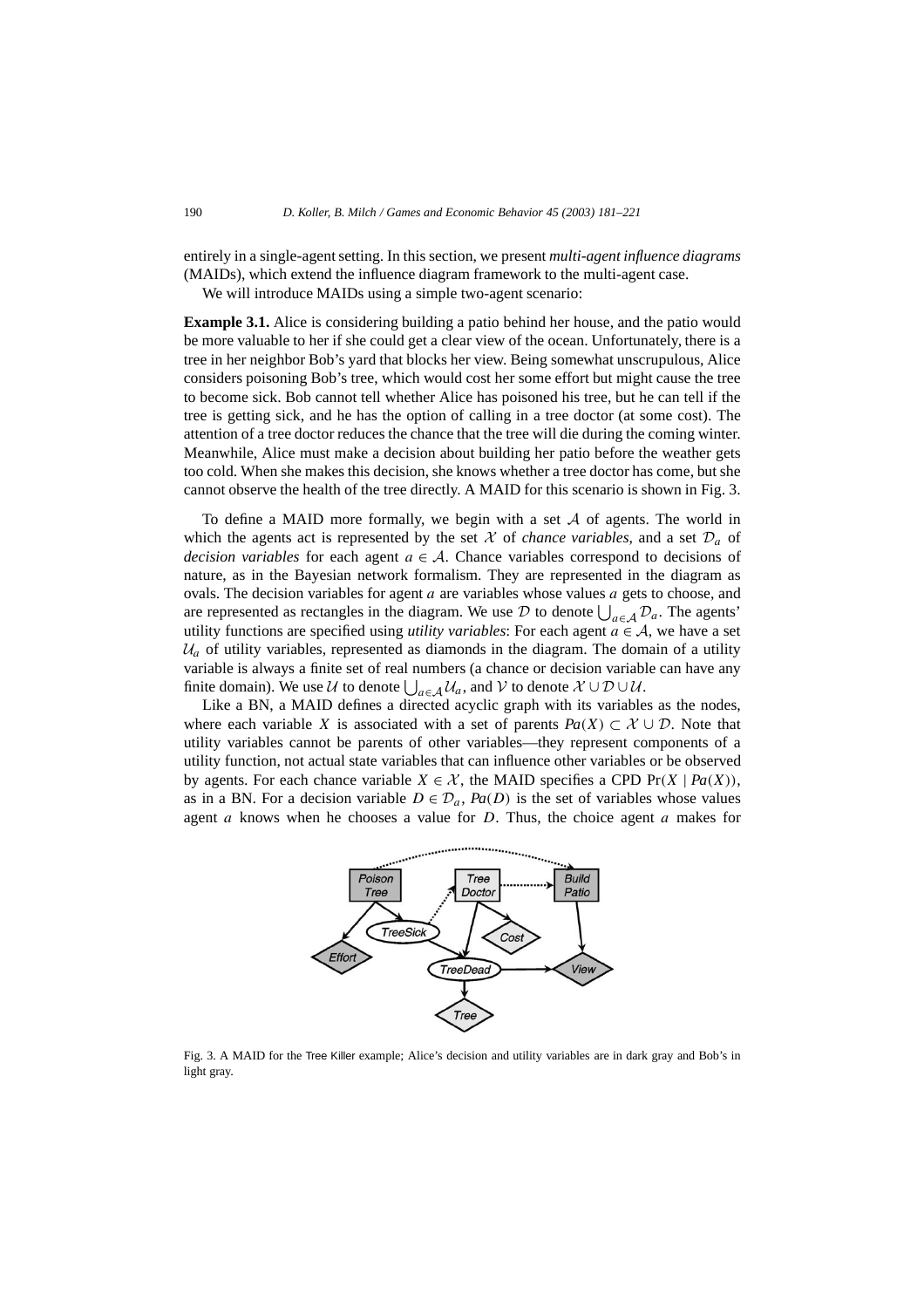entirely in a single-agent setting. In this section, we present *multi-agent influence diagrams* (MAIDs), which extend the influence diagram framework to the multi-agent case.

We will introduce MAIDs using a simple two-agent scenario:

**Example 3.1.** Alice is considering building a patio behind her house, and the patio would be more valuable to her if she could get a clear view of the ocean. Unfortunately, there is a tree in her neighbor Bob's yard that blocks her view. Being somewhat unscrupulous, Alice considers poisoning Bob's tree, which would cost her some effort but might cause the tree to become sick. Bob cannot tell whether Alice has poisoned his tree, but he can tell if the tree is getting sick, and he has the option of calling in a tree doctor (at some cost). The attention of a tree doctor reduces the chance that the tree will die during the coming winter. Meanwhile, Alice must make a decision about building her patio before the weather gets too cold. When she makes this decision, she knows whether a tree doctor has come, but she cannot observe the health of the tree directly. A MAID for this scenario is shown in Fig. 3.

To define a MAID more formally, we begin with a set $\mathcal{A}$ of agents. The world in which the agents act is represented by the set $\mathcal{X}$ of *chance variables*, and a set $\mathcal{D}_a$ of *decision variables* for each agent $a \in \mathcal{A}$. Chance variables correspond to decisions of nature, as in the Bayesian network formalism. They are represented in the diagram as ovals. The decision variables for agent $a$ are variables whose values $a$ gets to choose, and are represented as rectangles in the diagram. We use $\mathcal{D}$ to denote $\bigcup_{a \in \mathcal{A}} \mathcal{D}_a$. The agents' utility functions are specified using *utility variables*: For each agent $a \in \mathcal{A}$, we have a set $\mathcal{U}_a$ of utility variables, represented as diamonds in the diagram. The domain of a utility variable is always a finite set of real numbers (a chance or decision variable can have any finite domain). We use $\mathcal{U}$ to denote $\bigcup_{a \in \mathcal{A}} \mathcal{U}_a$, and $\mathcal{V}$ to denote $\mathcal{X} \cup \mathcal{D} \cup \mathcal{U}$.

Like a BN, a MAID defines a directed acyclic graph with its variables as the nodes, where each variable $X$ is associated with a set of parents $Pa(X) \subset \mathcal{X} \cup \mathcal{D}$. Note that utility variables cannot be parents of other variables—they represent components of a utility function, not actual state variables that can influence other variables or be observed by agents. For each chance variable $X \in \mathcal{X}$, the MAID specifies a CPD $\Pr(X \mid Pa(X))$, as in a BN. For a decision variable $D \in \mathcal{D}_a$, $Pa(D)$ is the set of variables whose values agent $a$ knows when he chooses a value for $D$. Thus, the choice agent $a$ makes for

Fig. 3. A MAID for the Tree Killer example; Alice's decision and utility variables are in dark gray and Bob's in light gray.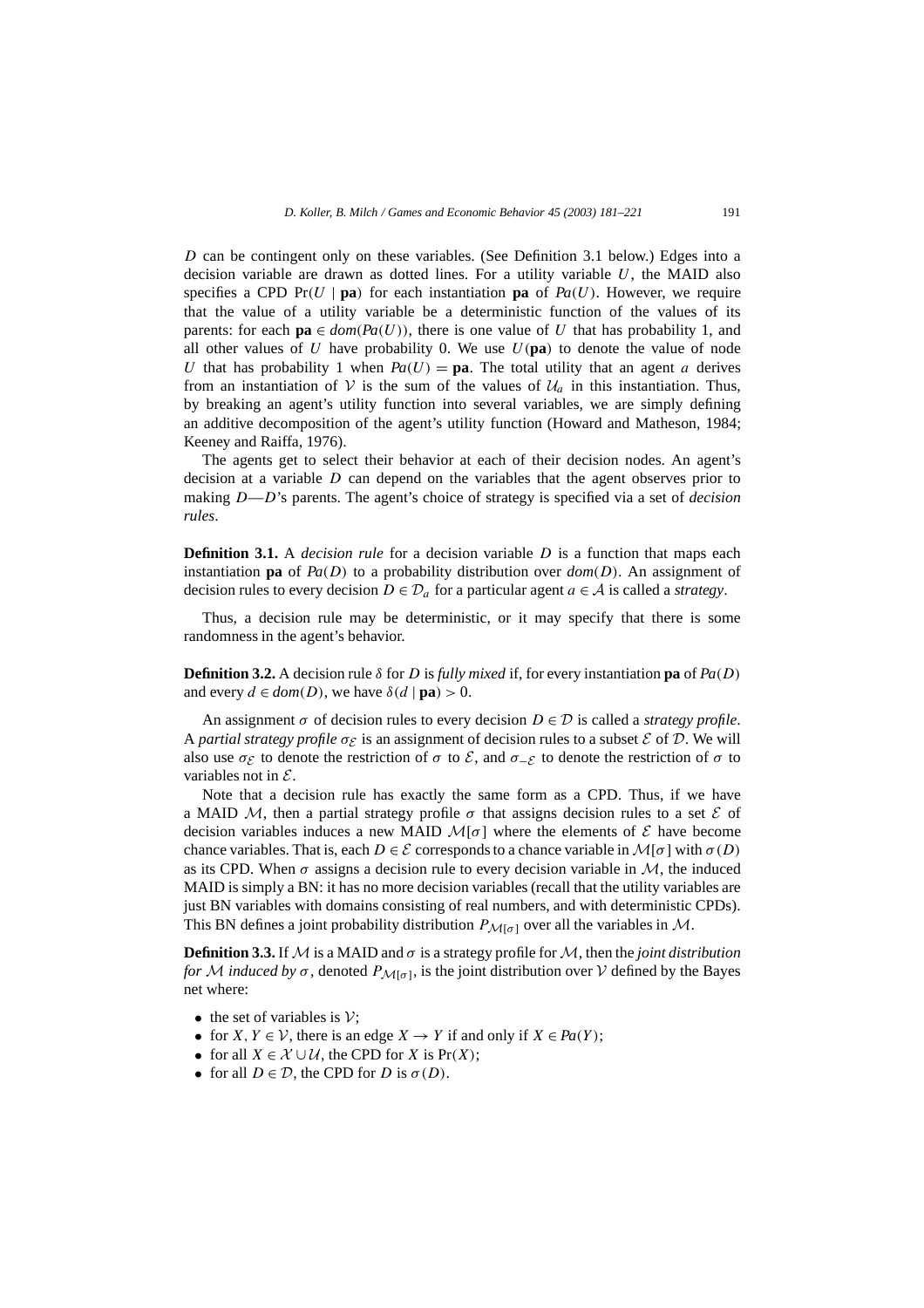$D$ can be contingent only on these variables. (See Definition 3.1 below.) Edges into a decision variable are drawn as dotted lines. For a utility variable $U$, the MAID also specifies a CPD $\Pr(U \mid \mathbf{pa})$ for each instantiation $\mathbf{pa}$ of $Pa(U)$. However, we require that the value of a utility variable be a deterministic function of the values of its parents: for each $\mathbf{pa} \in dom(Pa(U))$, there is one value of $U$ that has probability 1, and all other values of $U$ have probability 0. We use $U(\mathbf{pa})$ to denote the value of node $U$ that has probability 1 when $Pa(U) = \mathbf{pa}$. The total utility that an agent $a$ derives from an instantiation of $\mathcal{V}$ is the sum of the values of $\mathcal{U}_a$ in this instantiation. Thus, by breaking an agent's utility function into several variables, we are simply defining an additive decomposition of the agent's utility function (Howard and Matheson, 1984; Keeney and Raiffa, 1976).

The agents get to select their behavior at each of their decision nodes. An agent's decision at a variable $D$ can depend on the variables that the agent observes prior to making $D$—$D$'s parents. The agent's choice of strategy is specified via a set of *decision rules*.

**Definition 3.1.** A *decision rule* for a decision variable $D$ is a function that maps each instantiation $\mathbf{pa}$ of $Pa(D)$ to a probability distribution over $dom(D)$. An assignment of decision rules to every decision $D \in \mathcal{D}_a$ for a particular agent $a \in \mathcal{A}$ is called a *strategy*.

Thus, a decision rule may be deterministic, or it may specify that there is some randomness in the agent's behavior.

**Definition 3.2.** A decision rule $\delta$ for $D$ is *fully mixed* if, for every instantiation $\mathbf{pa}$ of $Pa(D)$ and every $d \in dom(D)$, we have $\delta(d \mid \mathbf{pa}) > 0$.

An assignment $\sigma$ of decision rules to every decision $D \in \mathcal{D}$ is called a *strategy profile*. A *partial strategy profile* $\sigma_{\mathcal{E}}$ is an assignment of decision rules to a subset $\mathcal{E}$ of $\mathcal{D}$. We will also use $\sigma_{\mathcal{E}}$ to denote the restriction of $\sigma$ to $\mathcal{E}$, and $\sigma_{-\mathcal{E}}$ to denote the restriction of $\sigma$ to variables not in $\mathcal{E}$.

Note that a decision rule has exactly the same form as a CPD. Thus, if we have a MAID $\mathcal{M}$, then a partial strategy profile $\sigma$ that assigns decision rules to a set $\mathcal{E}$ of decision variables induces a new MAID $\mathcal{M}[\sigma]$ where the elements of $\mathcal{E}$ have become chance variables. That is, each $D \in \mathcal{E}$ corresponds to a chance variable in $\mathcal{M}[\sigma]$ with $\sigma(D)$ as its CPD. When $\sigma$ assigns a decision rule to every decision variable in $\mathcal{M}$, the induced MAID is simply a BN: it has no more decision variables (recall that the utility variables are just BN variables with domains consisting of real numbers, and with deterministic CPDs). This BN defines a joint probability distribution $P_{\mathcal{M}[\sigma]}$ over all the variables in $\mathcal{M}$.

**Definition 3.3.** If $\mathcal{M}$ is a MAID and $\sigma$ is a strategy profile for $\mathcal{M}$, then the *joint distribution for $\mathcal{M}$ induced by $\sigma$*, denoted $P_{\mathcal{M}[\sigma]}$, is the joint distribution over $\mathcal{V}$ defined by the Bayes net where:

- the set of variables is $\mathcal{V}$;
- for $X, Y \in \mathcal{V}$, there is an edge $X \to Y$ if and only if $X \in Pa(Y)$;
- for all $X \in \mathcal{X} \cup \mathcal{U}$, the CPD for $X$ is $\Pr(X)$;
- for all $D \in \mathcal{D}$, the CPD for $D$ is $\sigma(D)$.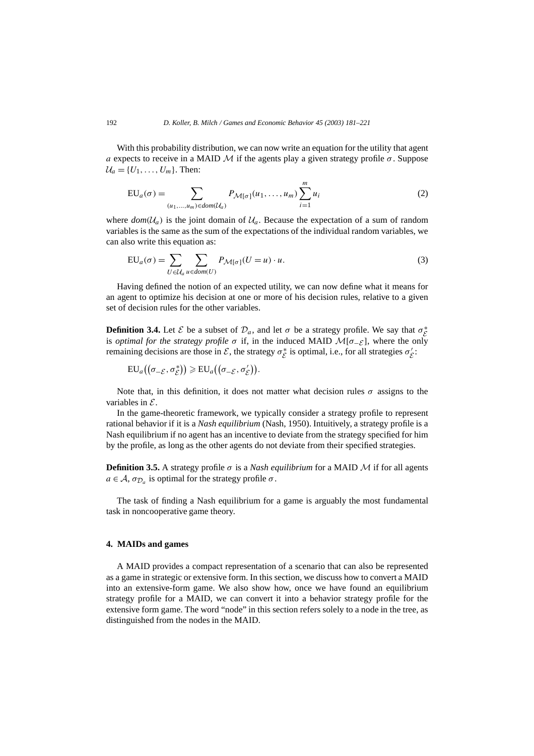With this probability distribution, we can now write an equation for the utility that agent $a$ expects to receive in a MAID $\mathcal{M}$ if the agents play a given strategy profile $\sigma$. Suppose $\mathcal{U}_a = \{U_1, \ldots, U_m\}$. Then:

$$\mathrm{EU}_a(\sigma) = \sum_{(u_1,\ldots,u_m)\in dom(\mathcal{U}_a)} P_{\mathcal{M}[\sigma]}(u_1,\ldots,u_m)\sum_{i=1}^{m} u_i \tag{2}$$

where $dom(\mathcal{U}_a)$ is the joint domain of $\mathcal{U}_a$. Because the expectation of a sum of random variables is the same as the sum of the expectations of the individual random variables, we can also write this equation as:

$$\mathrm{EU}_a(\sigma) = \sum_{U\in\mathcal{U}_a}\sum_{u\in dom(U)} P_{\mathcal{M}[\sigma]}(U = u)\cdot u. \tag{3}$$

Having defined the notion of an expected utility, we can now define what it means for an agent to optimize his decision at one or more of his decision rules, relative to a given set of decision rules for the other variables.

**Definition 3.4.** Let $\mathcal{E}$ be a subset of $\mathcal{D}_a$, and let $\sigma$ be a strategy profile. We say that $\sigma^*_{\mathcal{E}}$ is *optimal for the strategy profile* $\sigma$ if, in the induced MAID $\mathcal{M}[\sigma_{-\mathcal{E}}]$, where the only remaining decisions are those in $\mathcal{E}$, the strategy $\sigma^*_{\mathcal{E}}$ is optimal, i.e., for all strategies $\sigma'_{\mathcal{E}}$:

$$\mathrm{EU}_a\big((\sigma_{-\mathcal{E}}, \sigma^*_{\mathcal{E}})\big) \geqslant \mathrm{EU}_a\big((\sigma_{-\mathcal{E}}, \sigma'_{\mathcal{E}})\big).$$

Note that, in this definition, it does not matter what decision rules $\sigma$ assigns to the variables in $\mathcal{E}$.

In the game-theoretic framework, we typically consider a strategy profile to represent rational behavior if it is a *Nash equilibrium* (Nash, 1950). Intuitively, a strategy profile is a Nash equilibrium if no agent has an incentive to deviate from the strategy specified for him by the profile, as long as the other agents do not deviate from their specified strategies.

**Definition 3.5.** A strategy profile $\sigma$ is a *Nash equilibrium* for a MAID $\mathcal{M}$ if for all agents $a \in \mathcal{A}$, $\sigma_{\mathcal{D}_a}$ is optimal for the strategy profile $\sigma$.

The task of finding a Nash equilibrium for a game is arguably the most fundamental task in noncooperative game theory.

## 4. MAIDs and games

A MAID provides a compact representation of a scenario that can also be represented as a game in strategic or extensive form. In this section, we discuss how to convert a MAID into an extensive-form game. We also show how, once we have found an equilibrium strategy profile for a MAID, we can convert it into a behavior strategy profile for the extensive form game. The word "node" in this section refers solely to a node in the tree, as distinguished from the nodes in the MAID.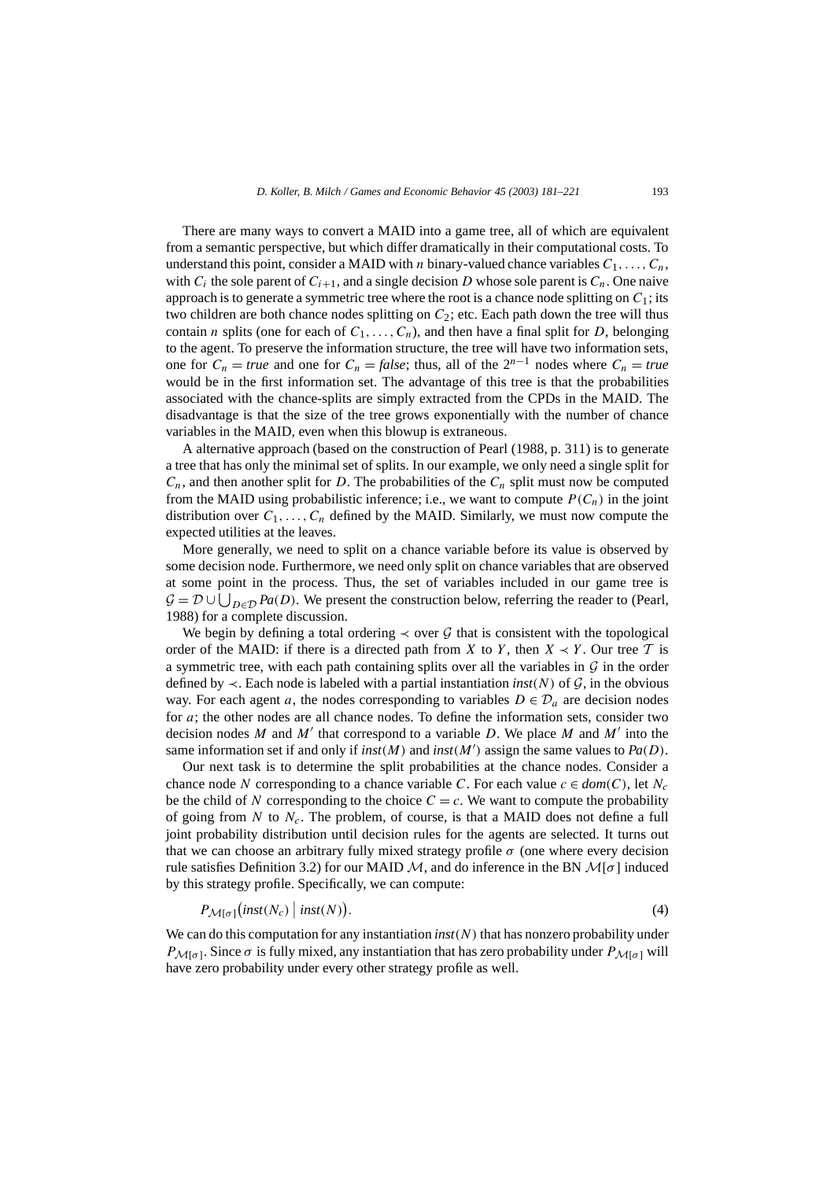There are many ways to convert a MAID into a game tree, all of which are equivalent from a semantic perspective, but which differ dramatically in their computational costs. To understand this point, consider a MAID with $n$ binary-valued chance variables $C_1, \ldots, C_n$, with $C_i$ the sole parent of $C_{i+1}$, and a single decision $D$ whose sole parent is $C_n$. One naive approach is to generate a symmetric tree where the root is a chance node splitting on $C_1$; its two children are both chance nodes splitting on $C_2$; etc. Each path down the tree will thus contain $n$ splits (one for each of $C_1, \ldots, C_n$), and then have a final split for $D$, belonging to the agent. To preserve the information structure, the tree will have two information sets, one for $C_n = \mathit{true}$ and one for $C_n = \mathit{false}$; thus, all of the $2^{n-1}$ nodes where $C_n = \mathit{true}$ would be in the first information set. The advantage of this tree is that the probabilities associated with the chance-splits are simply extracted from the CPDs in the MAID. The disadvantage is that the size of the tree grows exponentially with the number of chance variables in the MAID, even when this blowup is extraneous.

A alternative approach (based on the construction of Pearl (1988, p. 311) is to generate a tree that has only the minimal set of splits. In our example, we only need a single split for $C_n$, and then another split for $D$. The probabilities of the $C_n$ split must now be computed from the MAID using probabilistic inference; i.e., we want to compute $P(C_n)$ in the joint distribution over $C_1, \ldots, C_n$ defined by the MAID. Similarly, we must now compute the expected utilities at the leaves.

More generally, we need to split on a chance variable before its value is observed by some decision node. Furthermore, we need only split on chance variables that are observed at some point in the process. Thus, the set of variables included in our game tree is $\mathcal{G} = \mathcal{D} \cup \bigcup_{D \in \mathcal{D}} \mathit{Pa}(D)$. We present the construction below, referring the reader to (Pearl, 1988) for a complete discussion.

We begin by defining a total ordering $\prec$ over $\mathcal{G}$ that is consistent with the topological order of the MAID: if there is a directed path from $X$ to $Y$, then $X \prec Y$. Our tree $\mathcal{T}$ is a symmetric tree, with each path containing splits over all the variables in $\mathcal{G}$ in the order defined by $\prec$. Each node is labeled with a partial instantiation $\mathit{inst}(N)$ of $\mathcal{G}$, in the obvious way. For each agent $a$, the nodes corresponding to variables $D \in \mathcal{D}_a$ are decision nodes for $a$; the other nodes are all chance nodes. To define the information sets, consider two decision nodes $M$ and $M'$ that correspond to a variable $D$. We place $M$ and $M'$ into the same information set if and only if $\mathit{inst}(M)$ and $\mathit{inst}(M')$ assign the same values to $\mathit{Pa}(D)$.

Our next task is to determine the split probabilities at the chance nodes. Consider a chance node $N$ corresponding to a chance variable $C$. For each value $c \in \mathit{dom}(C)$, let $N_c$ be the child of $N$ corresponding to the choice $C = c$. We want to compute the probability of going from $N$ to $N_c$. The problem, of course, is that a MAID does not define a full joint probability distribution until decision rules for the agents are selected. It turns out that we can choose an arbitrary fully mixed strategy profile $\sigma$ (one where every decision rule satisfies Definition 3.2) for our MAID $\mathcal{M}$, and do inference in the BN $\mathcal{M}[\sigma]$ induced by this strategy profile. Specifically, we can compute:

$$P_{\mathcal{M}[\sigma]}\big(\mathit{inst}(N_c) \bigm| \mathit{inst}(N)\big). \tag{4}$$

We can do this computation for any instantiation $\mathit{inst}(N)$ that has nonzero probability under $P_{\mathcal{M}[\sigma]}$. Since $\sigma$ is fully mixed, any instantiation that has zero probability under $P_{\mathcal{M}[\sigma]}$ will have zero probability under every other strategy profile as well.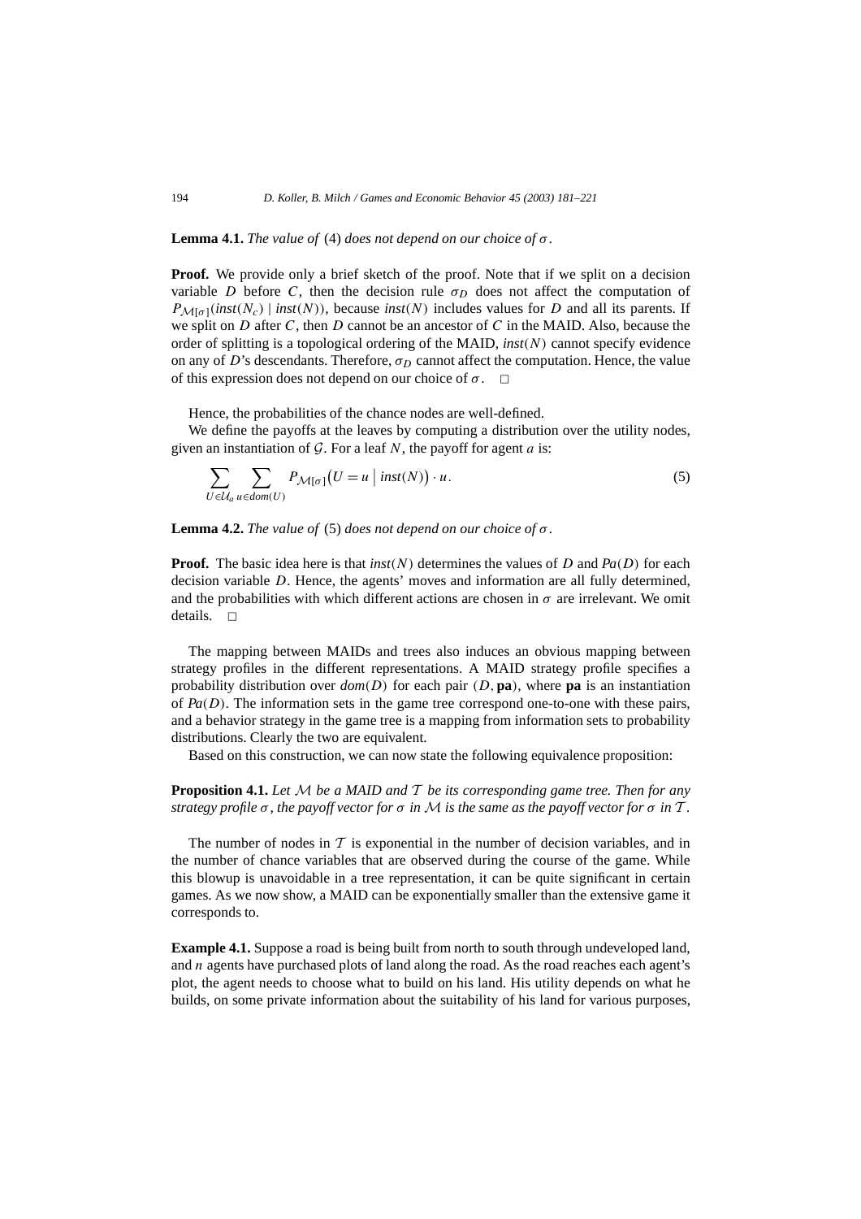**Lemma 4.1.** *The value of* (4) *does not depend on our choice of* $\sigma$.

**Proof.** We provide only a brief sketch of the proof. Note that if we split on a decision variable $D$ before $C$, then the decision rule $\sigma_D$ does not affect the computation of $P_{\mathcal{M}[\sigma]}(\mathit{inst}(N_c) \mid \mathit{inst}(N))$, because $\mathit{inst}(N)$ includes values for $D$ and all its parents. If we split on $D$ after $C$, then $D$ cannot be an ancestor of $C$ in the MAID. Also, because the order of splitting is a topological ordering of the MAID, $\mathit{inst}(N)$ cannot specify evidence on any of $D$'s descendants. Therefore, $\sigma_D$ cannot affect the computation. Hence, the value of this expression does not depend on our choice of $\sigma$. □

Hence, the probabilities of the chance nodes are well-defined.

We define the payoffs at the leaves by computing a distribution over the utility nodes, given an instantiation of $\mathcal{G}$. For a leaf $N$, the payoff for agent $a$ is:

$$\sum_{U \in \mathcal{U}_a} \sum_{u \in \mathit{dom}(U)} P_{\mathcal{M}[\sigma]}\big(U = u \mid \mathit{inst}(N)\big) \cdot u. \tag{5}$$

**Lemma 4.2.** *The value of* (5) *does not depend on our choice of* $\sigma$.

**Proof.** The basic idea here is that $\mathit{inst}(N)$ determines the values of $D$ and $\mathit{Pa}(D)$ for each decision variable $D$. Hence, the agents' moves and information are all fully determined, and the probabilities with which different actions are chosen in $\sigma$ are irrelevant. We omit details. □

The mapping between MAIDs and trees also induces an obvious mapping between strategy profiles in the different representations. A MAID strategy profile specifies a probability distribution over $\mathit{dom}(D)$ for each pair $(D, \mathbf{pa})$, where $\mathbf{pa}$ is an instantiation of $\mathit{Pa}(D)$. The information sets in the game tree correspond one-to-one with these pairs, and a behavior strategy in the game tree is a mapping from information sets to probability distributions. Clearly the two are equivalent.

Based on this construction, we can now state the following equivalence proposition:

**Proposition 4.1.** *Let* $\mathcal{M}$ *be a MAID and* $\mathcal{T}$ *be its corresponding game tree. Then for any strategy profile* $\sigma$, *the payoff vector for* $\sigma$ *in* $\mathcal{M}$ *is the same as the payoff vector for* $\sigma$ *in* $\mathcal{T}$.

The number of nodes in $\mathcal{T}$ is exponential in the number of decision variables, and in the number of chance variables that are observed during the course of the game. While this blowup is unavoidable in a tree representation, it can be quite significant in certain games. As we now show, a MAID can be exponentially smaller than the extensive game it corresponds to.

**Example 4.1.** Suppose a road is being built from north to south through undeveloped land, and $n$ agents have purchased plots of land along the road. As the road reaches each agent's plot, the agent needs to choose what to build on his land. His utility depends on what he builds, on some private information about the suitability of his land for various purposes,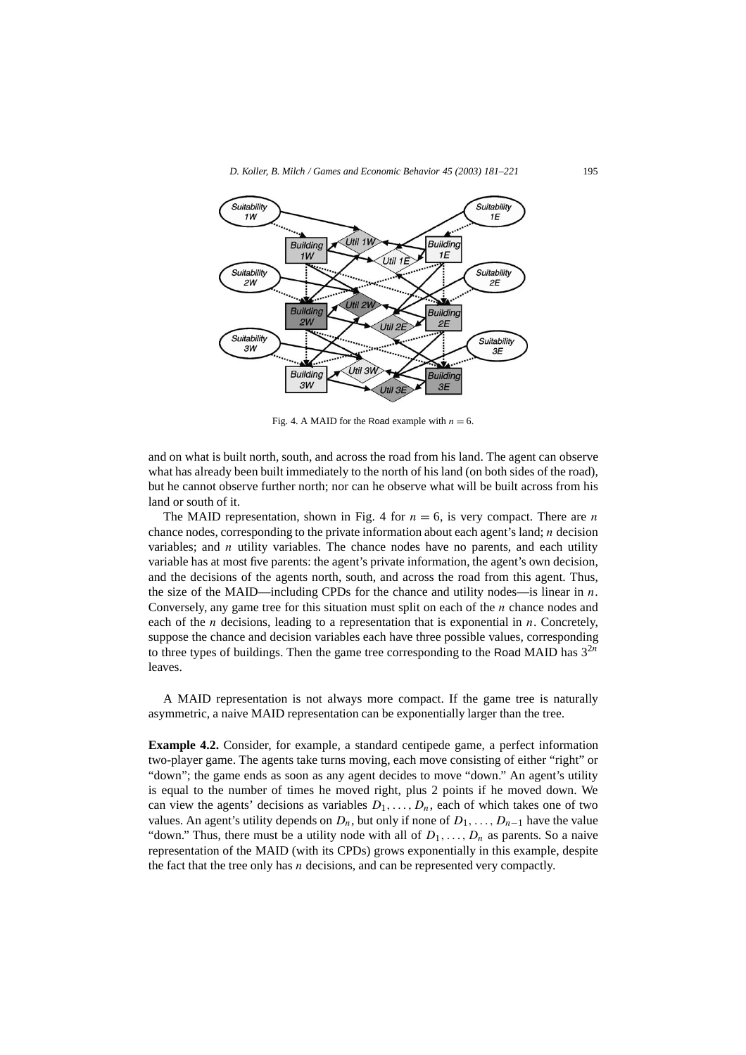Fig. 4. A MAID for the Road example with $n = 6$.

and on what is built north, south, and across the road from his land. The agent can observe what has already been built immediately to the north of his land (on both sides of the road), but he cannot observe further north; nor can he observe what will be built across from his land or south of it.

The MAID representation, shown in Fig. 4 for $n = 6$, is very compact. There are $n$ chance nodes, corresponding to the private information about each agent's land; $n$ decision variables; and $n$ utility variables. The chance nodes have no parents, and each utility variable has at most five parents: the agent's private information, the agent's own decision, and the decisions of the agents north, south, and across the road from this agent. Thus, the size of the MAID—including CPDs for the chance and utility nodes—is linear in $n$. Conversely, any game tree for this situation must split on each of the $n$ chance nodes and each of the $n$ decisions, leading to a representation that is exponential in $n$. Concretely, suppose the chance and decision variables each have three possible values, corresponding to three types of buildings. Then the game tree corresponding to the Road MAID has $3^{2n}$ leaves.

A MAID representation is not always more compact. If the game tree is naturally asymmetric, a naive MAID representation can be exponentially larger than the tree.

**Example 4.2.** Consider, for example, a standard centipede game, a perfect information two-player game. The agents take turns moving, each move consisting of either "right" or "down"; the game ends as soon as any agent decides to move "down." An agent's utility is equal to the number of times he moved right, plus 2 points if he moved down. We can view the agents' decisions as variables $D_1, \ldots, D_n$, each of which takes one of two values. An agent's utility depends on $D_n$, but only if none of $D_1, \ldots, D_{n-1}$ have the value "down." Thus, there must be a utility node with all of $D_1, \ldots, D_n$ as parents. So a naive representation of the MAID (with its CPDs) grows exponentially in this example, despite the fact that the tree only has $n$ decisions, and can be represented very compactly.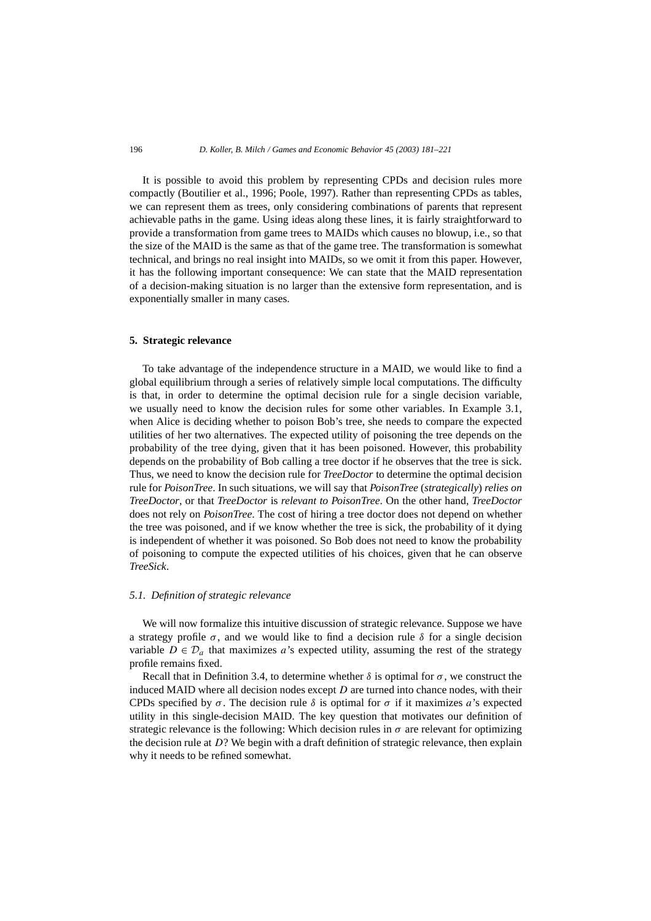It is possible to avoid this problem by representing CPDs and decision rules more compactly (Boutilier et al., 1996; Poole, 1997). Rather than representing CPDs as tables, we can represent them as trees, only considering combinations of parents that represent achievable paths in the game. Using ideas along these lines, it is fairly straightforward to provide a transformation from game trees to MAIDs which causes no blowup, i.e., so that the size of the MAID is the same as that of the game tree. The transformation is somewhat technical, and brings no real insight into MAIDs, so we omit it from this paper. However, it has the following important consequence: We can state that the MAID representation of a decision-making situation is no larger than the extensive form representation, and is exponentially smaller in many cases.

## 5. Strategic relevance

To take advantage of the independence structure in a MAID, we would like to find a global equilibrium through a series of relatively simple local computations. The difficulty is that, in order to determine the optimal decision rule for a single decision variable, we usually need to know the decision rules for some other variables. In Example 3.1, when Alice is deciding whether to poison Bob's tree, she needs to compare the expected utilities of her two alternatives. The expected utility of poisoning the tree depends on the probability of the tree dying, given that it has been poisoned. However, this probability depends on the probability of Bob calling a tree doctor if he observes that the tree is sick. Thus, we need to know the decision rule for *TreeDoctor* to determine the optimal decision rule for *PoisonTree*. In such situations, we will say that *PoisonTree* (*strategically*) *relies on TreeDoctor*, or that *TreeDoctor* is *relevant to PoisonTree*. On the other hand, *TreeDoctor* does not rely on *PoisonTree*. The cost of hiring a tree doctor does not depend on whether the tree was poisoned, and if we know whether the tree is sick, the probability of it dying is independent of whether it was poisoned. So Bob does not need to know the probability of poisoning to compute the expected utilities of his choices, given that he can observe *TreeSick*.

### 5.1. Definition of strategic relevance

We will now formalize this intuitive discussion of strategic relevance. Suppose we have a strategy profile $\sigma$, and we would like to find a decision rule $\delta$ for a single decision variable $D \in \mathcal{D}_a$ that maximizes $a$'s expected utility, assuming the rest of the strategy profile remains fixed.

Recall that in Definition 3.4, to determine whether $\delta$ is optimal for $\sigma$, we construct the induced MAID where all decision nodes except $D$ are turned into chance nodes, with their CPDs specified by $\sigma$. The decision rule $\delta$ is optimal for $\sigma$ if it maximizes $a$'s expected utility in this single-decision MAID. The key question that motivates our definition of strategic relevance is the following: Which decision rules in $\sigma$ are relevant for optimizing the decision rule at $D$? We begin with a draft definition of strategic relevance, then explain why it needs to be refined somewhat.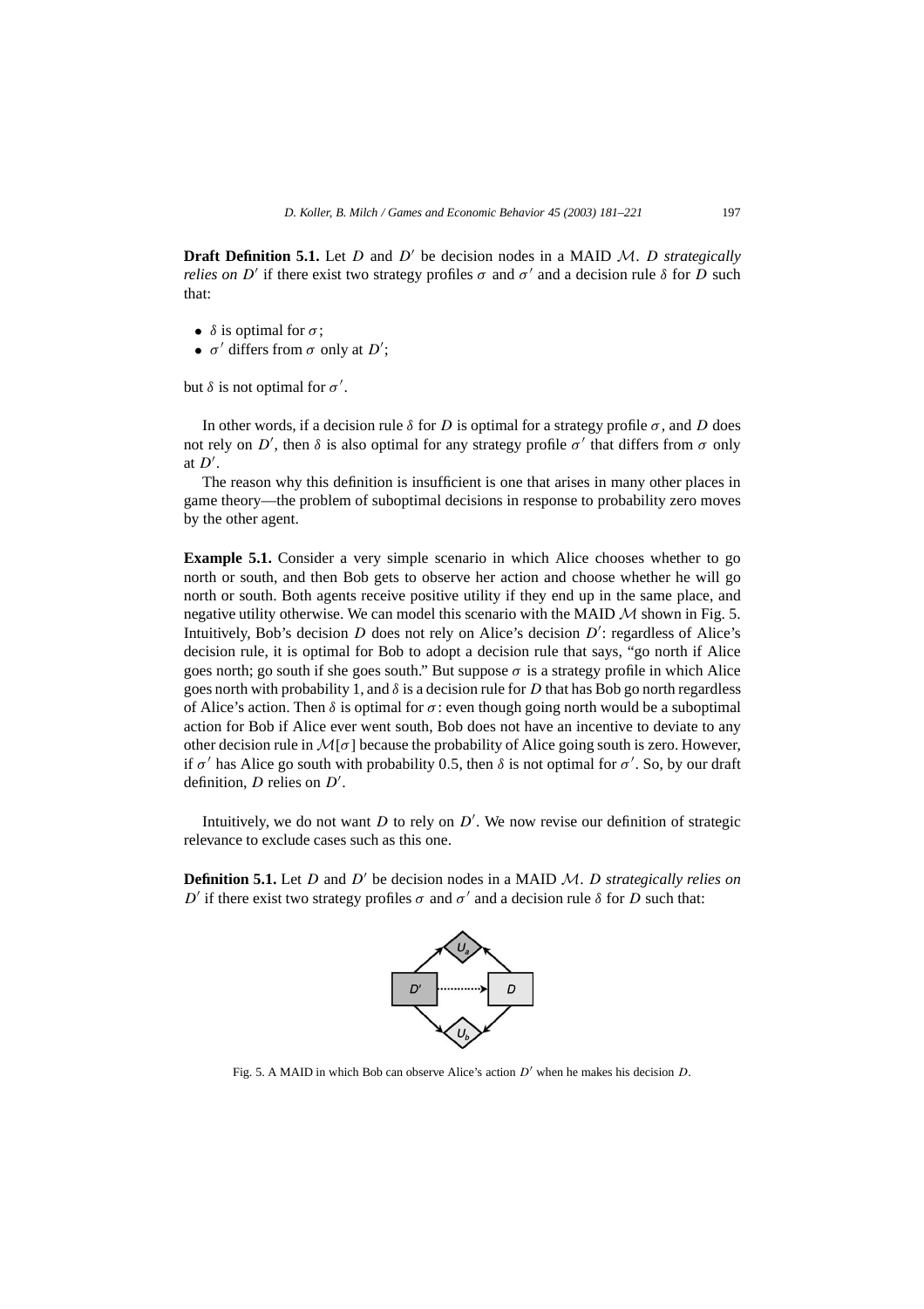**Draft Definition 5.1.** Let $D$ and $D'$ be decision nodes in a MAID $\mathcal{M}$. *$D$ strategically relies on $D'$* if there exist two strategy profiles $\sigma$ and $\sigma'$ and a decision rule $\delta$ for $D$ such that:

- $\delta$ is optimal for $\sigma$;
- $\sigma'$ differs from $\sigma$ only at $D'$;

but $\delta$ is not optimal for $\sigma'$.

In other words, if a decision rule $\delta$ for $D$ is optimal for a strategy profile $\sigma$, and $D$ does not rely on $D'$, then $\delta$ is also optimal for any strategy profile $\sigma'$ that differs from $\sigma$ only at $D'$.

The reason why this definition is insufficient is one that arises in many other places in game theory—the problem of suboptimal decisions in response to probability zero moves by the other agent.

**Example 5.1.** Consider a very simple scenario in which Alice chooses whether to go north or south, and then Bob gets to observe her action and choose whether he will go north or south. Both agents receive positive utility if they end up in the same place, and negative utility otherwise. We can model this scenario with the MAID $\mathcal{M}$ shown in Fig. 5. Intuitively, Bob's decision $D$ does not rely on Alice's decision $D'$: regardless of Alice's decision rule, it is optimal for Bob to adopt a decision rule that says, "go north if Alice goes north; go south if she goes south." But suppose $\sigma$ is a strategy profile in which Alice goes north with probability 1, and $\delta$ is a decision rule for $D$ that has Bob go north regardless of Alice's action. Then $\delta$ is optimal for $\sigma$: even though going north would be a suboptimal action for Bob if Alice ever went south, Bob does not have an incentive to deviate to any other decision rule in $\mathcal{M}[\sigma]$ because the probability of Alice going south is zero. However, if $\sigma'$ has Alice go south with probability 0.5, then $\delta$ is not optimal for $\sigma'$. So, by our draft definition, $D$ relies on $D'$.

Intuitively, we do not want $D$ to rely on $D'$. We now revise our definition of strategic relevance to exclude cases such as this one.

**Definition 5.1.** Let $D$ and $D'$ be decision nodes in a MAID $\mathcal{M}$. *$D$ strategically relies on $D'$* if there exist two strategy profiles $\sigma$ and $\sigma'$ and a decision rule $\delta$ for $D$ such that:

Fig. 5. A MAID in which Bob can observe Alice's action $D'$ when he makes his decision $D$.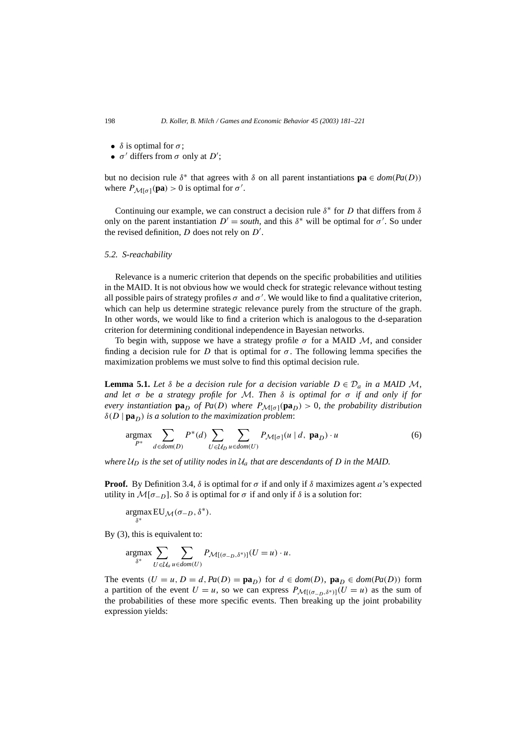- $\delta$ is optimal for $\sigma$;
- $\sigma'$ differs from $\sigma$ only at $D'$;

but no decision rule $\delta^*$ that agrees with $\delta$ on all parent instantiations $\mathbf{pa} \in dom(Pa(D))$ where $P_{\mathcal{M}[\sigma]}(\mathbf{pa}) > 0$ is optimal for $\sigma'$.

Continuing our example, we can construct a decision rule $\delta^*$ for $D$ that differs from $\delta$ only on the parent instantiation $D' = south$, and this $\delta^*$ will be optimal for $\sigma'$. So under the revised definition, $D$ does not rely on $D'$.

### 5.2. S-reachability

Relevance is a numeric criterion that depends on the specific probabilities and utilities in the MAID. It is not obvious how we would check for strategic relevance without testing all possible pairs of strategy profiles $\sigma$ and $\sigma'$. We would like to find a qualitative criterion, which can help us determine strategic relevance purely from the structure of the graph. In other words, we would like to find a criterion which is analogous to the d-separation criterion for determining conditional independence in Bayesian networks.

To begin with, suppose we have a strategy profile $\sigma$ for a MAID $\mathcal{M}$, and consider finding a decision rule for $D$ that is optimal for $\sigma$. The following lemma specifies the maximization problems we must solve to find this optimal decision rule.

**Lemma 5.1.** *Let $\delta$ be a decision rule for a decision variable $D \in \mathcal{D}_a$ in a MAID $\mathcal{M}$, and let $\sigma$ be a strategy profile for $\mathcal{M}$. Then $\delta$ is optimal for $\sigma$ if and only if for every instantiation $\mathbf{pa}_D$ of $Pa(D)$ where $P_{\mathcal{M}[\sigma]}(\mathbf{pa}_D) > 0$, the probability distribution $\delta(D \mid \mathbf{pa}_D)$ is a solution to the maximization problem*:

$$\operatorname*{argmax}_{P^*} \sum_{d \in dom(D)} P^*(d) \sum_{U \in \mathcal{U}_D} \sum_{u \in dom(U)} P_{\mathcal{M}[\sigma]}(u \mid d, \mathbf{pa}_D) \cdot u \tag{6}$$

*where $\mathcal{U}_D$ is the set of utility nodes in $\mathcal{U}_a$ that are descendants of $D$ in the MAID.*

**Proof.** By Definition 3.4, $\delta$ is optimal for $\sigma$ if and only if $\delta$ maximizes agent $a$'s expected utility in $\mathcal{M}[\sigma_{-D}]$. So $\delta$ is optimal for $\sigma$ if and only if $\delta$ is a solution for:

$$\operatorname*{argmax}_{\delta^*} \mathrm{EU}_{\mathcal{M}}(\sigma_{-D}, \delta^*).$$

By (3), this is equivalent to:

$$\operatorname*{argmax}_{\delta^*} \sum_{U \in \mathcal{U}_a} \sum_{u \in dom(U)} P_{\mathcal{M}[(\sigma_{-D}, \delta^*)]}(U = u) \cdot u.$$

The events $(U = u, D = d, Pa(D) = \mathbf{pa}_D)$ for $d \in dom(D)$, $\mathbf{pa}_D \in dom(Pa(D))$ form a partition of the event $U = u$, so we can express $P_{\mathcal{M}[(\sigma_{-D}, \delta^*)]}(U = u)$ as the sum of the probabilities of these more specific events. Then breaking up the joint probability expression yields: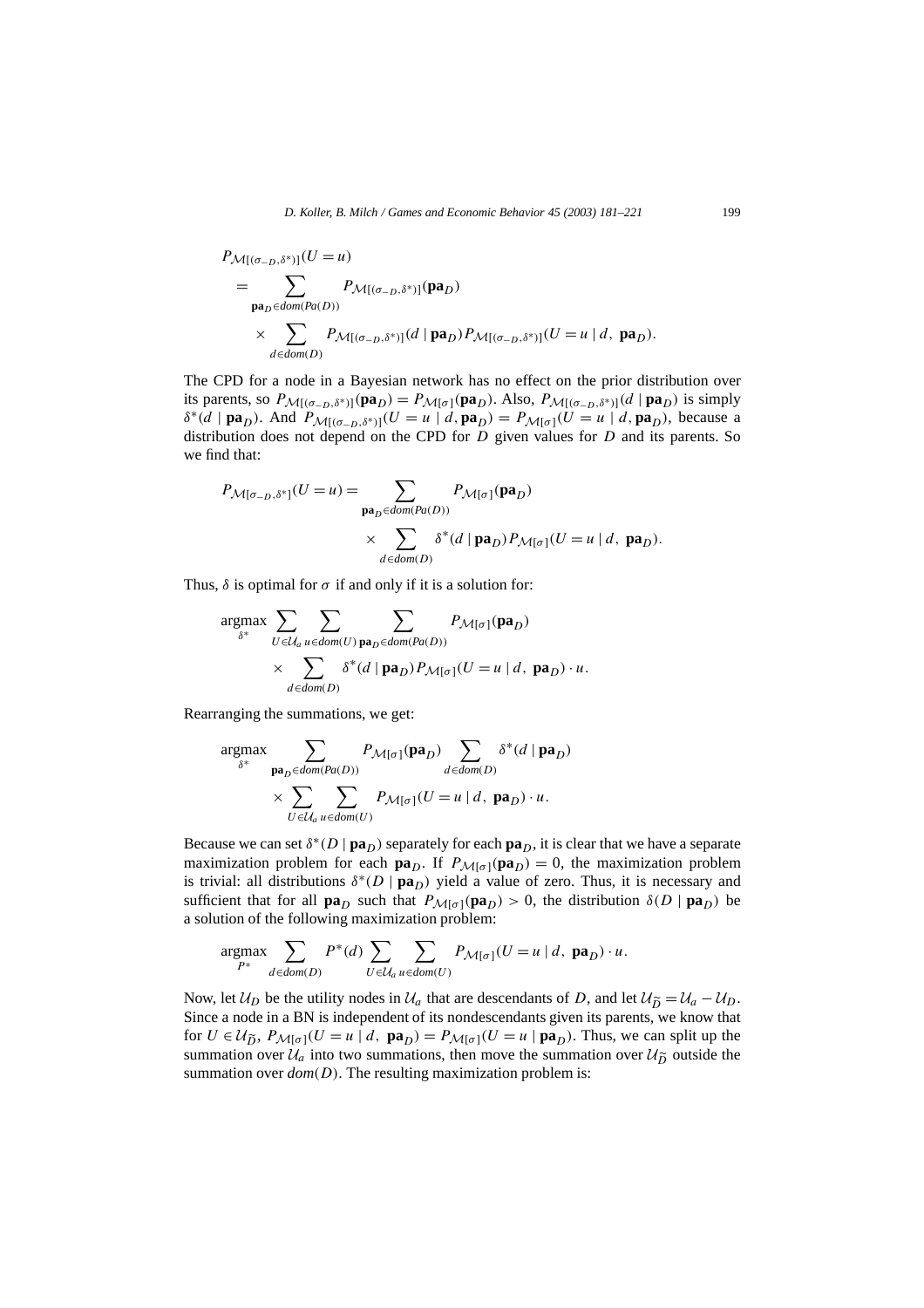$$
\begin{aligned}
&P_{\mathcal{M}[(\sigma_{-D},\delta^*)]}(U = u) \\
&\quad = \sum_{\mathbf{pa}_D \in dom(Pa(D))} P_{\mathcal{M}[(\sigma_{-D},\delta^*)]}(\mathbf{pa}_D) \\
&\qquad \times \sum_{d \in dom(D)} P_{\mathcal{M}[(\sigma_{-D},\delta^*)]}(d \mid \mathbf{pa}_D) P_{\mathcal{M}[(\sigma_{-D},\delta^*)]}(U = u \mid d,\ \mathbf{pa}_D).
\end{aligned}
$$

The CPD for a node in a Bayesian network has no effect on the prior distribution over its parents, so $P_{\mathcal{M}[(\sigma_{-D},\delta^*)]}(\mathbf{pa}_D) = P_{\mathcal{M}[\sigma]}(\mathbf{pa}_D)$. Also, $P_{\mathcal{M}[(\sigma_{-D},\delta^*)]}(d \mid \mathbf{pa}_D)$ is simply $\delta^*(d \mid \mathbf{pa}_D)$. And $P_{\mathcal{M}[(\sigma_{-D},\delta^*)]}(U = u \mid d, \mathbf{pa}_D) = P_{\mathcal{M}[\sigma]}(U = u \mid d, \mathbf{pa}_D)$, because a distribution does not depend on the CPD for $D$ given values for $D$ and its parents. So we find that:

$$
\begin{aligned}
P_{\mathcal{M}[\sigma_{-D},\delta^*]}(U = u) = &\sum_{\mathbf{pa}_D \in dom(Pa(D))} P_{\mathcal{M}[\sigma]}(\mathbf{pa}_D) \\
&\times \sum_{d \in dom(D)} \delta^*(d \mid \mathbf{pa}_D) P_{\mathcal{M}[\sigma]}(U = u \mid d,\ \mathbf{pa}_D).
\end{aligned}
$$

Thus, $\delta$ is optimal for $\sigma$ if and only if it is a solution for:

$$
\begin{aligned}
\operatorname*{argmax}_{\delta^*} &\sum_{U \in \mathcal{U}_a} \sum_{u \in dom(U)} \sum_{\mathbf{pa}_D \in dom(Pa(D))} P_{\mathcal{M}[\sigma]}(\mathbf{pa}_D) \\
&\times \sum_{d \in dom(D)} \delta^*(d \mid \mathbf{pa}_D) P_{\mathcal{M}[\sigma]}(U = u \mid d,\ \mathbf{pa}_D) \cdot u.
\end{aligned}
$$

Rearranging the summations, we get:

$$
\begin{aligned}
\operatorname*{argmax}_{\delta^*} &\sum_{\mathbf{pa}_D \in dom(Pa(D))} P_{\mathcal{M}[\sigma]}(\mathbf{pa}_D) \sum_{d \in dom(D)} \delta^*(d \mid \mathbf{pa}_D) \\
&\times \sum_{U \in \mathcal{U}_a} \sum_{u \in dom(U)} P_{\mathcal{M}[\sigma]}(U = u \mid d,\ \mathbf{pa}_D) \cdot u.
\end{aligned}
$$

Because we can set $\delta^*(D \mid \mathbf{pa}_D)$ separately for each $\mathbf{pa}_D$, it is clear that we have a separate maximization problem for each $\mathbf{pa}_D$. If $P_{\mathcal{M}[\sigma]}(\mathbf{pa}_D) = 0$, the maximization problem is trivial: all distributions $\delta^*(D \mid \mathbf{pa}_D)$ yield a value of zero. Thus, it is necessary and sufficient that for all $\mathbf{pa}_D$ such that $P_{\mathcal{M}[\sigma]}(\mathbf{pa}_D) > 0$, the distribution $\delta(D \mid \mathbf{pa}_D)$ be a solution of the following maximization problem:

$$
\operatorname*{argmax}_{P^*} \sum_{d \in dom(D)} P^*(d) \sum_{U \in \mathcal{U}_a} \sum_{u \in dom(U)} P_{\mathcal{M}[\sigma]}(U = u \mid d,\ \mathbf{pa}_D) \cdot u.
$$

Now, let $\mathcal{U}_D$ be the utility nodes in $\mathcal{U}_a$ that are descendants of $D$, and let $\mathcal{U}_{\widetilde{D}} = \mathcal{U}_a - \mathcal{U}_D$. Since a node in a BN is independent of its nondescendants given its parents, we know that for $U \in \mathcal{U}_{\widetilde{D}}$, $P_{\mathcal{M}[\sigma]}(U = u \mid d,\ \mathbf{pa}_D) = P_{\mathcal{M}[\sigma]}(U = u \mid \mathbf{pa}_D)$. Thus, we can split up the summation over $\mathcal{U}_a$ into two summations, then move the summation over $\mathcal{U}_{\widetilde{D}}$ outside the summation over $dom(D)$. The resulting maximization problem is: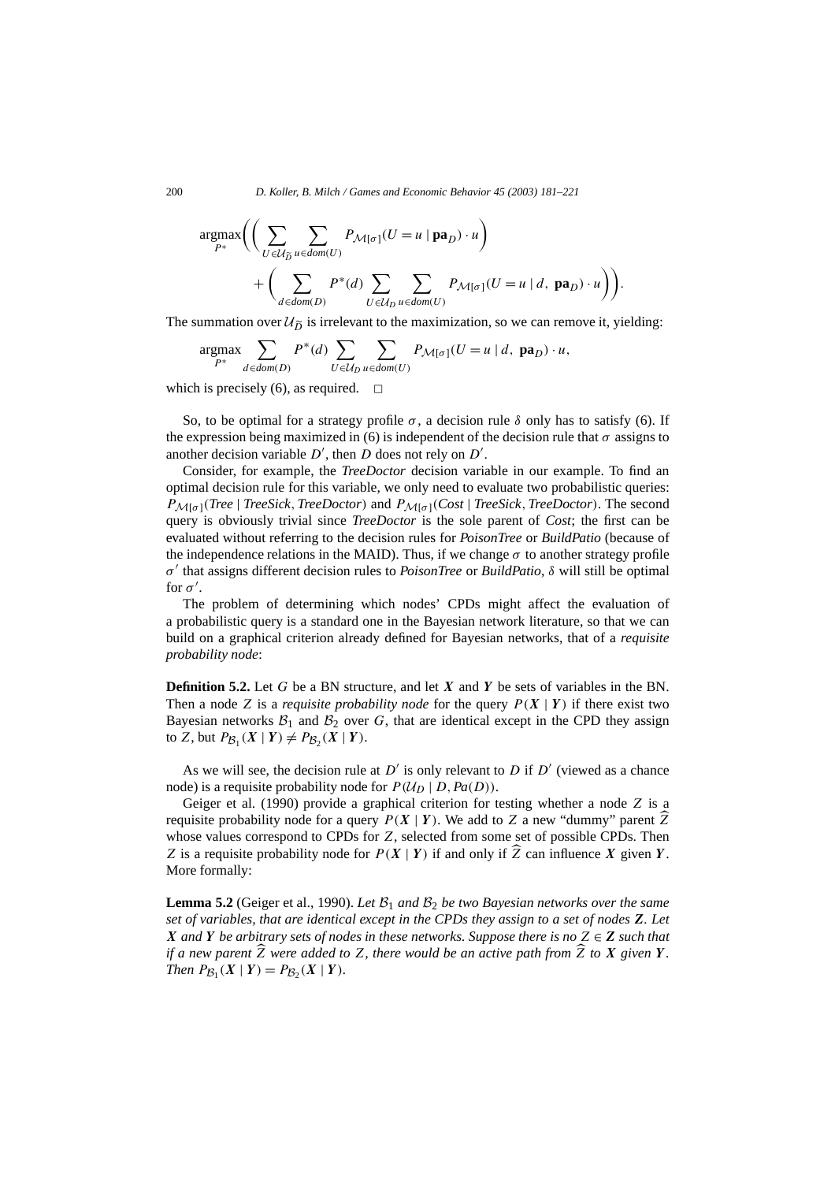$$\operatorname*{argmax}_{P^*}\left(\left(\sum_{U\in\mathcal{U}_{\widetilde{D}}}\sum_{u\in dom(U)} P_{\mathcal{M}[\sigma]}(U=u \mid \mathbf{pa}_D)\cdot u\right) + \left(\sum_{d\in dom(D)} P^*(d)\sum_{U\in\mathcal{U}_D}\sum_{u\in dom(U)} P_{\mathcal{M}[\sigma]}(U=u \mid d,\ \mathbf{pa}_D)\cdot u\right)\right).$$

The summation over $\mathcal{U}_{\widetilde{D}}$ is irrelevant to the maximization, so we can remove it, yielding:

$$\operatorname*{argmax}_{P^*}\sum_{d\in dom(D)} P^*(d)\sum_{U\in\mathcal{U}_D}\sum_{u\in dom(U)} P_{\mathcal{M}[\sigma]}(U=u \mid d,\ \mathbf{pa}_D)\cdot u,$$

which is precisely (6), as required. $\square$

So, to be optimal for a strategy profile $\sigma$, a decision rule $\delta$ only has to satisfy (6). If the expression being maximized in (6) is independent of the decision rule that $\sigma$ assigns to another decision variable $D'$, then $D$ does not rely on $D'$.

Consider, for example, the *TreeDoctor* decision variable in our example. To find an optimal decision rule for this variable, we only need to evaluate two probabilistic queries: $P_{\mathcal{M}[\sigma]}(\mathit{Tree} \mid \mathit{TreeSick}, \mathit{TreeDoctor})$ and $P_{\mathcal{M}[\sigma]}(\mathit{Cost} \mid \mathit{TreeSick}, \mathit{TreeDoctor})$. The second query is obviously trivial since *TreeDoctor* is the sole parent of *Cost*; the first can be evaluated without referring to the decision rules for *PoisonTree* or *BuildPatio* (because of the independence relations in the MAID). Thus, if we change $\sigma$ to another strategy profile $\sigma'$ that assigns different decision rules to *PoisonTree* or *BuildPatio*, $\delta$ will still be optimal for $\sigma'$.

The problem of determining which nodes' CPDs might affect the evaluation of a probabilistic query is a standard one in the Bayesian network literature, so that we can build on a graphical criterion already defined for Bayesian networks, that of a *requisite probability node*:

**Definition 5.2.** Let $G$ be a BN structure, and let $\boldsymbol{X}$ and $\boldsymbol{Y}$ be sets of variables in the BN. Then a node $Z$ is a *requisite probability node* for the query $P(\boldsymbol{X} \mid \boldsymbol{Y})$ if there exist two Bayesian networks $\mathcal{B}_1$ and $\mathcal{B}_2$ over $G$, that are identical except in the CPD they assign to $Z$, but $P_{\mathcal{B}_1}(\boldsymbol{X} \mid \boldsymbol{Y}) \neq P_{\mathcal{B}_2}(\boldsymbol{X} \mid \boldsymbol{Y})$.

As we will see, the decision rule at $D'$ is only relevant to $D$ if $D'$ (viewed as a chance node) is a requisite probability node for $P(\mathcal{U}_D \mid D, Pa(D))$.

Geiger et al. (1990) provide a graphical criterion for testing whether a node $Z$ is a requisite probability node for a query $P(\boldsymbol{X} \mid \boldsymbol{Y})$. We add to $Z$ a new "dummy" parent $\widehat{Z}$ whose values correspond to CPDs for $Z$, selected from some set of possible CPDs. Then $Z$ is a requisite probability node for $P(\boldsymbol{X} \mid \boldsymbol{Y})$ if and only if $\widehat{Z}$ can influence $\boldsymbol{X}$ given $\boldsymbol{Y}$. More formally:

**Lemma 5.2** (Geiger et al., 1990). *Let $\mathcal{B}_1$ and $\mathcal{B}_2$ be two Bayesian networks over the same set of variables, that are identical except in the CPDs they assign to a set of nodes $\boldsymbol{Z}$. Let $\boldsymbol{X}$ and $\boldsymbol{Y}$ be arbitrary sets of nodes in these networks. Suppose there is no $Z \in \boldsymbol{Z}$ such that if a new parent $\widehat{Z}$ were added to $Z$, there would be an active path from $\widehat{Z}$ to $\boldsymbol{X}$ given $\boldsymbol{Y}$. Then $P_{\mathcal{B}_1}(\boldsymbol{X} \mid \boldsymbol{Y}) = P_{\mathcal{B}_2}(\boldsymbol{X} \mid \boldsymbol{Y})$.*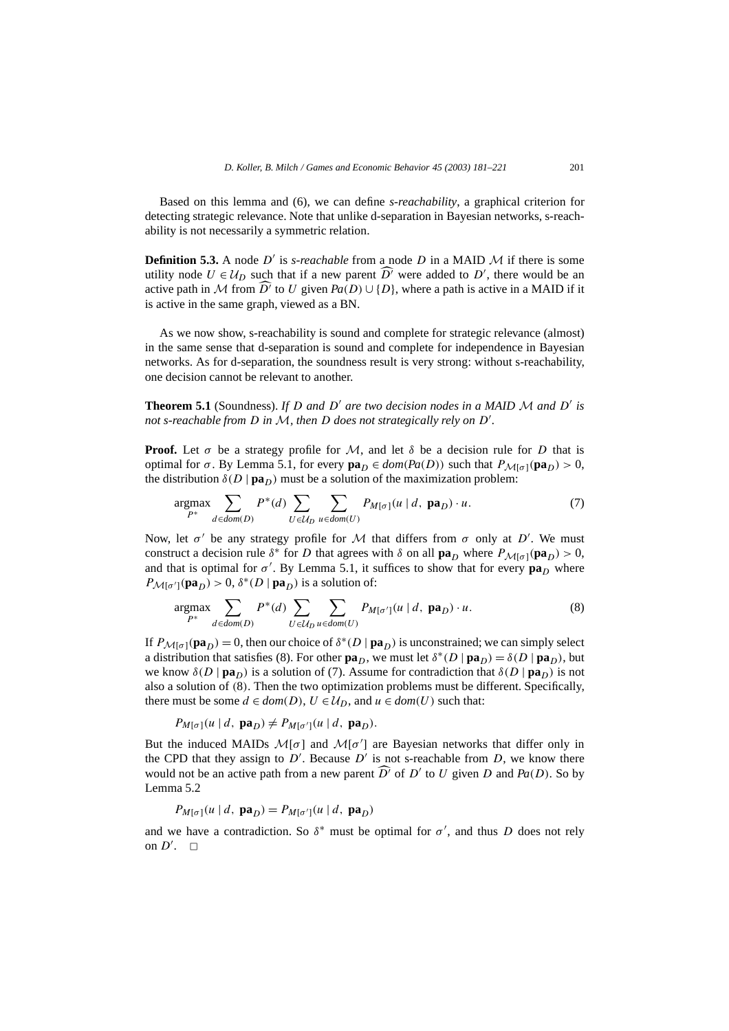Based on this lemma and (6), we can define *s-reachability*, a graphical criterion for detecting strategic relevance. Note that unlike d-separation in Bayesian networks, s-reachability is not necessarily a symmetric relation.

**Definition 5.3.** A node $D'$ is *s-reachable* from a node $D$ in a MAID $\mathcal{M}$ if there is some utility node $U \in \mathcal{U}_D$ such that if a new parent $\widehat{D'}$ were added to $D'$, there would be an active path in $\mathcal{M}$ from $\widehat{D'}$ to $U$ given $Pa(D) \cup \{D\}$, where a path is active in a MAID if it is active in the same graph, viewed as a BN.

As we now show, s-reachability is sound and complete for strategic relevance (almost) in the same sense that d-separation is sound and complete for independence in Bayesian networks. As for d-separation, the soundness result is very strong: without s-reachability, one decision cannot be relevant to another.

**Theorem 5.1** (Soundness). *If $D$ and $D'$ are two decision nodes in a MAID $\mathcal{M}$ and $D'$ is not s-reachable from $D$ in $\mathcal{M}$, then $D$ does not strategically rely on $D'$.*

**Proof.** Let $\sigma$ be a strategy profile for $\mathcal{M}$, and let $\delta$ be a decision rule for $D$ that is optimal for $\sigma$. By Lemma 5.1, for every $\mathbf{pa}_D \in dom(Pa(D))$ such that $P_{\mathcal{M}[\sigma]}(\mathbf{pa}_D) > 0$, the distribution $\delta(D \mid \mathbf{pa}_D)$ must be a solution of the maximization problem:

$$\operatorname*{argmax}_{P^*} \sum_{d \in dom(D)} P^*(d) \sum_{U \in \mathcal{U}_D} \sum_{u \in dom(U)} P_{M[\sigma]}(u \mid d,\ \mathbf{pa}_D) \cdot u. \tag{7}$$

Now, let $\sigma'$ be any strategy profile for $\mathcal{M}$ that differs from $\sigma$ only at $D'$. We must construct a decision rule $\delta^*$ for $D$ that agrees with $\delta$ on all $\mathbf{pa}_D$ where $P_{\mathcal{M}[\sigma]}(\mathbf{pa}_D) > 0$, and that is optimal for $\sigma'$. By Lemma 5.1, it suffices to show that for every $\mathbf{pa}_D$ where $P_{\mathcal{M}[\sigma']}(\mathbf{pa}_D) > 0$, $\delta^*(D \mid \mathbf{pa}_D)$ is a solution of:

$$\operatorname*{argmax}_{P^*} \sum_{d \in dom(D)} P^*(d) \sum_{U \in \mathcal{U}_D} \sum_{u \in dom(U)} P_{M[\sigma']}(u \mid d,\ \mathbf{pa}_D) \cdot u. \tag{8}$$

If $P_{\mathcal{M}[\sigma]}(\mathbf{pa}_D) = 0$, then our choice of $\delta^*(D \mid \mathbf{pa}_D)$ is unconstrained; we can simply select a distribution that satisfies (8). For other $\mathbf{pa}_D$, we must let $\delta^*(D \mid \mathbf{pa}_D) = \delta(D \mid \mathbf{pa}_D)$, but we know $\delta(D \mid \mathbf{pa}_D)$ is a solution of (7). Assume for contradiction that $\delta(D \mid \mathbf{pa}_D)$ is not also a solution of (8). Then the two optimization problems must be different. Specifically, there must be some $d \in dom(D)$, $U \in \mathcal{U}_D$, and $u \in dom(U)$ such that:

$$P_{M[\sigma]}(u \mid d,\ \mathbf{pa}_D) \neq P_{M[\sigma']}(u \mid d,\ \mathbf{pa}_D).$$

But the induced MAIDs $\mathcal{M}[\sigma]$ and $\mathcal{M}[\sigma']$ are Bayesian networks that differ only in the CPD that they assign to $D'$. Because $D'$ is not s-reachable from $D$, we know there would not be an active path from a new parent $\widehat{D'}$ of $D'$ to $U$ given $D$ and $Pa(D)$. So by Lemma 5.2

$$P_{M[\sigma]}(u \mid d,\ \mathbf{pa}_D) = P_{M[\sigma']}(u \mid d,\ \mathbf{pa}_D)$$

and we have a contradiction. So $\delta^*$ must be optimal for $\sigma'$, and thus $D$ does not rely on $D'$. $\square$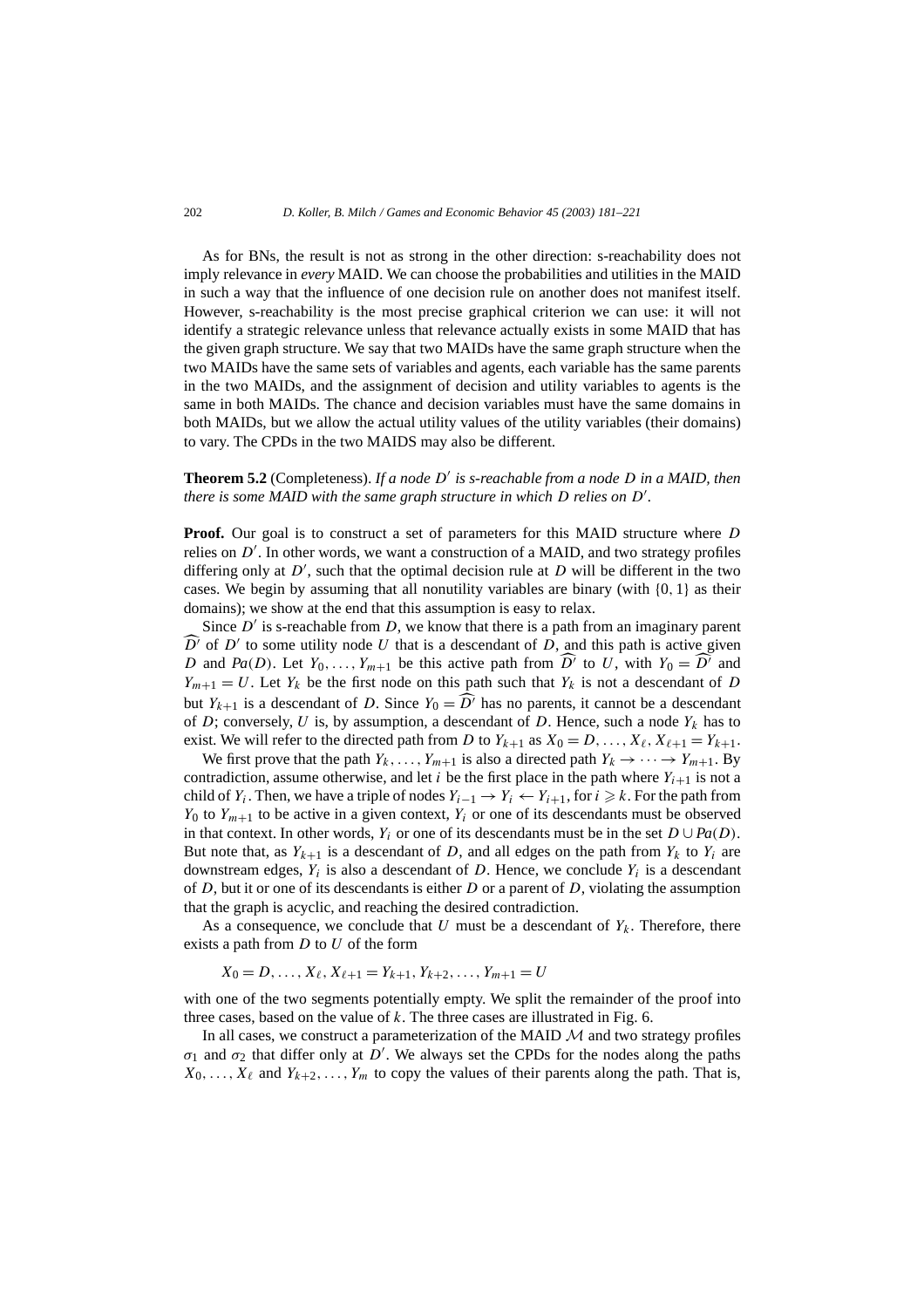As for BNs, the result is not as strong in the other direction: s-reachability does not imply relevance in *every* MAID. We can choose the probabilities and utilities in the MAID in such a way that the influence of one decision rule on another does not manifest itself. However, s-reachability is the most precise graphical criterion we can use: it will not identify a strategic relevance unless that relevance actually exists in some MAID that has the given graph structure. We say that two MAIDs have the same graph structure when the two MAIDs have the same sets of variables and agents, each variable has the same parents in the two MAIDs, and the assignment of decision and utility variables to agents is the same in both MAIDs. The chance and decision variables must have the same domains in both MAIDs, but we allow the actual utility values of the utility variables (their domains) to vary. The CPDs in the two MAIDS may also be different.

**Theorem 5.2** (Completeness). *If a node $D'$ is s-reachable from a node $D$ in a MAID, then there is some MAID with the same graph structure in which $D$ relies on $D'$.*

**Proof.** Our goal is to construct a set of parameters for this MAID structure where $D$ relies on $D'$. In other words, we want a construction of a MAID, and two strategy profiles differing only at $D'$, such that the optimal decision rule at $D$ will be different in the two cases. We begin by assuming that all nonutility variables are binary (with $\{0, 1\}$ as their domains); we show at the end that this assumption is easy to relax.

Since $D'$ is s-reachable from $D$, we know that there is a path from an imaginary parent $\widehat{D'}$ of $D'$ to some utility node $U$ that is a descendant of $D$, and this path is active given $D$ and $Pa(D)$. Let $Y_0, \ldots, Y_{m+1}$ be this active path from $\widehat{D'}$ to $U$, with $Y_0 = \widehat{D'}$ and $Y_{m+1} = U$. Let $Y_k$ be the first node on this path such that $Y_k$ is not a descendant of $D$ but $Y_{k+1}$ is a descendant of $D$. Since $Y_0 = \widehat{D'}$ has no parents, it cannot be a descendant of $D$; conversely, $U$ is, by assumption, a descendant of $D$. Hence, such a node $Y_k$ has to exist. We will refer to the directed path from $D$ to $Y_{k+1}$ as $X_0 = D, \ldots, X_\ell, X_{\ell+1} = Y_{k+1}$.

We first prove that the path $Y_k, \ldots, Y_{m+1}$ is also a directed path $Y_k \to \cdots \to Y_{m+1}$. By contradiction, assume otherwise, and let $i$ be the first place in the path where $Y_{i+1}$ is not a child of $Y_i$. Then, we have a triple of nodes $Y_{i-1} \to Y_i \leftarrow Y_{i+1}$, for $i \geqslant k$. For the path from $Y_0$ to $Y_{m+1}$ to be active in a given context, $Y_i$ or one of its descendants must be observed in that context. In other words, $Y_i$ or one of its descendants must be in the set $D \cup Pa(D)$. But note that, as $Y_{k+1}$ is a descendant of $D$, and all edges on the path from $Y_k$ to $Y_i$ are downstream edges, $Y_i$ is also a descendant of $D$. Hence, we conclude $Y_i$ is a descendant of $D$, but it or one of its descendants is either $D$ or a parent of $D$, violating the assumption that the graph is acyclic, and reaching the desired contradiction.

As a consequence, we conclude that $U$ must be a descendant of $Y_k$. Therefore, there exists a path from $D$ to $U$ of the form

$$X_0 = D, \ldots, X_\ell, X_{\ell+1} = Y_{k+1}, Y_{k+2}, \ldots, Y_{m+1} = U$$

with one of the two segments potentially empty. We split the remainder of the proof into three cases, based on the value of $k$. The three cases are illustrated in Fig. 6.

In all cases, we construct a parameterization of the MAID $\mathcal{M}$ and two strategy profiles $\sigma_1$ and $\sigma_2$ that differ only at $D'$. We always set the CPDs for the nodes along the paths $X_0, \ldots, X_\ell$ and $Y_{k+2}, \ldots, Y_m$ to copy the values of their parents along the path. That is,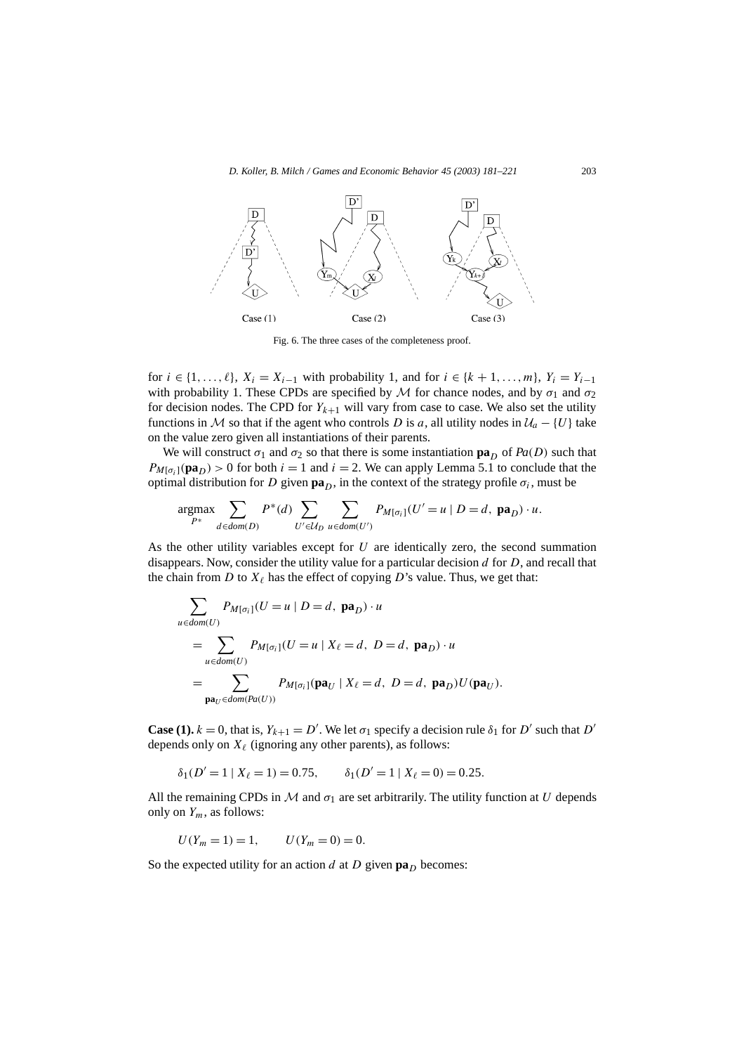Fig. 6. The three cases of the completeness proof.

for $i \in \{1, \ldots, \ell\}$, $X_i = X_{i-1}$ with probability 1, and for $i \in \{k+1, \ldots, m\}$, $Y_i = Y_{i-1}$ with probability 1. These CPDs are specified by $\mathcal{M}$ for chance nodes, and by $\sigma_1$ and $\sigma_2$ for decision nodes. The CPD for $Y_{k+1}$ will vary from case to case. We also set the utility functions in $\mathcal{M}$ so that if the agent who controls $D$ is $a$, all utility nodes in $\mathcal{U}_a - \{U\}$ take on the value zero given all instantiations of their parents.

We will construct $\sigma_1$ and $\sigma_2$ so that there is some instantiation $\mathbf{pa}_D$ of $Pa(D)$ such that $P_{\mathcal{M}[\sigma_i]}(\mathbf{pa}_D) > 0$ for both $i = 1$ and $i = 2$. We can apply Lemma 5.1 to conclude that the optimal distribution for $D$ given $\mathbf{pa}_D$, in the context of the strategy profile $\sigma_i$, must be

$$\operatorname*{argmax}_{P^*} \sum_{d \in dom(D)} P^*(d) \sum_{U' \in \mathcal{U}_D} \sum_{u \in dom(U')} P_{\mathcal{M}[\sigma_i]}(U' = u \mid D = d,\ \mathbf{pa}_D) \cdot u.$$

As the other utility variables except for $U$ are identically zero, the second summation disappears. Now, consider the utility value for a particular decision $d$ for $D$, and recall that the chain from $D$ to $X_\ell$ has the effect of copying $D$'s value. Thus, we get that:

$$\begin{aligned}
&\sum_{u \in dom(U)} P_{\mathcal{M}[\sigma_i]}(U = u \mid D = d,\ \mathbf{pa}_D) \cdot u \\
&\quad = \sum_{u \in dom(U)} P_{\mathcal{M}[\sigma_i]}(U = u \mid X_\ell = d,\ D = d,\ \mathbf{pa}_D) \cdot u \\
&\quad = \sum_{\mathbf{pa}_U \in dom(Pa(U))} P_{\mathcal{M}[\sigma_i]}(\mathbf{pa}_U \mid X_\ell = d,\ D = d,\ \mathbf{pa}_D) U(\mathbf{pa}_U).
\end{aligned}$$

**Case (1).** $k = 0$, that is, $Y_{k+1} = D'$. We let $\sigma_1$ specify a decision rule $\delta_1$ for $D'$ such that $D'$ depends only on $X_\ell$ (ignoring any other parents), as follows:

$$\delta_1(D' = 1 \mid X_\ell = 1) = 0.75, \qquad \delta_1(D' = 1 \mid X_\ell = 0) = 0.25.$$

All the remaining CPDs in $\mathcal{M}$ and $\sigma_1$ are set arbitrarily. The utility function at $U$ depends only on $Y_m$, as follows:

$$U(Y_m = 1) = 1, \qquad U(Y_m = 0) = 0.$$

So the expected utility for an action $d$ at $D$ given $\mathbf{pa}_D$ becomes: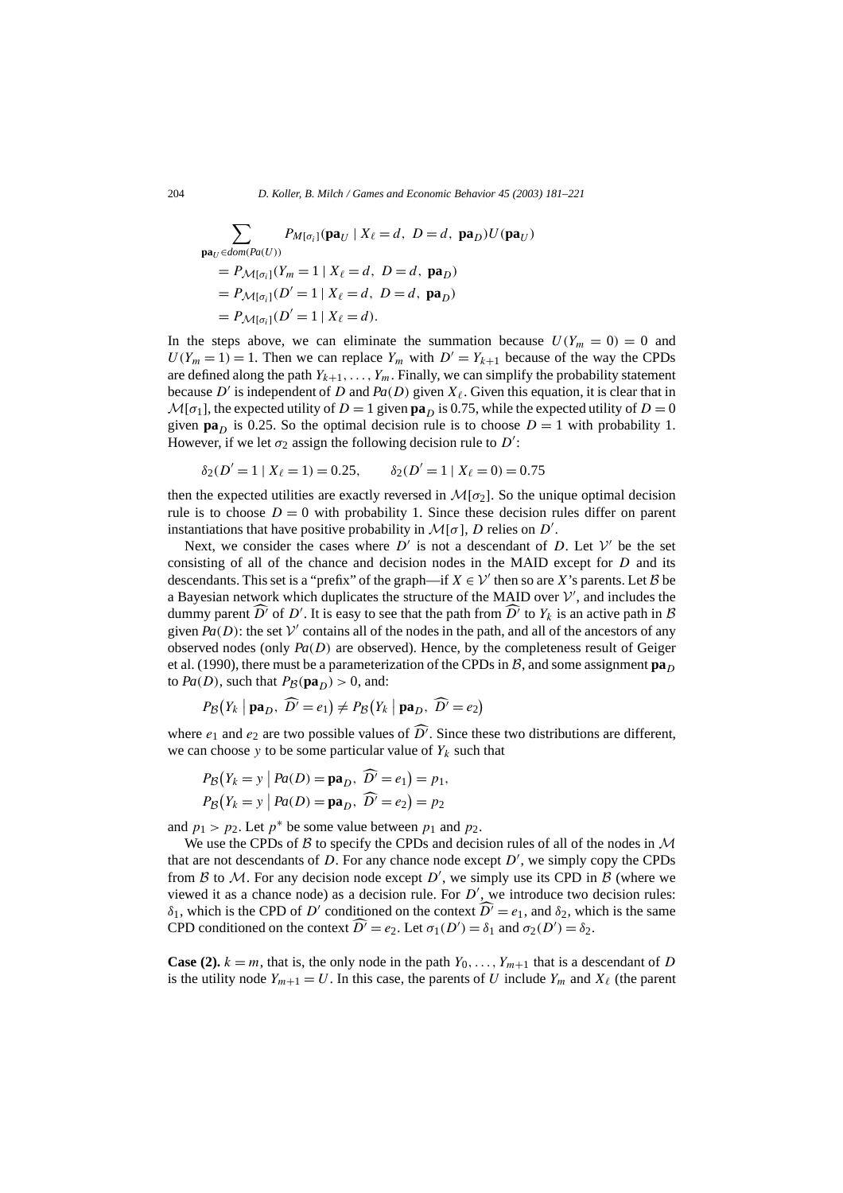$$
\begin{aligned}
&\sum_{\mathbf{pa}_U \in dom(Pa(U))} P_{M[\sigma_i]}(\mathbf{pa}_U \mid X_\ell = d,\ D = d,\ \mathbf{pa}_D) U(\mathbf{pa}_U) \\
&\quad = P_{\mathcal{M}[\sigma_i]}(Y_m = 1 \mid X_\ell = d,\ D = d,\ \mathbf{pa}_D) \\
&\quad = P_{\mathcal{M}[\sigma_i]}(D' = 1 \mid X_\ell = d,\ D = d,\ \mathbf{pa}_D) \\
&\quad = P_{\mathcal{M}[\sigma_i]}(D' = 1 \mid X_\ell = d).
\end{aligned}
$$

In the steps above, we can eliminate the summation because $U(Y_m = 0) = 0$ and $U(Y_m = 1) = 1$. Then we can replace $Y_m$ with $D' = Y_{k+1}$ because of the way the CPDs are defined along the path $Y_{k+1}, \ldots, Y_m$. Finally, we can simplify the probability statement because $D'$ is independent of $D$ and $Pa(D)$ given $X_\ell$. Given this equation, it is clear that in $\mathcal{M}[\sigma_1]$, the expected utility of $D = 1$ given $\mathbf{pa}_D$ is 0.75, while the expected utility of $D = 0$ given $\mathbf{pa}_D$ is 0.25. So the optimal decision rule is to choose $D = 1$ with probability 1. However, if we let $\sigma_2$ assign the following decision rule to $D'$:

$$
\delta_2(D' = 1 \mid X_\ell = 1) = 0.25, \qquad \delta_2(D' = 1 \mid X_\ell = 0) = 0.75
$$

then the expected utilities are exactly reversed in $\mathcal{M}[\sigma_2]$. So the unique optimal decision rule is to choose $D = 0$ with probability 1. Since these decision rules differ on parent instantiations that have positive probability in $\mathcal{M}[\sigma]$, $D$ relies on $D'$.

Next, we consider the cases where $D'$ is not a descendant of $D$. Let $\mathcal{V}'$ be the set consisting of all of the chance and decision nodes in the MAID except for $D$ and its descendants. This set is a "prefix" of the graph—if $X \in \mathcal{V}'$ then so are $X$'s parents. Let $\mathcal{B}$ be a Bayesian network which duplicates the structure of the MAID over $\mathcal{V}'$, and includes the dummy parent $\widehat{D'}$ of $D'$. It is easy to see that the path from $\widehat{D'}$ to $Y_k$ is an active path in $\mathcal{B}$ given $Pa(D)$: the set $\mathcal{V}'$ contains all of the nodes in the path, and all of the ancestors of any observed nodes (only $Pa(D)$ are observed). Hence, by the completeness result of Geiger et al. (1990), there must be a parameterization of the CPDs in $\mathcal{B}$, and some assignment $\mathbf{pa}_D$ to $Pa(D)$, such that $P_{\mathcal{B}}(\mathbf{pa}_D) > 0$, and:

$$
P_{\mathcal{B}}\big(Y_k \mid \mathbf{pa}_D,\ \widehat{D'} = e_1\big) \neq P_{\mathcal{B}}\big(Y_k \mid \mathbf{pa}_D,\ \widehat{D'} = e_2\big)
$$

where $e_1$ and $e_2$ are two possible values of $\widehat{D'}$. Since these two distributions are different, we can choose $y$ to be some particular value of $Y_k$ such that

$$
\begin{aligned}
&P_{\mathcal{B}}\big(Y_k = y \mid Pa(D) = \mathbf{pa}_D,\ \widehat{D'} = e_1\big) = p_1, \\
&P_{\mathcal{B}}\big(Y_k = y \mid Pa(D) = \mathbf{pa}_D,\ \widehat{D'} = e_2\big) = p_2
\end{aligned}
$$

and $p_1 > p_2$. Let $p^*$ be some value between $p_1$ and $p_2$.

We use the CPDs of $\mathcal{B}$ to specify the CPDs and decision rules of all of the nodes in $\mathcal{M}$ that are not descendants of $D$. For any chance node except $D'$, we simply copy the CPDs from $\mathcal{B}$ to $\mathcal{M}$. For any decision node except $D'$, we simply use its CPD in $\mathcal{B}$ (where we viewed it as a chance node) as a decision rule. For $D'$, we introduce two decision rules: $\delta_1$, which is the CPD of $D'$ conditioned on the context $\widehat{D'} = e_1$, and $\delta_2$, which is the same CPD conditioned on the context $\widehat{D'} = e_2$. Let $\sigma_1(D') = \delta_1$ and $\sigma_2(D') = \delta_2$.

**Case (2).** $k = m$, that is, the only node in the path $Y_0, \ldots, Y_{m+1}$ that is a descendant of $D$ is the utility node $Y_{m+1} = U$. In this case, the parents of $U$ include $Y_m$ and $X_\ell$ (the parent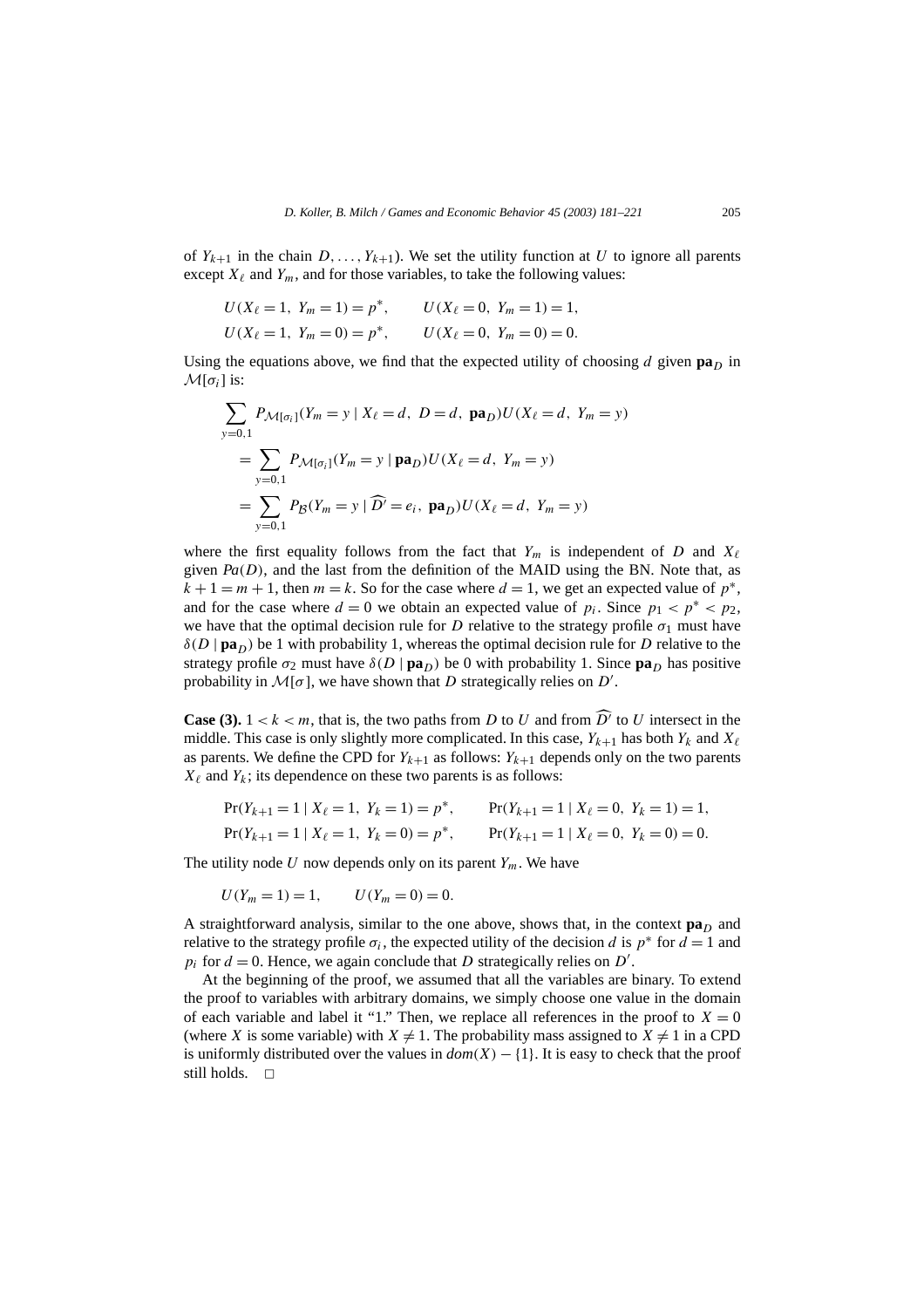of $Y_{k+1}$ in the chain $D, \ldots, Y_{k+1}$). We set the utility function at $U$ to ignore all parents except $X_\ell$ and $Y_m$, and for those variables, to take the following values:

$$U(X_\ell = 1,\ Y_m = 1) = p^*, \qquad U(X_\ell = 0,\ Y_m = 1) = 1,$$
$$U(X_\ell = 1,\ Y_m = 0) = p^*, \qquad U(X_\ell = 0,\ Y_m = 0) = 0.$$

Using the equations above, we find that the expected utility of choosing $d$ given $\mathbf{pa}_D$ in $\mathcal{M}[\sigma_i]$ is:

$$\sum_{y=0,1} P_{\mathcal{M}[\sigma_i]}(Y_m = y \mid X_\ell = d,\ D = d,\ \mathbf{pa}_D) U(X_\ell = d,\ Y_m = y)$$
$$= \sum_{y=0,1} P_{\mathcal{M}[\sigma_i]}(Y_m = y \mid \mathbf{pa}_D) U(X_\ell = d,\ Y_m = y)$$
$$= \sum_{y=0,1} P_{\mathcal{B}}(Y_m = y \mid \widehat{D'} = e_i,\ \mathbf{pa}_D) U(X_\ell = d,\ Y_m = y)$$

where the first equality follows from the fact that $Y_m$ is independent of $D$ and $X_\ell$ given $Pa(D)$, and the last from the definition of the MAID using the BN. Note that, as $k + 1 = m + 1$, then $m = k$. So for the case where $d = 1$, we get an expected value of $p^*$, and for the case where $d = 0$ we obtain an expected value of $p_i$. Since $p_1 < p^* < p_2$, we have that the optimal decision rule for $D$ relative to the strategy profile $\sigma_1$ must have $\delta(D \mid \mathbf{pa}_D)$ be 1 with probability 1, whereas the optimal decision rule for $D$ relative to the strategy profile $\sigma_2$ must have $\delta(D \mid \mathbf{pa}_D)$ be 0 with probability 1. Since $\mathbf{pa}_D$ has positive probability in $\mathcal{M}[\sigma]$, we have shown that $D$ strategically relies on $D'$.

**Case (3).** $1 < k < m$, that is, the two paths from $D$ to $U$ and from $\widehat{D'}$ to $U$ intersect in the middle. This case is only slightly more complicated. In this case, $Y_{k+1}$ has both $Y_k$ and $X_\ell$ as parents. We define the CPD for $Y_{k+1}$ as follows: $Y_{k+1}$ depends only on the two parents $X_\ell$ and $Y_k$; its dependence on these two parents is as follows:

$$\Pr(Y_{k+1} = 1 \mid X_\ell = 1,\ Y_k = 1) = p^*, \qquad \Pr(Y_{k+1} = 1 \mid X_\ell = 0,\ Y_k = 1) = 1,$$
$$\Pr(Y_{k+1} = 1 \mid X_\ell = 1,\ Y_k = 0) = p^*, \qquad \Pr(Y_{k+1} = 1 \mid X_\ell = 0,\ Y_k = 0) = 0.$$

The utility node $U$ now depends only on its parent $Y_m$. We have

$$U(Y_m = 1) = 1, \qquad U(Y_m = 0) = 0.$$

A straightforward analysis, similar to the one above, shows that, in the context $\mathbf{pa}_D$ and relative to the strategy profile $\sigma_i$, the expected utility of the decision $d$ is $p^*$ for $d = 1$ and $p_i$ for $d = 0$. Hence, we again conclude that $D$ strategically relies on $D'$.

At the beginning of the proof, we assumed that all the variables are binary. To extend the proof to variables with arbitrary domains, we simply choose one value in the domain of each variable and label it "1." Then, we replace all references in the proof to $X = 0$ (where $X$ is some variable) with $X \neq 1$. The probability mass assigned to $X \neq 1$ in a CPD is uniformly distributed over the values in $dom(X) - \{1\}$. It is easy to check that the proof still holds. □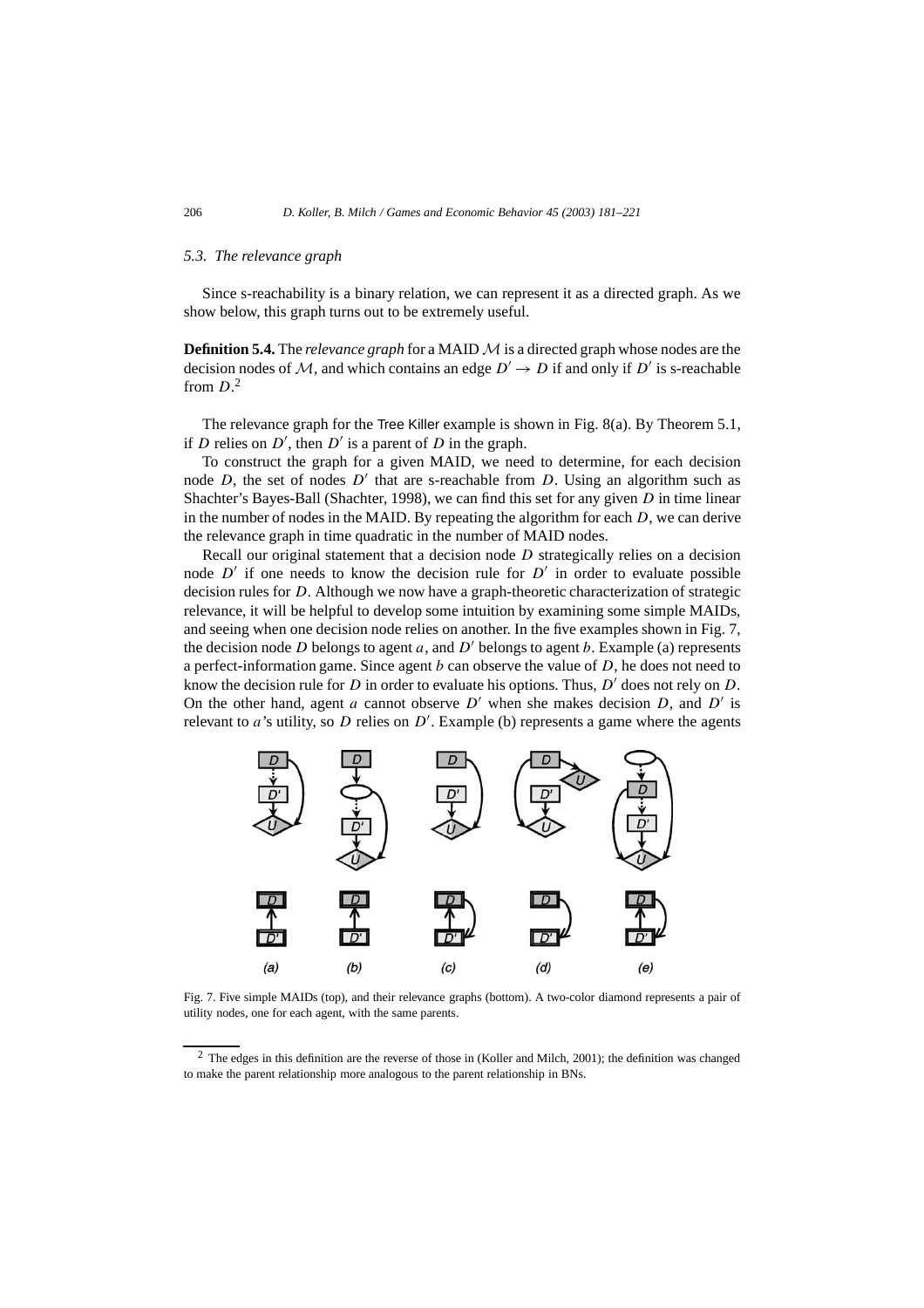### 5.3. The relevance graph

Since s-reachability is a binary relation, we can represent it as a directed graph. As we show below, this graph turns out to be extremely useful.

**Definition 5.4.** The *relevance graph* for a MAID $\mathcal{M}$ is a directed graph whose nodes are the decision nodes of $\mathcal{M}$, and which contains an edge $D' \rightarrow D$ if and only if $D'$ is s-reachable from $D$.[2]

The relevance graph for the Tree Killer example is shown in Fig. 8(a). By Theorem 5.1, if $D$ relies on $D'$, then $D'$ is a parent of $D$ in the graph.

To construct the graph for a given MAID, we need to determine, for each decision node $D$, the set of nodes $D'$ that are s-reachable from $D$. Using an algorithm such as Shachter's Bayes-Ball (Shachter, 1998), we can find this set for any given $D$ in time linear in the number of nodes in the MAID. By repeating the algorithm for each $D$, we can derive the relevance graph in time quadratic in the number of MAID nodes.

Recall our original statement that a decision node $D$ strategically relies on a decision node $D'$ if one needs to know the decision rule for $D'$ in order to evaluate possible decision rules for $D$. Although we now have a graph-theoretic characterization of strategic relevance, it will be helpful to develop some intuition by examining some simple MAIDs, and seeing when one decision node relies on another. In the five examples shown in Fig. 7, the decision node $D$ belongs to agent $a$, and $D'$ belongs to agent $b$. Example (a) represents a perfect-information game. Since agent $b$ can observe the value of $D$, he does not need to know the decision rule for $D$ in order to evaluate his options. Thus, $D'$ does not rely on $D$. On the other hand, agent $a$ cannot observe $D'$ when she makes decision $D$, and $D'$ is relevant to $a$'s utility, so $D$ relies on $D'$. Example (b) represents a game where the agents

Fig. 7. Five simple MAIDs (top), and their relevance graphs (bottom). A two-color diamond represents a pair of utility nodes, one for each agent, with the same parents.

[2] The edges in this definition are the reverse of those in (Koller and Milch, 2001); the definition was changed to make the parent relationship more analogous to the parent relationship in BNs.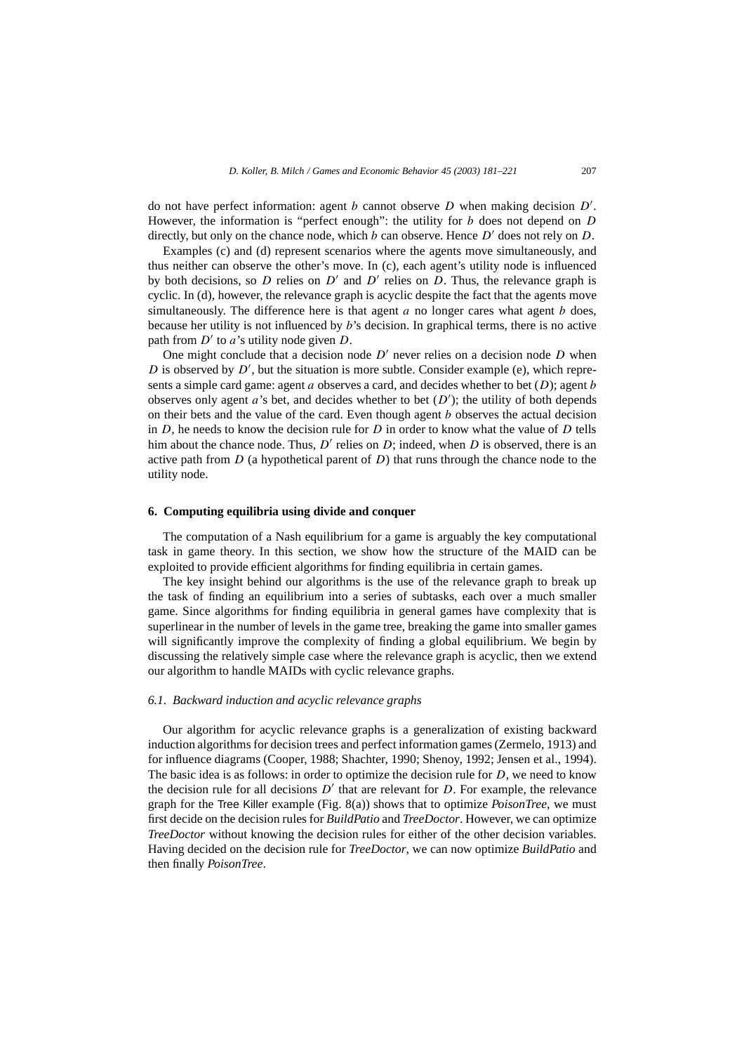do not have perfect information: agent $b$ cannot observe $D$ when making decision $D'$. However, the information is "perfect enough": the utility for $b$ does not depend on $D$ directly, but only on the chance node, which $b$ can observe. Hence $D'$ does not rely on $D$.

Examples (c) and (d) represent scenarios where the agents move simultaneously, and thus neither can observe the other's move. In (c), each agent's utility node is influenced by both decisions, so $D$ relies on $D'$ and $D'$ relies on $D$. Thus, the relevance graph is cyclic. In (d), however, the relevance graph is acyclic despite the fact that the agents move simultaneously. The difference here is that agent $a$ no longer cares what agent $b$ does, because her utility is not influenced by $b$'s decision. In graphical terms, there is no active path from $D'$ to $a$'s utility node given $D$.

One might conclude that a decision node $D'$ never relies on a decision node $D$ when $D$ is observed by $D'$, but the situation is more subtle. Consider example (e), which represents a simple card game: agent $a$ observes a card, and decides whether to bet ($D$); agent $b$ observes only agent $a$'s bet, and decides whether to bet ($D'$); the utility of both depends on their bets and the value of the card. Even though agent $b$ observes the actual decision in $D$, he needs to know the decision rule for $D$ in order to know what the value of $D$ tells him about the chance node. Thus, $D'$ relies on $D$; indeed, when $D$ is observed, there is an active path from $D$ (a hypothetical parent of $D$) that runs through the chance node to the utility node.

## 6. Computing equilibria using divide and conquer

The computation of a Nash equilibrium for a game is arguably the key computational task in game theory. In this section, we show how the structure of the MAID can be exploited to provide efficient algorithms for finding equilibria in certain games.

The key insight behind our algorithms is the use of the relevance graph to break up the task of finding an equilibrium into a series of subtasks, each over a much smaller game. Since algorithms for finding equilibria in general games have complexity that is superlinear in the number of levels in the game tree, breaking the game into smaller games will significantly improve the complexity of finding a global equilibrium. We begin by discussing the relatively simple case where the relevance graph is acyclic, then we extend our algorithm to handle MAIDs with cyclic relevance graphs.

### *6.1. Backward induction and acyclic relevance graphs*

Our algorithm for acyclic relevance graphs is a generalization of existing backward induction algorithms for decision trees and perfect information games (Zermelo, 1913) and for influence diagrams (Cooper, 1988; Shachter, 1990; Shenoy, 1992; Jensen et al., 1994). The basic idea is as follows: in order to optimize the decision rule for $D$, we need to know the decision rule for all decisions $D'$ that are relevant for $D$. For example, the relevance graph for the Tree Killer example (Fig. 8(a)) shows that to optimize *PoisonTree*, we must first decide on the decision rules for *BuildPatio* and *TreeDoctor*. However, we can optimize *TreeDoctor* without knowing the decision rules for either of the other decision variables. Having decided on the decision rule for *TreeDoctor*, we can now optimize *BuildPatio* and then finally *PoisonTree*.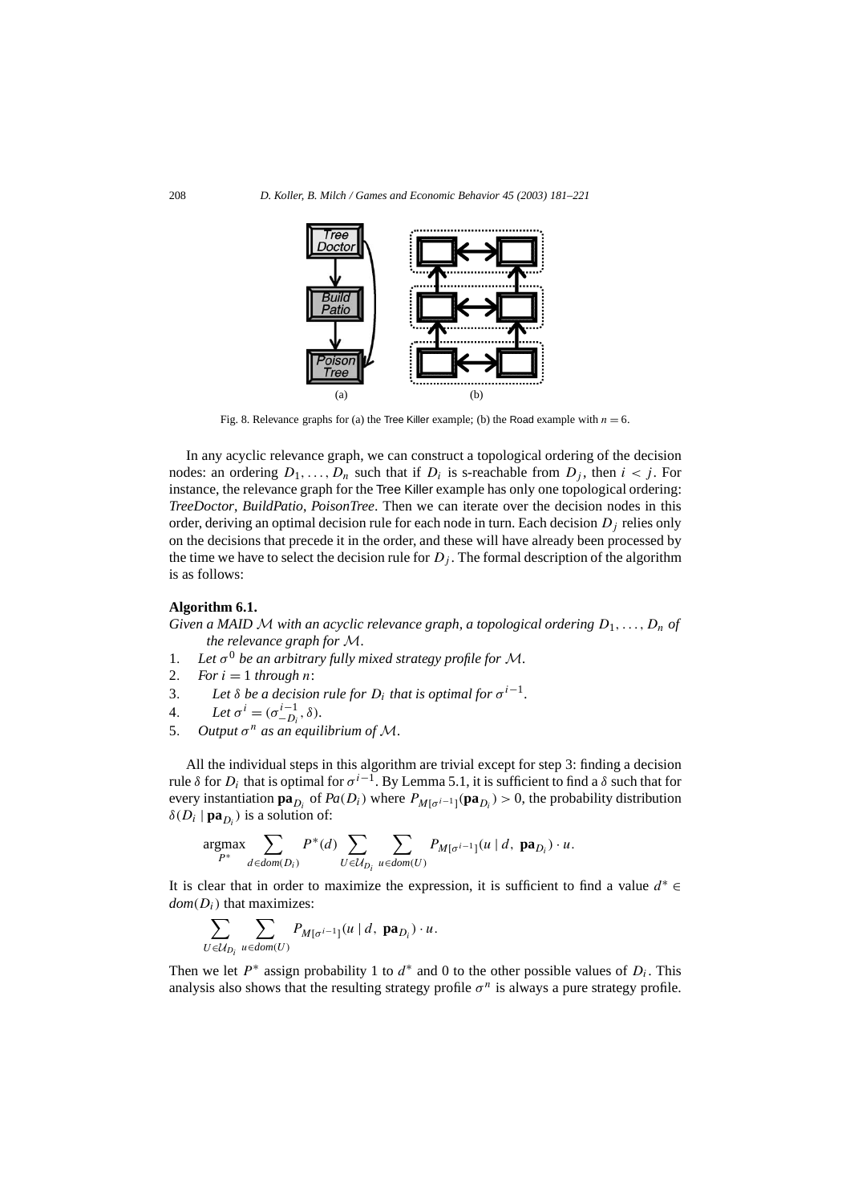Fig. 8. Relevance graphs for (a) the Tree Killer example; (b) the Road example with $n = 6$.

In any acyclic relevance graph, we can construct a topological ordering of the decision nodes: an ordering $D_1, \ldots, D_n$ such that if $D_i$ is s-reachable from $D_j$, then $i < j$. For instance, the relevance graph for the Tree Killer example has only one topological ordering: *TreeDoctor*, *BuildPatio*, *PoisonTree*. Then we can iterate over the decision nodes in this order, deriving an optimal decision rule for each node in turn. Each decision $D_j$ relies only on the decisions that precede it in the order, and these will have already been processed by the time we have to select the decision rule for $D_j$. The formal description of the algorithm is as follows:

**Algorithm 6.1.**

*Given a MAID $\mathcal{M}$ with an acyclic relevance graph, a topological ordering $D_1, \ldots, D_n$ of the relevance graph for $\mathcal{M}$.*

1. *Let $\sigma^0$ be an arbitrary fully mixed strategy profile for $\mathcal{M}$.*
2. *For $i = 1$ through $n$:*
3. *Let $\delta$ be a decision rule for $D_i$ that is optimal for $\sigma^{i-1}$.*
4. *Let $\sigma^i = (\sigma^{i-1}_{-D_i}, \delta)$.*
5. *Output $\sigma^n$ as an equilibrium of $\mathcal{M}$.*

All the individual steps in this algorithm are trivial except for step 3: finding a decision rule $\delta$ for $D_i$ that is optimal for $\sigma^{i-1}$. By Lemma 5.1, it is sufficient to find a $\delta$ such that for every instantiation $\mathbf{pa}_{D_i}$ of $Pa(D_i)$ where $P_{\mathcal{M}[\sigma^{i-1}]}(\mathbf{pa}_{D_i}) > 0$, the probability distribution $\delta(D_i \mid \mathbf{pa}_{D_i})$ is a solution of:

$$\operatorname*{argmax}_{P^*} \sum_{d \in dom(D_i)} P^*(d) \sum_{U \in \mathcal{U}_{D_i}} \sum_{u \in dom(U)} P_{\mathcal{M}[\sigma^{i-1}]}(u \mid d, \mathbf{pa}_{D_i}) \cdot u.$$

It is clear that in order to maximize the expression, it is sufficient to find a value $d^* \in dom(D_i)$ that maximizes:

$$\sum_{U \in \mathcal{U}_{D_i}} \sum_{u \in dom(U)} P_{\mathcal{M}[\sigma^{i-1}]}(u \mid d, \mathbf{pa}_{D_i}) \cdot u.$$

Then we let $P^*$ assign probability 1 to $d^*$ and 0 to the other possible values of $D_i$. This analysis also shows that the resulting strategy profile $\sigma^n$ is always a pure strategy profile.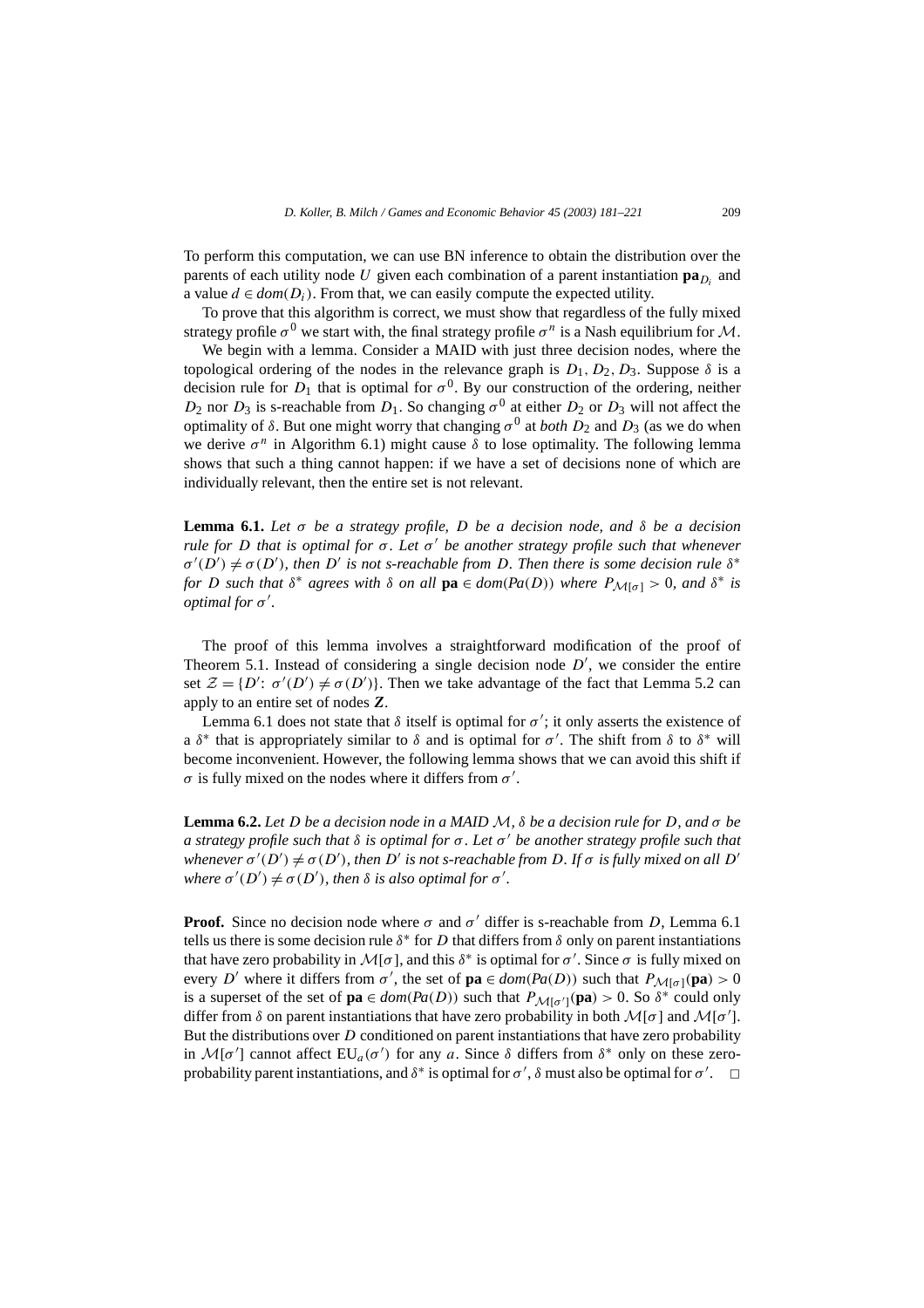To perform this computation, we can use BN inference to obtain the distribution over the parents of each utility node $U$ given each combination of a parent instantiation $\mathbf{pa}_{D_i}$ and a value $d \in dom(D_i)$. From that, we can easily compute the expected utility.

To prove that this algorithm is correct, we must show that regardless of the fully mixed strategy profile $\sigma^0$ we start with, the final strategy profile $\sigma^n$ is a Nash equilibrium for $\mathcal{M}$.

We begin with a lemma. Consider a MAID with just three decision nodes, where the topological ordering of the nodes in the relevance graph is $D_1, D_2, D_3$. Suppose $\delta$ is a decision rule for $D_1$ that is optimal for $\sigma^0$. By our construction of the ordering, neither $D_2$ nor $D_3$ is s-reachable from $D_1$. So changing $\sigma^0$ at either $D_2$ or $D_3$ will not affect the optimality of $\delta$. But one might worry that changing $\sigma^0$ at *both* $D_2$ and $D_3$ (as we do when we derive $\sigma^n$ in Algorithm 6.1) might cause $\delta$ to lose optimality. The following lemma shows that such a thing cannot happen: if we have a set of decisions none of which are individually relevant, then the entire set is not relevant.

**Lemma 6.1.** *Let $\sigma$ be a strategy profile, $D$ be a decision node, and $\delta$ be a decision rule for $D$ that is optimal for $\sigma$. Let $\sigma'$ be another strategy profile such that whenever $\sigma'(D') \neq \sigma(D')$, then $D'$ is not s-reachable from $D$. Then there is some decision rule $\delta^*$ for $D$ such that $\delta^*$ agrees with $\delta$ on all $\mathbf{pa} \in dom(Pa(D))$ where $P_{\mathcal{M}[\sigma]} > 0$, and $\delta^*$ is optimal for $\sigma'$.*

The proof of this lemma involves a straightforward modification of the proof of Theorem 5.1. Instead of considering a single decision node $D'$, we consider the entire set $\mathcal{Z} = \{D'\colon \sigma'(D') \neq \sigma(D')\}$. Then we take advantage of the fact that Lemma 5.2 can apply to an entire set of nodes $\boldsymbol{Z}$.

Lemma 6.1 does not state that $\delta$ itself is optimal for $\sigma'$; it only asserts the existence of a $\delta^*$ that is appropriately similar to $\delta$ and is optimal for $\sigma'$. The shift from $\delta$ to $\delta^*$ will become inconvenient. However, the following lemma shows that we can avoid this shift if $\sigma$ is fully mixed on the nodes where it differs from $\sigma'$.

**Lemma 6.2.** *Let $D$ be a decision node in a MAID $\mathcal{M}$, $\delta$ be a decision rule for $D$, and $\sigma$ be a strategy profile such that $\delta$ is optimal for $\sigma$. Let $\sigma'$ be another strategy profile such that whenever $\sigma'(D') \neq \sigma(D')$, then $D'$ is not s-reachable from $D$. If $\sigma$ is fully mixed on all $D'$ where $\sigma'(D') \neq \sigma(D')$, then $\delta$ is also optimal for $\sigma'$.*

**Proof.** Since no decision node where $\sigma$ and $\sigma'$ differ is s-reachable from $D$, Lemma 6.1 tells us there is some decision rule $\delta^*$ for $D$ that differs from $\delta$ only on parent instantiations that have zero probability in $\mathcal{M}[\sigma]$, and this $\delta^*$ is optimal for $\sigma'$. Since $\sigma$ is fully mixed on every $D'$ where it differs from $\sigma'$, the set of $\mathbf{pa} \in dom(Pa(D))$ such that $P_{\mathcal{M}[\sigma]}(\mathbf{pa}) > 0$ is a superset of the set of $\mathbf{pa} \in dom(Pa(D))$ such that $P_{\mathcal{M}[\sigma']}(\mathbf{pa}) > 0$. So $\delta^*$ could only differ from $\delta$ on parent instantiations that have zero probability in both $\mathcal{M}[\sigma]$ and $\mathcal{M}[\sigma']$. But the distributions over $D$ conditioned on parent instantiations that have zero probability in $\mathcal{M}[\sigma']$ cannot affect $\mathrm{EU}_a(\sigma')$ for any $a$. Since $\delta$ differs from $\delta^*$ only on these zero-probability parent instantiations, and $\delta^*$ is optimal for $\sigma'$, $\delta$ must also be optimal for $\sigma'$. $\square$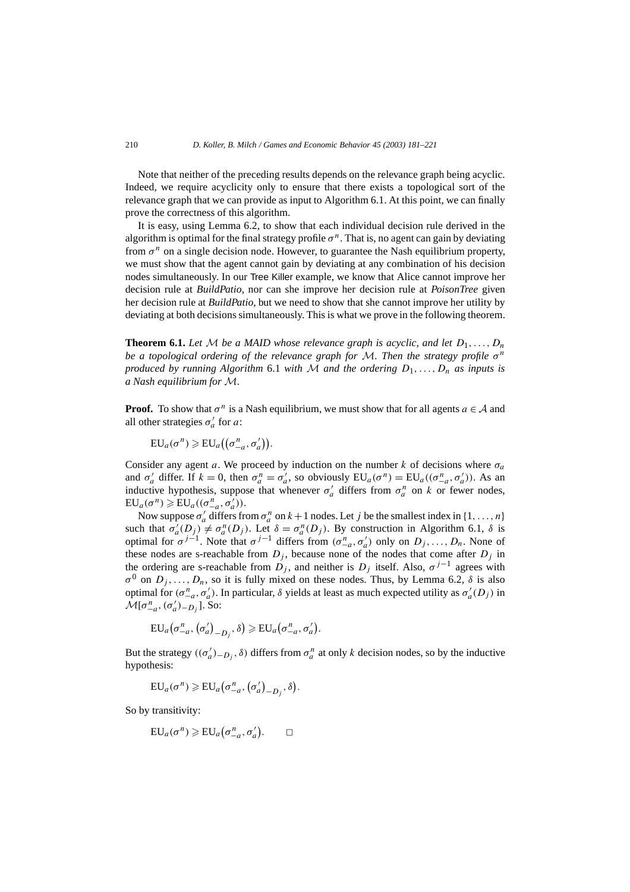Note that neither of the preceding results depends on the relevance graph being acyclic. Indeed, we require acyclicity only to ensure that there exists a topological sort of the relevance graph that we can provide as input to Algorithm 6.1. At this point, we can finally prove the correctness of this algorithm.

It is easy, using Lemma 6.2, to show that each individual decision rule derived in the algorithm is optimal for the final strategy profile $\sigma^n$. That is, no agent can gain by deviating from $\sigma^n$ on a single decision node. However, to guarantee the Nash equilibrium property, we must show that the agent cannot gain by deviating at any combination of his decision nodes simultaneously. In our Tree Killer example, we know that Alice cannot improve her decision rule at *BuildPatio*, nor can she improve her decision rule at *PoisonTree* given her decision rule at *BuildPatio*, but we need to show that she cannot improve her utility by deviating at both decisions simultaneously. This is what we prove in the following theorem.

**Theorem 6.1.** *Let $\mathcal{M}$ be a MAID whose relevance graph is acyclic, and let $D_1, \ldots, D_n$ be a topological ordering of the relevance graph for $\mathcal{M}$. Then the strategy profile $\sigma^n$ produced by running Algorithm* 6.1 *with $\mathcal{M}$ and the ordering $D_1, \ldots, D_n$ as inputs is a Nash equilibrium for $\mathcal{M}$.*

**Proof.** To show that $\sigma^n$ is a Nash equilibrium, we must show that for all agents $a \in \mathcal{A}$ and all other strategies $\sigma'_a$ for $a$:

$$\mathrm{EU}_a(\sigma^n) \geqslant \mathrm{EU}_a\big((\sigma^n_{-a}, \sigma'_a)\big).$$

Consider any agent $a$. We proceed by induction on the number $k$ of decisions where $\sigma_a$ and $\sigma'_a$ differ. If $k = 0$, then $\sigma^n_a = \sigma'_a$, so obviously $\mathrm{EU}_a(\sigma^n) = \mathrm{EU}_a((\sigma^n_{-a}, \sigma'_a))$. As an inductive hypothesis, suppose that whenever $\sigma'_a$ differs from $\sigma^n_a$ on $k$ or fewer nodes, $\mathrm{EU}_a(\sigma^n) \geqslant \mathrm{EU}_a((\sigma^n_{-a}, \sigma'_a))$.

Now suppose $\sigma'_a$ differs from $\sigma^n_a$ on $k+1$ nodes. Let $j$ be the smallest index in $\{1, \ldots, n\}$ such that $\sigma'_a(D_j) \neq \sigma^n_a(D_j)$. Let $\delta = \sigma^n_a(D_j)$. By construction in Algorithm 6.1, $\delta$ is optimal for $\sigma^{j-1}$. Note that $\sigma^{j-1}$ differs from $(\sigma^n_{-a}, \sigma'_a)$ only on $D_j, \ldots, D_n$. None of these nodes are s-reachable from $D_j$, because none of the nodes that come after $D_j$ in the ordering are s-reachable from $D_j$, and neither is $D_j$ itself. Also, $\sigma^{j-1}$ agrees with $\sigma^0$ on $D_j, \ldots, D_n$, so it is fully mixed on these nodes. Thus, by Lemma 6.2, $\delta$ is also optimal for $(\sigma^n_{-a}, \sigma'_a)$. In particular, $\delta$ yields at least as much expected utility as $\sigma'_a(D_j)$ in $\mathcal{M}[\sigma^n_{-a}, (\sigma'_a)_{-D_j}]$. So:

$$\mathrm{EU}_a\big(\sigma^n_{-a}, (\sigma'_a)_{-D_j}, \delta\big) \geqslant \mathrm{EU}_a\big(\sigma^n_{-a}, \sigma'_a\big).$$

But the strategy $((\sigma'_a)_{-D_j}, \delta)$ differs from $\sigma^n_a$ at only $k$ decision nodes, so by the inductive hypothesis:

$$\mathrm{EU}_a(\sigma^n) \geqslant \mathrm{EU}_a\big(\sigma^n_{-a}, (\sigma'_a)_{-D_j}, \delta\big).$$

So by transitivity:

$$\mathrm{EU}_a(\sigma^n) \geqslant \mathrm{EU}_a\big(\sigma^n_{-a}, \sigma'_a\big). \qquad \square$$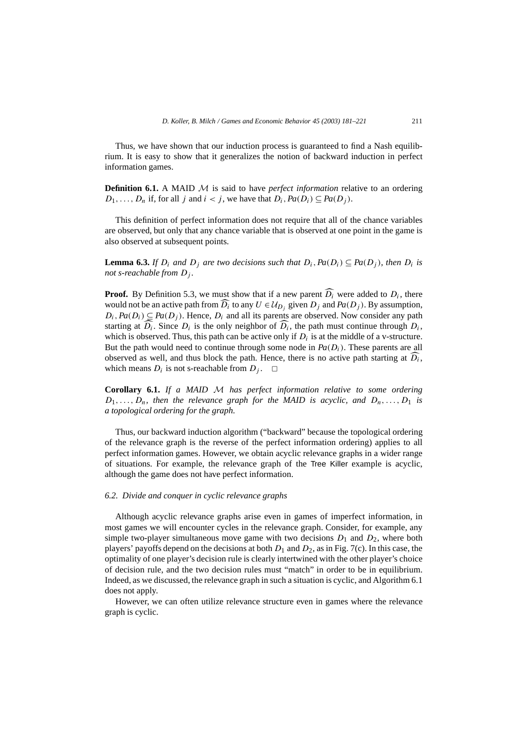Thus, we have shown that our induction process is guaranteed to find a Nash equilibrium. It is easy to show that it generalizes the notion of backward induction in perfect information games.

**Definition 6.1.** A MAID $\mathcal{M}$ is said to have *perfect information* relative to an ordering $D_1, \ldots, D_n$ if, for all $j$ and $i < j$, we have that $D_i, Pa(D_i) \subseteq Pa(D_j)$.

This definition of perfect information does not require that all of the chance variables are observed, but only that any chance variable that is observed at one point in the game is also observed at subsequent points.

**Lemma 6.3.** *If $D_i$ and $D_j$ are two decisions such that $D_i, Pa(D_i) \subseteq Pa(D_j)$, then $D_i$ is not s-reachable from $D_j$.*

**Proof.** By Definition 5.3, we must show that if a new parent $\widehat{D_i}$ were added to $D_i$, there would not be an active path from $\widehat{D_i}$ to any $U \in \mathcal{U}_{D_j}$ given $D_j$ and $Pa(D_j)$. By assumption, $D_i, Pa(D_i) \subseteq Pa(D_j)$. Hence, $D_i$ and all its parents are observed. Now consider any path starting at $\widehat{D_i}$. Since $D_i$ is the only neighbor of $\widehat{D_i}$, the path must continue through $D_i$, which is observed. Thus, this path can be active only if $D_i$ is at the middle of a v-structure. But the path would need to continue through some node in $Pa(D_i)$. These parents are all observed as well, and thus block the path. Hence, there is no active path starting at $\widehat{D_i}$, which means $D_i$ is not s-reachable from $D_j$. □

**Corollary 6.1.** *If a MAID $\mathcal{M}$ has perfect information relative to some ordering $D_1, \ldots, D_n$, then the relevance graph for the MAID is acyclic, and $D_n, \ldots, D_1$ is a topological ordering for the graph.*

Thus, our backward induction algorithm ("backward" because the topological ordering of the relevance graph is the reverse of the perfect information ordering) applies to all perfect information games. However, we obtain acyclic relevance graphs in a wider range of situations. For example, the relevance graph of the Tree Killer example is acyclic, although the game does not have perfect information.

### 6.2. Divide and conquer in cyclic relevance graphs

Although acyclic relevance graphs arise even in games of imperfect information, in most games we will encounter cycles in the relevance graph. Consider, for example, any simple two-player simultaneous move game with two decisions $D_1$ and $D_2$, where both players' payoffs depend on the decisions at both $D_1$ and $D_2$, as in Fig. 7(c). In this case, the optimality of one player's decision rule is clearly intertwined with the other player's choice of decision rule, and the two decision rules must "match" in order to be in equilibrium. Indeed, as we discussed, the relevance graph in such a situation is cyclic, and Algorithm 6.1 does not apply.

However, we can often utilize relevance structure even in games where the relevance graph is cyclic.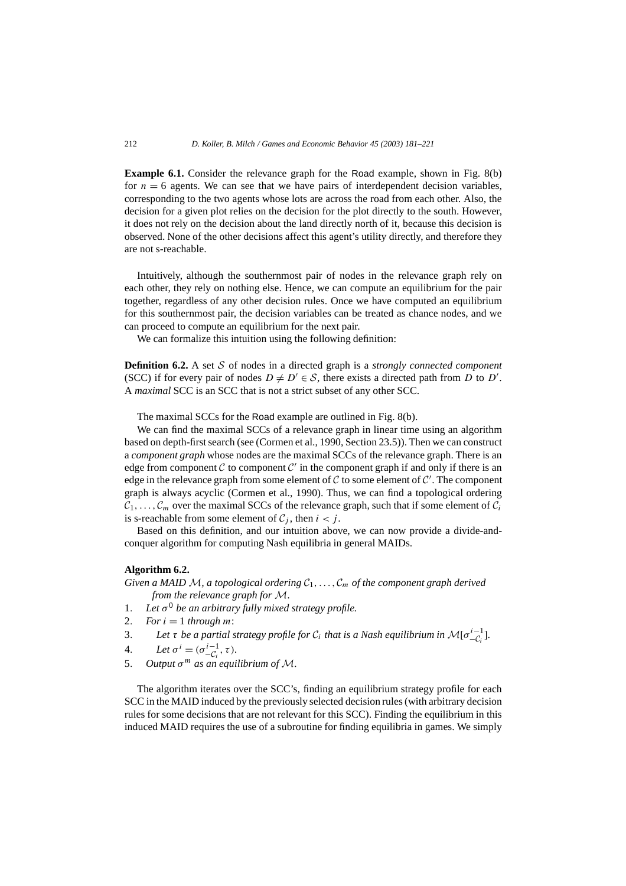**Example 6.1.** Consider the relevance graph for the Road example, shown in Fig. 8(b) for $n = 6$ agents. We can see that we have pairs of interdependent decision variables, corresponding to the two agents whose lots are across the road from each other. Also, the decision for a given plot relies on the decision for the plot directly to the south. However, it does not rely on the decision about the land directly north of it, because this decision is observed. None of the other decisions affect this agent's utility directly, and therefore they are not s-reachable.

Intuitively, although the southernmost pair of nodes in the relevance graph rely on each other, they rely on nothing else. Hence, we can compute an equilibrium for the pair together, regardless of any other decision rules. Once we have computed an equilibrium for this southernmost pair, the decision variables can be treated as chance nodes, and we can proceed to compute an equilibrium for the next pair.

We can formalize this intuition using the following definition:

**Definition 6.2.** A set $\mathcal{S}$ of nodes in a directed graph is a *strongly connected component* (SCC) if for every pair of nodes $D \neq D' \in \mathcal{S}$, there exists a directed path from $D$ to $D'$. A *maximal* SCC is an SCC that is not a strict subset of any other SCC.

The maximal SCCs for the Road example are outlined in Fig. 8(b).

We can find the maximal SCCs of a relevance graph in linear time using an algorithm based on depth-first search (see (Cormen et al., 1990, Section 23.5)). Then we can construct a *component graph* whose nodes are the maximal SCCs of the relevance graph. There is an edge from component $\mathcal{C}$ to component $\mathcal{C}'$ in the component graph if and only if there is an edge in the relevance graph from some element of $\mathcal{C}$ to some element of $\mathcal{C}'$. The component graph is always acyclic (Cormen et al., 1990). Thus, we can find a topological ordering $\mathcal{C}_1, \ldots, \mathcal{C}_m$ over the maximal SCCs of the relevance graph, such that if some element of $\mathcal{C}_i$ is s-reachable from some element of $\mathcal{C}_j$, then $i < j$.

Based on this definition, and our intuition above, we can now provide a divide-and-conquer algorithm for computing Nash equilibria in general MAIDs.

**Algorithm 6.2.**

*Given a MAID $\mathcal{M}$, a topological ordering $\mathcal{C}_1, \ldots, \mathcal{C}_m$ of the component graph derived from the relevance graph for $\mathcal{M}$.*

1. *Let $\sigma^0$ be an arbitrary fully mixed strategy profile.*
2. *For $i = 1$ through $m$:*
3. *Let $\tau$ be a partial strategy profile for $\mathcal{C}_i$ that is a Nash equilibrium in $\mathcal{M}[\sigma^{i-1}_{-\mathcal{C}_i}]$.*
4. *Let $\sigma^i = (\sigma^{i-1}_{-\mathcal{C}_i}, \tau)$.*
5. *Output $\sigma^m$ as an equilibrium of $\mathcal{M}$.*

The algorithm iterates over the SCC's, finding an equilibrium strategy profile for each SCC in the MAID induced by the previously selected decision rules (with arbitrary decision rules for some decisions that are not relevant for this SCC). Finding the equilibrium in this induced MAID requires the use of a subroutine for finding equilibria in games. We simply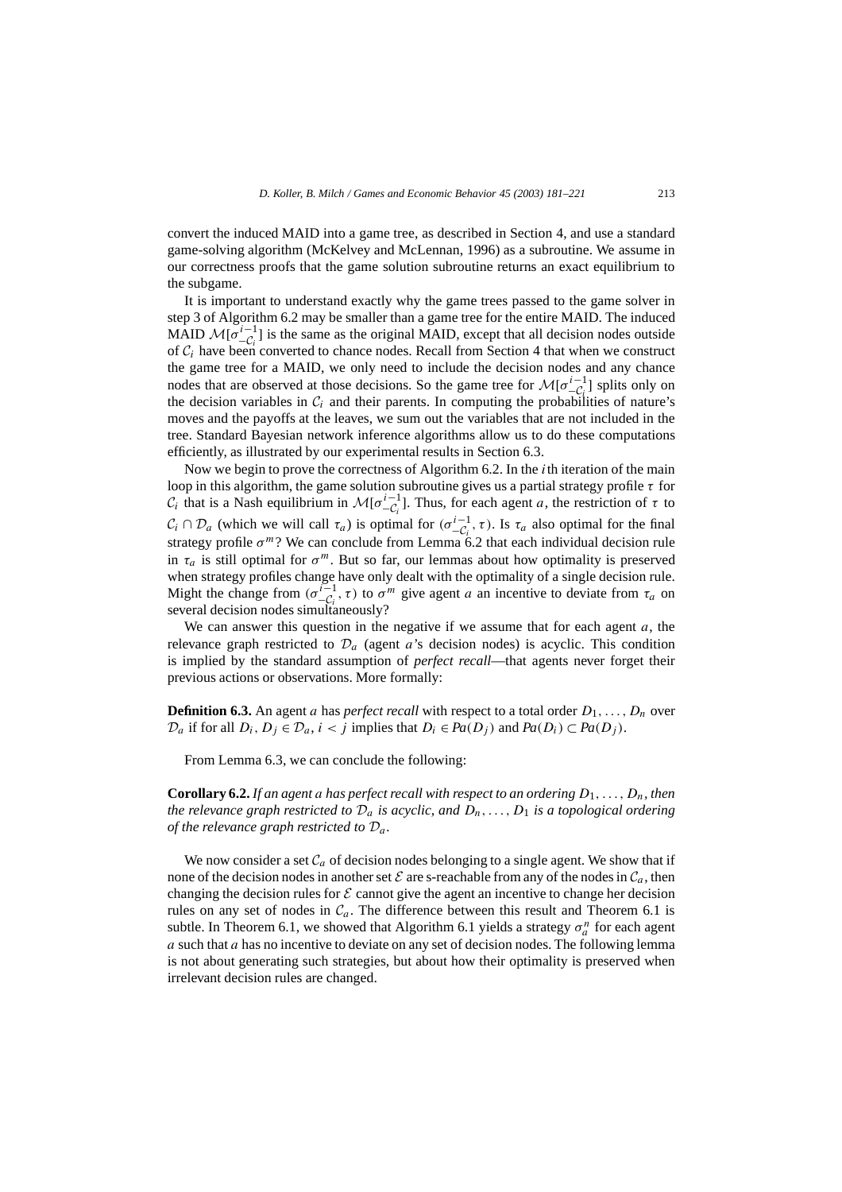convert the induced MAID into a game tree, as described in Section 4, and use a standard game-solving algorithm (McKelvey and McLennan, 1996) as a subroutine. We assume in our correctness proofs that the game solution subroutine returns an exact equilibrium to the subgame.

It is important to understand exactly why the game trees passed to the game solver in step 3 of Algorithm 6.2 may be smaller than a game tree for the entire MAID. The induced MAID $\mathcal{M}[\sigma^{i-1}_{-\mathcal{C}_i}]$ is the same as the original MAID, except that all decision nodes outside of $\mathcal{C}_i$ have been converted to chance nodes. Recall from Section 4 that when we construct the game tree for a MAID, we only need to include the decision nodes and any chance nodes that are observed at those decisions. So the game tree for $\mathcal{M}[\sigma^{i-1}_{-\mathcal{C}_i}]$ splits only on the decision variables in $\mathcal{C}_i$ and their parents. In computing the probabilities of nature's moves and the payoffs at the leaves, we sum out the variables that are not included in the tree. Standard Bayesian network inference algorithms allow us to do these computations efficiently, as illustrated by our experimental results in Section 6.3.

Now we begin to prove the correctness of Algorithm 6.2. In the $i$th iteration of the main loop in this algorithm, the game solution subroutine gives us a partial strategy profile $\tau$ for $\mathcal{C}_i$ that is a Nash equilibrium in $\mathcal{M}[\sigma^{i-1}_{-\mathcal{C}_i}]$. Thus, for each agent $a$, the restriction of $\tau$ to $\mathcal{C}_i \cap \mathcal{D}_a$ (which we will call $\tau_a$) is optimal for $(\sigma^{i-1}_{-\mathcal{C}_i}, \tau)$. Is $\tau_a$ also optimal for the final strategy profile $\sigma^m$? We can conclude from Lemma 6.2 that each individual decision rule in $\tau_a$ is still optimal for $\sigma^m$. But so far, our lemmas about how optimality is preserved when strategy profiles change have only dealt with the optimality of a single decision rule. Might the change from $(\sigma^{i-1}_{-\mathcal{C}_i}, \tau)$ to $\sigma^m$ give agent $a$ an incentive to deviate from $\tau_a$ on several decision nodes simultaneously?

We can answer this question in the negative if we assume that for each agent $a$, the relevance graph restricted to $\mathcal{D}_a$ (agent $a$'s decision nodes) is acyclic. This condition is implied by the standard assumption of *perfect recall*—that agents never forget their previous actions or observations. More formally:

**Definition 6.3.** An agent $a$ has *perfect recall* with respect to a total order $D_1, \ldots, D_n$ over $\mathcal{D}_a$ if for all $D_i, D_j \in \mathcal{D}_a$, $i < j$ implies that $D_i \in Pa(D_j)$ and $Pa(D_i) \subset Pa(D_j)$.

From Lemma 6.3, we can conclude the following:

**Corollary 6.2.** *If an agent $a$ has perfect recall with respect to an ordering $D_1, \ldots, D_n$, then the relevance graph restricted to $\mathcal{D}_a$ is acyclic, and $D_n, \ldots, D_1$ is a topological ordering of the relevance graph restricted to $\mathcal{D}_a$.*

We now consider a set $\mathcal{C}_a$ of decision nodes belonging to a single agent. We show that if none of the decision nodes in another set $\mathcal{E}$ are s-reachable from any of the nodes in $\mathcal{C}_a$, then changing the decision rules for $\mathcal{E}$ cannot give the agent an incentive to change her decision rules on any set of nodes in $\mathcal{C}_a$. The difference between this result and Theorem 6.1 is subtle. In Theorem 6.1, we showed that Algorithm 6.1 yields a strategy $\sigma^n_a$ for each agent $a$ such that $a$ has no incentive to deviate on any set of decision nodes. The following lemma is not about generating such strategies, but about how their optimality is preserved when irrelevant decision rules are changed.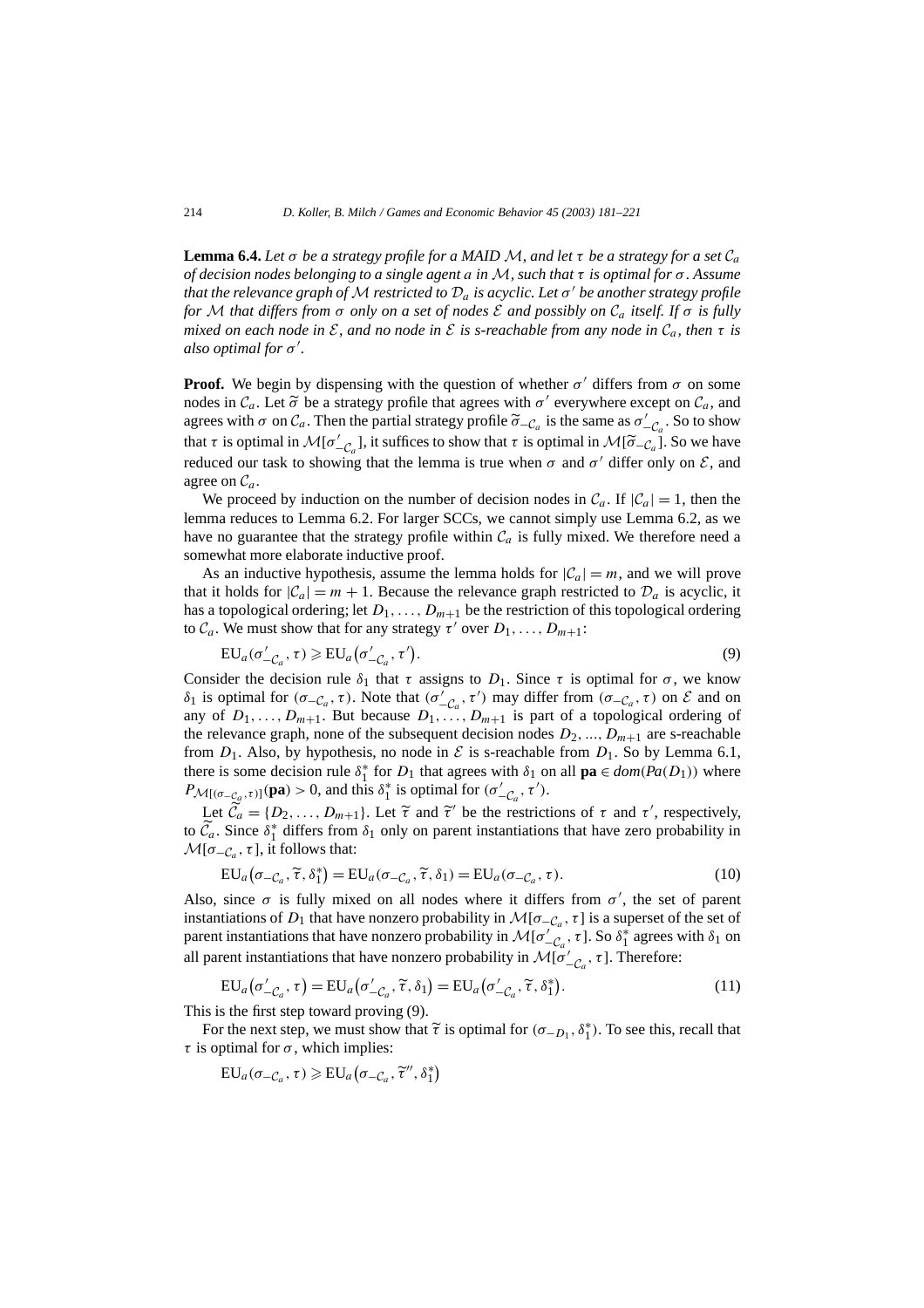**Lemma 6.4.** *Let $\sigma$ be a strategy profile for a MAID $\mathcal{M}$, and let $\tau$ be a strategy for a set $\mathcal{C}_a$ of decision nodes belonging to a single agent $a$ in $\mathcal{M}$, such that $\tau$ is optimal for $\sigma$. Assume that the relevance graph of $\mathcal{M}$ restricted to $\mathcal{D}_a$ is acyclic. Let $\sigma'$ be another strategy profile for $\mathcal{M}$ that differs from $\sigma$ only on a set of nodes $\mathcal{E}$ and possibly on $\mathcal{C}_a$ itself. If $\sigma$ is fully mixed on each node in $\mathcal{E}$, and no node in $\mathcal{E}$ is s-reachable from any node in $\mathcal{C}_a$, then $\tau$ is also optimal for $\sigma'$.*

**Proof.** We begin by dispensing with the question of whether $\sigma'$ differs from $\sigma$ on some nodes in $\mathcal{C}_a$. Let $\widetilde{\sigma}$ be a strategy profile that agrees with $\sigma'$ everywhere except on $\mathcal{C}_a$, and agrees with $\sigma$ on $\mathcal{C}_a$. Then the partial strategy profile $\widetilde{\sigma}_{-\mathcal{C}_a}$ is the same as $\sigma'_{-\mathcal{C}_a}$. So to show that $\tau$ is optimal in $\mathcal{M}[\sigma'_{-\mathcal{C}_a}]$, it suffices to show that $\tau$ is optimal in $\mathcal{M}[\widetilde{\sigma}_{-\mathcal{C}_a}]$. So we have reduced our task to showing that the lemma is true when $\sigma$ and $\sigma'$ differ only on $\mathcal{E}$, and agree on $\mathcal{C}_a$.

We proceed by induction on the number of decision nodes in $\mathcal{C}_a$. If $|\mathcal{C}_a| = 1$, then the lemma reduces to Lemma 6.2. For larger SCCs, we cannot simply use Lemma 6.2, as we have no guarantee that the strategy profile within $\mathcal{C}_a$ is fully mixed. We therefore need a somewhat more elaborate inductive proof.

As an inductive hypothesis, assume the lemma holds for $|\mathcal{C}_a| = m$, and we will prove that it holds for $|\mathcal{C}_a| = m + 1$. Because the relevance graph restricted to $\mathcal{D}_a$ is acyclic, it has a topological ordering; let $D_1, \ldots, D_{m+1}$ be the restriction of this topological ordering to $\mathcal{C}_a$. We must show that for any strategy $\tau'$ over $D_1, \ldots, D_{m+1}$:

$$\mathrm{EU}_a(\sigma'_{-\mathcal{C}_a}, \tau) \geqslant \mathrm{EU}_a(\sigma'_{-\mathcal{C}_a}, \tau'). \tag{9}$$

Consider the decision rule $\delta_1$ that $\tau$ assigns to $D_1$. Since $\tau$ is optimal for $\sigma$, we know $\delta_1$ is optimal for $(\sigma_{-\mathcal{C}_a}, \tau)$. Note that $(\sigma'_{-\mathcal{C}_a}, \tau')$ may differ from $(\sigma_{-\mathcal{C}_a}, \tau)$ on $\mathcal{E}$ and on any of $D_1, \ldots, D_{m+1}$. But because $D_1, \ldots, D_{m+1}$ is part of a topological ordering of the relevance graph, none of the subsequent decision nodes $D_2, \ldots, D_{m+1}$ are s-reachable from $D_1$. Also, by hypothesis, no node in $\mathcal{E}$ is s-reachable from $D_1$. So by Lemma 6.1, there is some decision rule $\delta_1^*$ for $D_1$ that agrees with $\delta_1$ on all $\mathbf{pa} \in dom(Pa(D_1))$ where $P_{\mathcal{M}[(\sigma_{-\mathcal{C}_a}, \tau)]}(\mathbf{pa}) > 0$, and this $\delta_1^*$ is optimal for $(\sigma'_{-\mathcal{C}_a}, \tau')$.

Let $\widetilde{\mathcal{C}}_a = \{D_2, \ldots, D_{m+1}\}$. Let $\widetilde{\tau}$ and $\widetilde{\tau}'$ be the restrictions of $\tau$ and $\tau'$, respectively, to $\widetilde{\mathcal{C}}_a$. Since $\delta_1^*$ differs from $\delta_1$ only on parent instantiations that have zero probability in $\mathcal{M}[\sigma_{-\mathcal{C}_a}, \tau]$, it follows that:

$$\mathrm{EU}_a(\sigma_{-\mathcal{C}_a}, \widetilde{\tau}, \delta_1^*) = \mathrm{EU}_a(\sigma_{-\mathcal{C}_a}, \widetilde{\tau}, \delta_1) = \mathrm{EU}_a(\sigma_{-\mathcal{C}_a}, \tau). \tag{10}$$

Also, since $\sigma$ is fully mixed on all nodes where it differs from $\sigma'$, the set of parent instantiations of $D_1$ that have nonzero probability in $\mathcal{M}[\sigma_{-\mathcal{C}_a}, \tau]$ is a superset of the set of parent instantiations that have nonzero probability in $\mathcal{M}[\sigma'_{-\mathcal{C}_a}, \tau]$. So $\delta_1^*$ agrees with $\delta_1$ on all parent instantiations that have nonzero probability in $\mathcal{M}[\sigma'_{-\mathcal{C}_a}, \tau]$. Therefore:

$$\mathrm{EU}_a(\sigma'_{-\mathcal{C}_a}, \tau) = \mathrm{EU}_a(\sigma'_{-\mathcal{C}_a}, \widetilde{\tau}, \delta_1) = \mathrm{EU}_a(\sigma'_{-\mathcal{C}_a}, \widetilde{\tau}, \delta_1^*). \tag{11}$$

This is the first step toward proving (9).

For the next step, we must show that $\widetilde{\tau}$ is optimal for $(\sigma_{-D_1}, \delta_1^*)$. To see this, recall that $\tau$ is optimal for $\sigma$, which implies:

$$\mathrm{EU}_a(\sigma_{-\mathcal{C}_a}, \tau) \geqslant \mathrm{EU}_a(\sigma_{-\mathcal{C}_a}, \widetilde{\tau}'', \delta_1^*)$$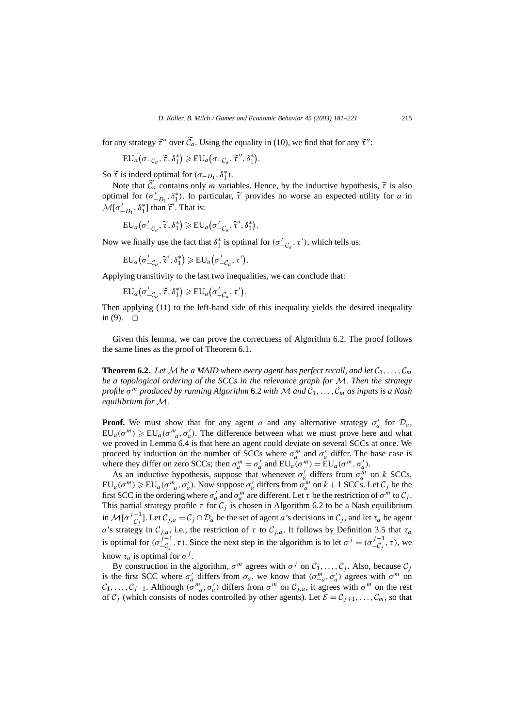for any strategy $\widetilde{\tau}''$ over $\widetilde{\mathcal{C}}_a$. Using the equality in (10), we find that for any $\widetilde{\tau}''$:

$$\mathrm{EU}_a\big(\sigma_{-\mathcal{C}_a}, \widetilde{\tau}, \delta_1^*\big) \geqslant \mathrm{EU}_a\big(\sigma_{-\mathcal{C}_a}, \widetilde{\tau}'', \delta_1^*\big).$$

So $\widetilde{\tau}$ is indeed optimal for $(\sigma_{-D_1}, \delta_1^*)$.

Note that $\widetilde{\mathcal{C}}_a$ contains only $m$ variables. Hence, by the inductive hypothesis, $\widetilde{\tau}$ is also optimal for $(\sigma'_{-D_1}, \delta_1^*)$. In particular, $\widetilde{\tau}$ provides no worse an expected utility for $a$ in $\mathcal{M}[\sigma'_{-D_1}, \delta_1^*]$ than $\widetilde{\tau}'$. That is:

$$\mathrm{EU}_a\big(\sigma'_{-\mathcal{C}_a}, \widetilde{\tau}, \delta_1^*\big) \geqslant \mathrm{EU}_a\big(\sigma'_{-\mathcal{C}_a}, \widetilde{\tau}', \delta_1^*\big).$$

Now we finally use the fact that $\delta_1^*$ is optimal for $(\sigma'_{-\mathcal{C}_a}, \tau')$, which tells us:

$$\mathrm{EU}_a\big(\sigma'_{-\mathcal{C}_a}, \widetilde{\tau}', \delta_1^*\big) \geqslant \mathrm{EU}_a\big(\sigma'_{-\mathcal{C}_a}, \tau'\big).$$

Applying transitivity to the last two inequalities, we can conclude that:

$$\mathrm{EU}_a\big(\sigma'_{-\mathcal{C}_a}, \widetilde{\tau}, \delta_1^*\big) \geqslant \mathrm{EU}_a\big(\sigma'_{-\mathcal{C}_a}, \tau'\big).$$

Then applying (11) to the left-hand side of this inequality yields the desired inequality in (9). □

Given this lemma, we can prove the correctness of Algorithm 6.2. The proof follows the same lines as the proof of Theorem 6.1.

**Theorem 6.2.** *Let $\mathcal{M}$ be a MAID where every agent has perfect recall, and let $\mathcal{C}_1, \ldots, \mathcal{C}_m$ be a topological ordering of the SCCs in the relevance graph for $\mathcal{M}$. Then the strategy profile $\sigma^m$ produced by running Algorithm* 6.2 *with $\mathcal{M}$ and $\mathcal{C}_1, \ldots, \mathcal{C}_m$ as inputs is a Nash equilibrium for $\mathcal{M}$.*

**Proof.** We must show that for any agent $a$ and any alternative strategy $\sigma'_a$ for $\mathcal{D}_a$, $\mathrm{EU}_a(\sigma^m) \geqslant \mathrm{EU}_a(\sigma^m_{-a}, \sigma'_a)$. The difference between what we must prove here and what we proved in Lemma 6.4 is that here an agent could deviate on several SCCs at once. We proceed by induction on the number of SCCs where $\sigma^m_a$ and $\sigma'_a$ differ. The base case is where they differ on zero SCCs; then $\sigma^m_a = \sigma'_a$ and $\mathrm{EU}_a(\sigma^m) = \mathrm{EU}_a(\sigma^m, \sigma'_a)$.

As an inductive hypothesis, suppose that whenever $\sigma'_a$ differs from $\sigma^m_a$ on $k$ SCCs, $\mathrm{EU}_a(\sigma^m) \geqslant \mathrm{EU}_a(\sigma^m_{-a}, \sigma'_a)$. Now suppose $\sigma'_a$ differs from $\sigma^m_a$ on $k+1$ SCCs. Let $\mathcal{C}_j$ be the first SCC in the ordering where $\sigma'_a$ and $\sigma^m_a$ are different. Let $\tau$ be the restriction of $\sigma^m$ to $\mathcal{C}_j$. This partial strategy profile $\tau$ for $\mathcal{C}_j$ is chosen in Algorithm 6.2 to be a Nash equilibrium in $\mathcal{M}[\sigma^{j-1}_{-\mathcal{C}_j}]$. Let $\mathcal{C}_{j,a} = \mathcal{C}_j \cap \mathcal{D}_a$ be the set of agent $a$'s decisions in $\mathcal{C}_j$, and let $\tau_a$ be agent $a$'s strategy in $\mathcal{C}_{j,a}$, i.e., the restriction of $\tau$ to $\mathcal{C}_{j,a}$. It follows by Definition 3.5 that $\tau_a$ is optimal for $(\sigma^{j-1}_{-\mathcal{C}_j}, \tau)$. Since the next step in the algorithm is to let $\sigma^j = (\sigma^{j-1}_{-\mathcal{C}_j}, \tau)$, we know $\tau_a$ is optimal for $\sigma^j$.

By construction in the algorithm, $\sigma^m$ agrees with $\sigma^j$ on $\mathcal{C}_1, \ldots, \mathcal{C}_j$. Also, because $\mathcal{C}_j$ is the first SCC where $\sigma'_a$ differs from $\sigma_a$, we know that $(\sigma^m_{-a}, \sigma'_a)$ agrees with $\sigma^m$ on $\mathcal{C}_1, \ldots, \mathcal{C}_{j-1}$. Although $(\sigma^m_{-a}, \sigma'_a)$ differs from $\sigma^m$ on $\mathcal{C}_{j,a}$, it agrees with $\sigma^m$ on the rest of $\mathcal{C}_j$ (which consists of nodes controlled by other agents). Let $\mathcal{E} = \mathcal{C}_{j+1}, \ldots, \mathcal{C}_m$, so that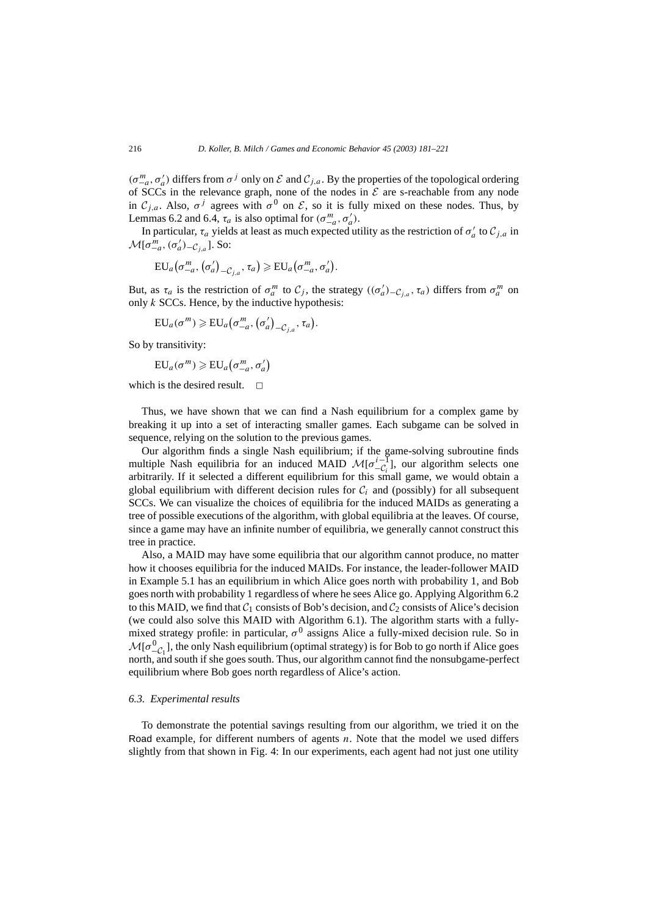$(\sigma^m_{-a}, \sigma'_a)$ differs from $\sigma^j$ only on $\mathcal{E}$ and $\mathcal{C}_{j,a}$. By the properties of the topological ordering of SCCs in the relevance graph, none of the nodes in $\mathcal{E}$ are s-reachable from any node in $\mathcal{C}_{j,a}$. Also, $\sigma^j$ agrees with $\sigma^0$ on $\mathcal{E}$, so it is fully mixed on these nodes. Thus, by Lemmas 6.2 and 6.4, $\tau_a$ is also optimal for $(\sigma^m_{-a}, \sigma'_a)$.

In particular, $\tau_a$ yields at least as much expected utility as the restriction of $\sigma'_a$ to $\mathcal{C}_{j,a}$ in $\mathcal{M}[\sigma^m_{-a}, (\sigma'_a)_{-\mathcal{C}_{j,a}}]$. So:

$$\mathrm{EU}_a\big(\sigma^m_{-a}, (\sigma'_a)_{-\mathcal{C}_{j,a}}, \tau_a\big) \geqslant \mathrm{EU}_a\big(\sigma^m_{-a}, \sigma'_a\big).$$

But, as $\tau_a$ is the restriction of $\sigma^m_a$ to $\mathcal{C}_j$, the strategy $((\sigma'_a)_{-\mathcal{C}_{j,a}}, \tau_a)$ differs from $\sigma^m_a$ on only $k$ SCCs. Hence, by the inductive hypothesis:

$$\mathrm{EU}_a(\sigma^m) \geqslant \mathrm{EU}_a\big(\sigma^m_{-a}, (\sigma'_a)_{-\mathcal{C}_{j,a}}, \tau_a\big).$$

So by transitivity:

$$\mathrm{EU}_a(\sigma^m) \geqslant \mathrm{EU}_a\big(\sigma^m_{-a}, \sigma'_a\big)$$

which is the desired result. □

Thus, we have shown that we can find a Nash equilibrium for a complex game by breaking it up into a set of interacting smaller games. Each subgame can be solved in sequence, relying on the solution to the previous games.

Our algorithm finds a single Nash equilibrium; if the game-solving subroutine finds multiple Nash equilibria for an induced MAID $\mathcal{M}[\sigma^{i-1}_{-\mathcal{C}_i}]$, our algorithm selects one arbitrarily. If it selected a different equilibrium for this small game, we would obtain a global equilibrium with different decision rules for $\mathcal{C}_i$ and (possibly) for all subsequent SCCs. We can visualize the choices of equilibria for the induced MAIDs as generating a tree of possible executions of the algorithm, with global equilibria at the leaves. Of course, since a game may have an infinite number of equilibria, we generally cannot construct this tree in practice.

Also, a MAID may have some equilibria that our algorithm cannot produce, no matter how it chooses equilibria for the induced MAIDs. For instance, the leader-follower MAID in Example 5.1 has an equilibrium in which Alice goes north with probability 1, and Bob goes north with probability 1 regardless of where he sees Alice go. Applying Algorithm 6.2 to this MAID, we find that $\mathcal{C}_1$ consists of Bob's decision, and $\mathcal{C}_2$ consists of Alice's decision (we could also solve this MAID with Algorithm 6.1). The algorithm starts with a fully-mixed strategy profile: in particular, $\sigma^0$ assigns Alice a fully-mixed decision rule. So in $\mathcal{M}[\sigma^0_{-\mathcal{C}_1}]$, the only Nash equilibrium (optimal strategy) is for Bob to go north if Alice goes north, and south if she goes south. Thus, our algorithm cannot find the nonsubgame-perfect equilibrium where Bob goes north regardless of Alice's action.

### *6.3. Experimental results*

To demonstrate the potential savings resulting from our algorithm, we tried it on the Road example, for different numbers of agents $n$. Note that the model we used differs slightly from that shown in Fig. 4: In our experiments, each agent had not just one utility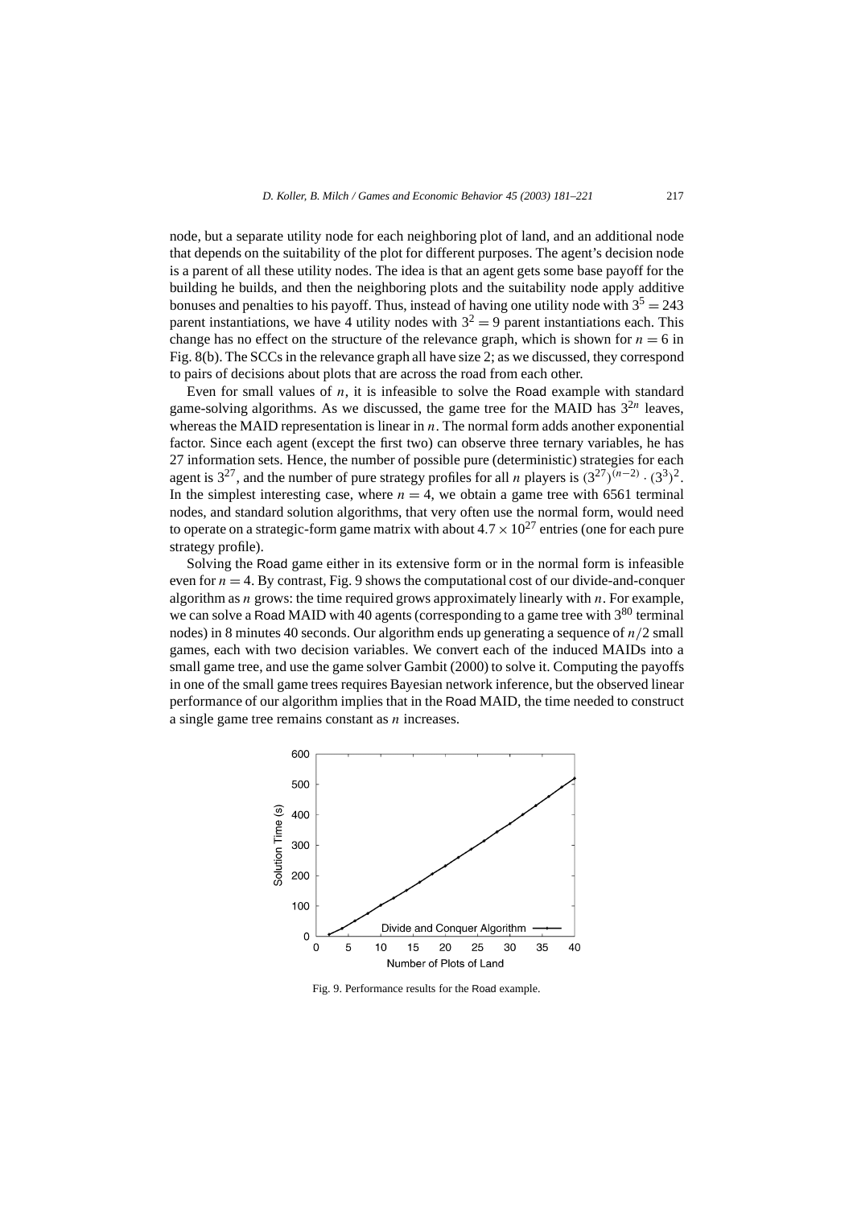node, but a separate utility node for each neighboring plot of land, and an additional node that depends on the suitability of the plot for different purposes. The agent's decision node is a parent of all these utility nodes. The idea is that an agent gets some base payoff for the building he builds, and then the neighboring plots and the suitability node apply additive bonuses and penalties to his payoff. Thus, instead of having one utility node with $3^5 = 243$ parent instantiations, we have 4 utility nodes with $3^2 = 9$ parent instantiations each. This change has no effect on the structure of the relevance graph, which is shown for $n = 6$ in Fig. 8(b). The SCCs in the relevance graph all have size 2; as we discussed, they correspond to pairs of decisions about plots that are across the road from each other.

Even for small values of $n$, it is infeasible to solve the Road example with standard game-solving algorithms. As we discussed, the game tree for the MAID has $3^{2n}$ leaves, whereas the MAID representation is linear in $n$. The normal form adds another exponential factor. Since each agent (except the first two) can observe three ternary variables, he has 27 information sets. Hence, the number of possible pure (deterministic) strategies for each agent is $3^{27}$, and the number of pure strategy profiles for all $n$ players is $(3^{27})^{(n-2)} \cdot (3^3)^2$. In the simplest interesting case, where $n = 4$, we obtain a game tree with 6561 terminal nodes, and standard solution algorithms, that very often use the normal form, would need to operate on a strategic-form game matrix with about $4.7 \times 10^{27}$ entries (one for each pure strategy profile).

Solving the Road game either in its extensive form or in the normal form is infeasible even for $n = 4$. By contrast, Fig. 9 shows the computational cost of our divide-and-conquer algorithm as $n$ grows: the time required grows approximately linearly with $n$. For example, we can solve a Road MAID with 40 agents (corresponding to a game tree with $3^{80}$ terminal nodes) in 8 minutes 40 seconds. Our algorithm ends up generating a sequence of $n/2$ small games, each with two decision variables. We convert each of the induced MAIDs into a small game tree, and use the game solver Gambit (2000) to solve it. Computing the payoffs in one of the small game trees requires Bayesian network inference, but the observed linear performance of our algorithm implies that in the Road MAID, the time needed to construct a single game tree remains constant as $n$ increases.

Fig. 9. Performance results for the Road example.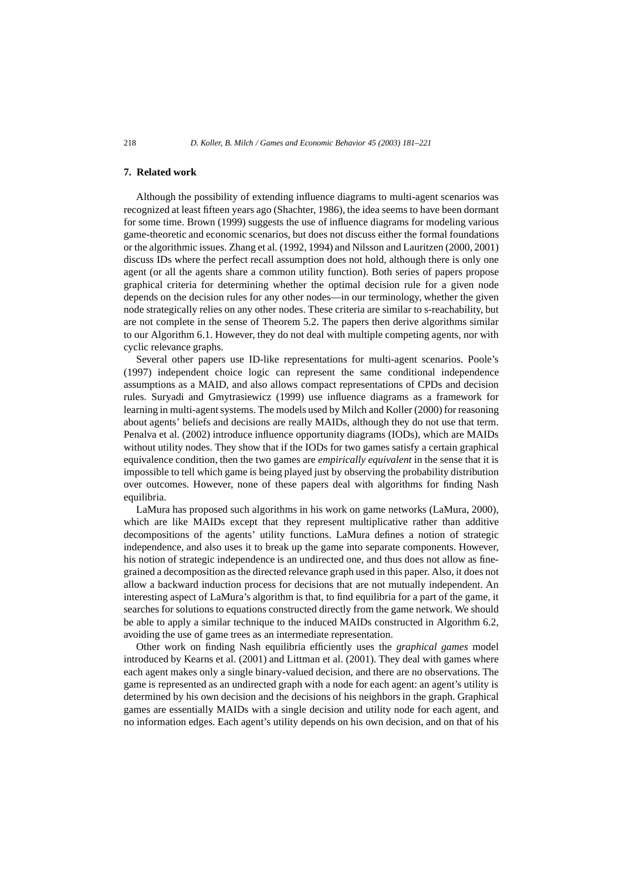## 7. Related work

Although the possibility of extending influence diagrams to multi-agent scenarios was recognized at least fifteen years ago (Shachter, 1986), the idea seems to have been dormant for some time. Brown (1999) suggests the use of influence diagrams for modeling various game-theoretic and economic scenarios, but does not discuss either the formal foundations or the algorithmic issues. Zhang et al. (1992, 1994) and Nilsson and Lauritzen (2000, 2001) discuss IDs where the perfect recall assumption does not hold, although there is only one agent (or all the agents share a common utility function). Both series of papers propose graphical criteria for determining whether the optimal decision rule for a given node depends on the decision rules for any other nodes—in our terminology, whether the given node strategically relies on any other nodes. These criteria are similar to s-reachability, but are not complete in the sense of Theorem 5.2. The papers then derive algorithms similar to our Algorithm 6.1. However, they do not deal with multiple competing agents, nor with cyclic relevance graphs.

Several other papers use ID-like representations for multi-agent scenarios. Poole's (1997) independent choice logic can represent the same conditional independence assumptions as a MAID, and also allows compact representations of CPDs and decision rules. Suryadi and Gmytrasiewicz (1999) use influence diagrams as a framework for learning in multi-agent systems. The models used by Milch and Koller (2000) for reasoning about agents' beliefs and decisions are really MAIDs, although they do not use that term. Penalva et al. (2002) introduce influence opportunity diagrams (IODs), which are MAIDs without utility nodes. They show that if the IODs for two games satisfy a certain graphical equivalence condition, then the two games are *empirically equivalent* in the sense that it is impossible to tell which game is being played just by observing the probability distribution over outcomes. However, none of these papers deal with algorithms for finding Nash equilibria.

LaMura has proposed such algorithms in his work on game networks (LaMura, 2000), which are like MAIDs except that they represent multiplicative rather than additive decompositions of the agents' utility functions. LaMura defines a notion of strategic independence, and also uses it to break up the game into separate components. However, his notion of strategic independence is an undirected one, and thus does not allow as fine-grained a decomposition as the directed relevance graph used in this paper. Also, it does not allow a backward induction process for decisions that are not mutually independent. An interesting aspect of LaMura's algorithm is that, to find equilibria for a part of the game, it searches for solutions to equations constructed directly from the game network. We should be able to apply a similar technique to the induced MAIDs constructed in Algorithm 6.2, avoiding the use of game trees as an intermediate representation.

Other work on finding Nash equilibria efficiently uses the *graphical games* model introduced by Kearns et al. (2001) and Littman et al. (2001). They deal with games where each agent makes only a single binary-valued decision, and there are no observations. The game is represented as an undirected graph with a node for each agent: an agent's utility is determined by his own decision and the decisions of his neighbors in the graph. Graphical games are essentially MAIDs with a single decision and utility node for each agent, and no information edges. Each agent's utility depends on his own decision, and on that of his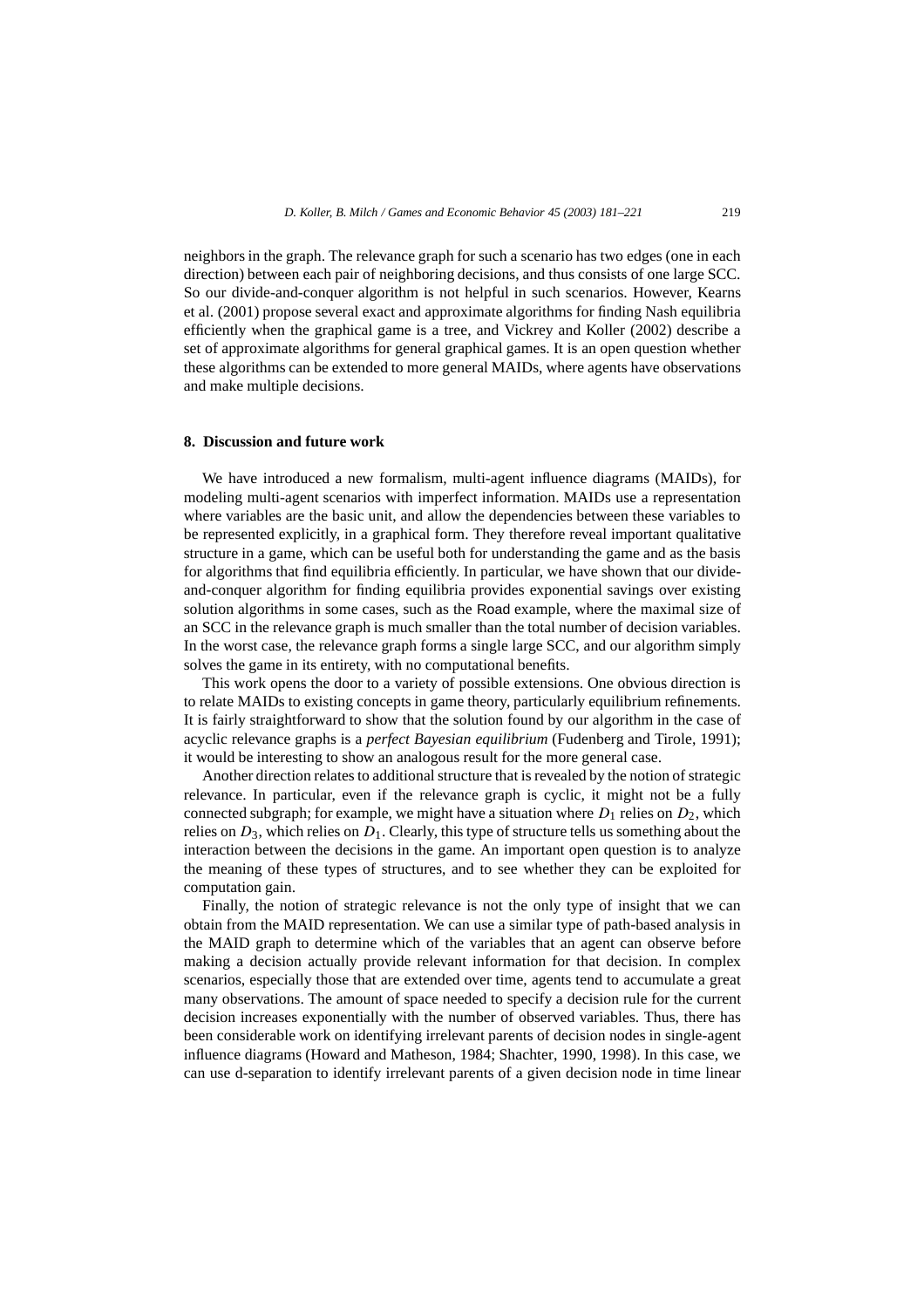neighbors in the graph. The relevance graph for such a scenario has two edges (one in each direction) between each pair of neighboring decisions, and thus consists of one large SCC. So our divide-and-conquer algorithm is not helpful in such scenarios. However, Kearns et al. (2001) propose several exact and approximate algorithms for finding Nash equilibria efficiently when the graphical game is a tree, and Vickrey and Koller (2002) describe a set of approximate algorithms for general graphical games. It is an open question whether these algorithms can be extended to more general MAIDs, where agents have observations and make multiple decisions.

## 8. Discussion and future work

We have introduced a new formalism, multi-agent influence diagrams (MAIDs), for modeling multi-agent scenarios with imperfect information. MAIDs use a representation where variables are the basic unit, and allow the dependencies between these variables to be represented explicitly, in a graphical form. They therefore reveal important qualitative structure in a game, which can be useful both for understanding the game and as the basis for algorithms that find equilibria efficiently. In particular, we have shown that our divide-and-conquer algorithm for finding equilibria provides exponential savings over existing solution algorithms in some cases, such as the Road example, where the maximal size of an SCC in the relevance graph is much smaller than the total number of decision variables. In the worst case, the relevance graph forms a single large SCC, and our algorithm simply solves the game in its entirety, with no computational benefits.

This work opens the door to a variety of possible extensions. One obvious direction is to relate MAIDs to existing concepts in game theory, particularly equilibrium refinements. It is fairly straightforward to show that the solution found by our algorithm in the case of acyclic relevance graphs is a *perfect Bayesian equilibrium* (Fudenberg and Tirole, 1991); it would be interesting to show an analogous result for the more general case.

Another direction relates to additional structure that is revealed by the notion of strategic relevance. In particular, even if the relevance graph is cyclic, it might not be a fully connected subgraph; for example, we might have a situation where $D_1$ relies on $D_2$, which relies on $D_3$, which relies on $D_1$. Clearly, this type of structure tells us something about the interaction between the decisions in the game. An important open question is to analyze the meaning of these types of structures, and to see whether they can be exploited for computation gain.

Finally, the notion of strategic relevance is not the only type of insight that we can obtain from the MAID representation. We can use a similar type of path-based analysis in the MAID graph to determine which of the variables that an agent can observe before making a decision actually provide relevant information for that decision. In complex scenarios, especially those that are extended over time, agents tend to accumulate a great many observations. The amount of space needed to specify a decision rule for the current decision increases exponentially with the number of observed variables. Thus, there has been considerable work on identifying irrelevant parents of decision nodes in single-agent influence diagrams (Howard and Matheson, 1984; Shachter, 1990, 1998). In this case, we can use d-separation to identify irrelevant parents of a given decision node in time linear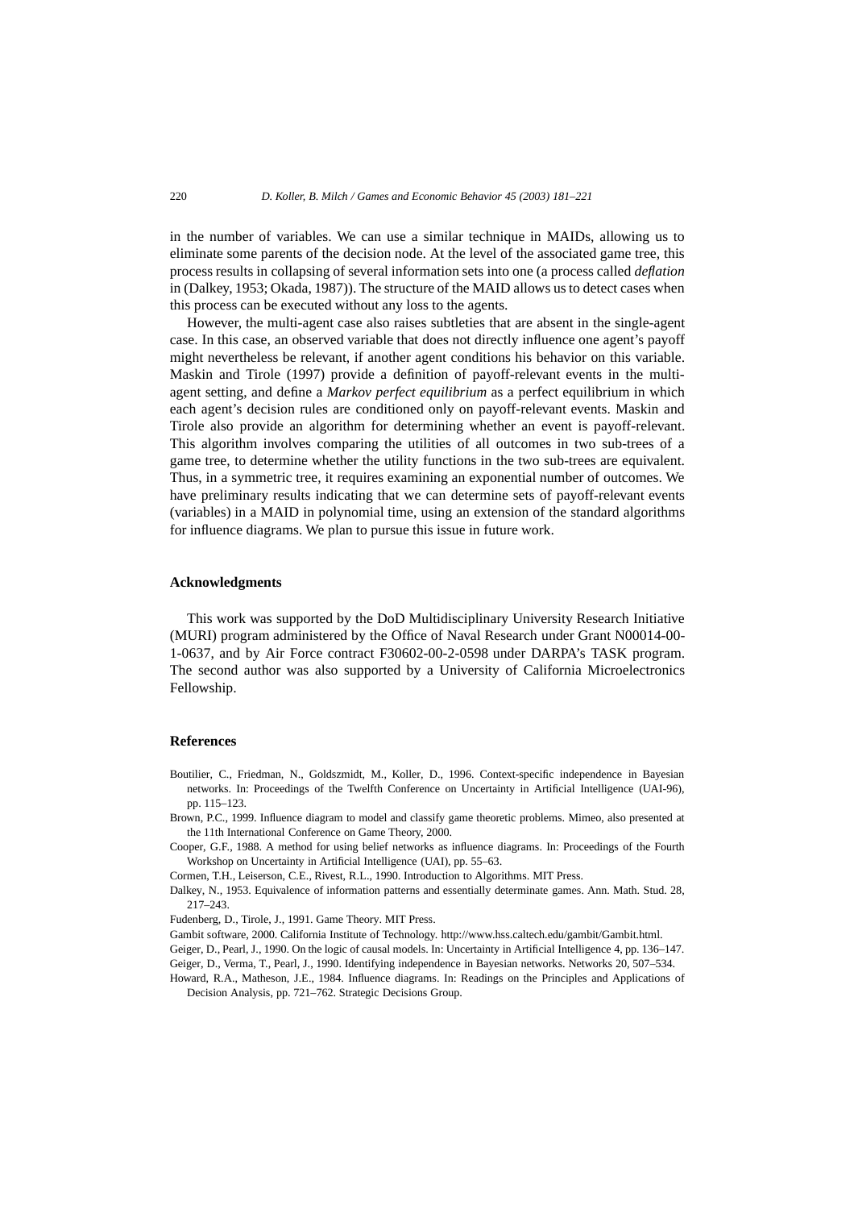in the number of variables. We can use a similar technique in MAIDs, allowing us to eliminate some parents of the decision node. At the level of the associated game tree, this process results in collapsing of several information sets into one (a process called *deflation* in (Dalkey, 1953; Okada, 1987)). The structure of the MAID allows us to detect cases when this process can be executed without any loss to the agents.

However, the multi-agent case also raises subtleties that are absent in the single-agent case. In this case, an observed variable that does not directly influence one agent's payoff might nevertheless be relevant, if another agent conditions his behavior on this variable. Maskin and Tirole (1997) provide a definition of payoff-relevant events in the multi-agent setting, and define a *Markov perfect equilibrium* as a perfect equilibrium in which each agent's decision rules are conditioned only on payoff-relevant events. Maskin and Tirole also provide an algorithm for determining whether an event is payoff-relevant. This algorithm involves comparing the utilities of all outcomes in two sub-trees of a game tree, to determine whether the utility functions in the two sub-trees are equivalent. Thus, in a symmetric tree, it requires examining an exponential number of outcomes. We have preliminary results indicating that we can determine sets of payoff-relevant events (variables) in a MAID in polynomial time, using an extension of the standard algorithms for influence diagrams. We plan to pursue this issue in future work.

## Acknowledgments

This work was supported by the DoD Multidisciplinary University Research Initiative (MURI) program administered by the Office of Naval Research under Grant N00014-00-1-0637, and by Air Force contract F30602-00-2-0598 under DARPA's TASK program. The second author was also supported by a University of California Microelectronics Fellowship.

## References

Boutilier, C., Friedman, N., Goldszmidt, M., Koller, D., 1996. Context-specific independence in Bayesian networks. In: Proceedings of the Twelfth Conference on Uncertainty in Artificial Intelligence (UAI-96), pp. 115–123.

Brown, P.C., 1999. Influence diagram to model and classify game theoretic problems. Mimeo, also presented at the 11th International Conference on Game Theory, 2000.

Cooper, G.F., 1988. A method for using belief networks as influence diagrams. In: Proceedings of the Fourth Workshop on Uncertainty in Artificial Intelligence (UAI), pp. 55–63.

Cormen, T.H., Leiserson, C.E., Rivest, R.L., 1990. Introduction to Algorithms. MIT Press.

Dalkey, N., 1953. Equivalence of information patterns and essentially determinate games. Ann. Math. Stud. 28, 217–243.

Fudenberg, D., Tirole, J., 1991. Game Theory. MIT Press.

Gambit software, 2000. California Institute of Technology. http://www.hss.caltech.edu/gambit/Gambit.html.

Geiger, D., Pearl, J., 1990. On the logic of causal models. In: Uncertainty in Artificial Intelligence 4, pp. 136–147.

Geiger, D., Verma, T., Pearl, J., 1990. Identifying independence in Bayesian networks. Networks 20, 507–534.

Howard, R.A., Matheson, J.E., 1984. Influence diagrams. In: Readings on the Principles and Applications of Decision Analysis, pp. 721–762. Strategic Decisions Group.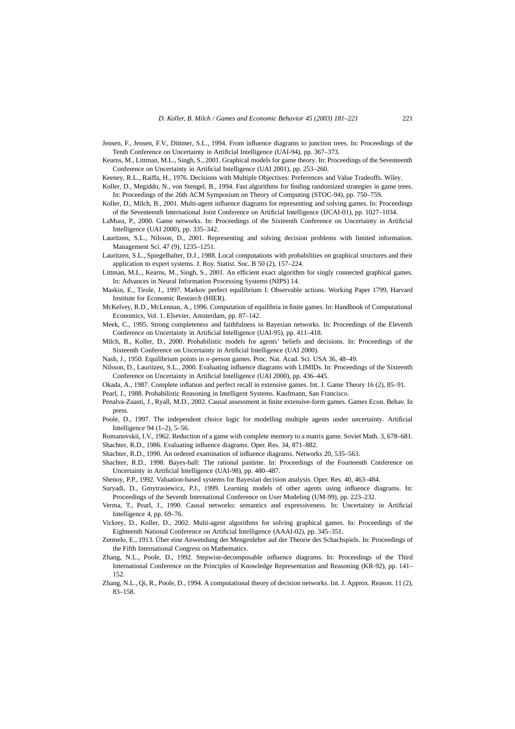Jensen, F., Jensen, F.V., Dittmer, S.L., 1994. From influence diagrams to junction trees. In: Proceedings of the Tenth Conference on Uncertainty in Artificial Intelligence (UAI-94), pp. 367–373.

Kearns, M., Littman, M.L., Singh, S., 2001. Graphical models for game theory. In: Proceedings of the Seventeenth Conference on Uncertainty in Artificial Intelligence (UAI 2001), pp. 253–260.

Keeney, R.L., Raiffa, H., 1976. Decisions with Multiple Objectives: Preferences and Value Tradeoffs. Wiley.

Koller, D., Megiddo, N., von Stengel, B., 1994. Fast algorithms for finding randomized strategies in game trees. In: Proceedings of the 26th ACM Symposium on Theory of Computing (STOC-94), pp. 750–759.

Koller, D., Milch, B., 2001. Multi-agent influence diagrams for representing and solving games. In: Proceedings of the Seventeenth International Joint Conference on Artificial Intelligence (IJCAI-01), pp. 1027–1034.

LaMura, P., 2000. Game networks. In: Proceedings of the Sixteenth Conference on Uncertainty in Artificial Intelligence (UAI 2000), pp. 335–342.

Lauritzen, S.L., Nilsson, D., 2001. Representing and solving decision problems with limited information. Management Sci. 47 (9), 1235–1251.

Lauritzen, S.L., Spiegelhalter, D.J., 1988. Local computations with probabilities on graphical structures and their application to expert systems. J. Roy. Statist. Soc. B 50 (2), 157–224.

Littman, M.L., Kearns, M., Singh, S., 2001. An efficient exact algorithm for singly connected graphical games. In: Advances in Neural Information Processing Systems (NIPS) 14.

Maskin, E., Tirole, J., 1997. Markov perfect equilibrium I: Observable actions. Working Paper 1799, Harvard Institute for Economic Research (HIER).

McKelvey, R.D., McLennan, A., 1996. Computation of equilibria in finite games. In: Handbook of Computational Economics, Vol. 1. Elsevier, Amsterdam, pp. 87–142.

Meek, C., 1995. Strong completeness and faithfulness in Bayesian networks. In: Proceedings of the Eleventh Conference on Uncertainty in Artificial Intelligence (UAI-95), pp. 411–418.

Milch, B., Koller, D., 2000. Probabilistic models for agents' beliefs and decisions. In: Proceedings of the Sixteenth Conference on Uncertainty in Artificial Intelligence (UAI 2000).

Nash, J., 1950. Equilibrium points in $n$-person games. Proc. Nat. Acad. Sci. USA 36, 48–49.

Nilsson, D., Lauritzen, S.L., 2000. Evaluating influence diagrams with LIMIDs. In: Proceedings of the Sixteenth Conference on Uncertainty in Artificial Intelligence (UAI 2000), pp. 436–445.

Okada, A., 1987. Complete inflation and perfect recall in extensive games. Int. J. Game Theory 16 (2), 85–91.

Pearl, J., 1988. Probabilistic Reasoning in Intelligent Systems. Kaufmann, San Francisco.

Penalva-Zuasti, J., Ryall, M.D., 2002. Causal assessment in finite extensive-form games. Games Econ. Behav. In press.

Poole, D., 1997. The independent choice logic for modelling multiple agents under uncertainty. Artificial Intelligence 94 (1–2), 5–56.

Romanovskii, I.V., 1962. Reduction of a game with complete memory to a matrix game. Soviet Math. 3, 678–681.

Shachter, R.D., 1986. Evaluating influence diagrams. Oper. Res. 34, 871–882.

Shachter, R.D., 1990. An ordered examination of influence diagrams. Networks 20, 535–563.

Shachter, R.D., 1998. Bayes-ball: The rational pastime. In: Proceedings of the Fourteenth Conference on Uncertainty in Artificial Intelligence (UAI-98), pp. 480–487.

Shenoy, P.P., 1992. Valuation-based systems for Bayesian decision analysis. Oper. Res. 40, 463–484.

Suryadi, D., Gmytrasiewicz, P.J., 1999. Learning models of other agents using influence diagrams. In: Proceedings of the Seventh International Conference on User Modeling (UM-99), pp. 223–232.

Verma, T., Pearl, J., 1990. Causal networks: semantics and expressiveness. In: Uncertainty in Artificial Intelligence 4, pp. 69–76.

Vickrey, D., Koller, D., 2002. Multi-agent algorithms for solving graphical games. In: Proceedings of the Eighteenth National Conference on Artificial Intelligence (AAAI-02), pp. 345–351.

Zermelo, E., 1913. Über eine Anwendung der Mengenlehre auf der Theorie des Schachspiels. In: Proceedings of the Fifth International Congress on Mathematics.

Zhang, N.L., Poole, D., 1992. Stepwise-decomposable influence diagrams. In: Proceedings of the Third International Conference on the Principles of Knowledge Representation and Reasoning (KR-92), pp. 141–152.

Zhang, N.L., Qi, R., Poole, D., 1994. A computational theory of decision networks. Int. J. Approx. Reason. 11 (2), 83–158.